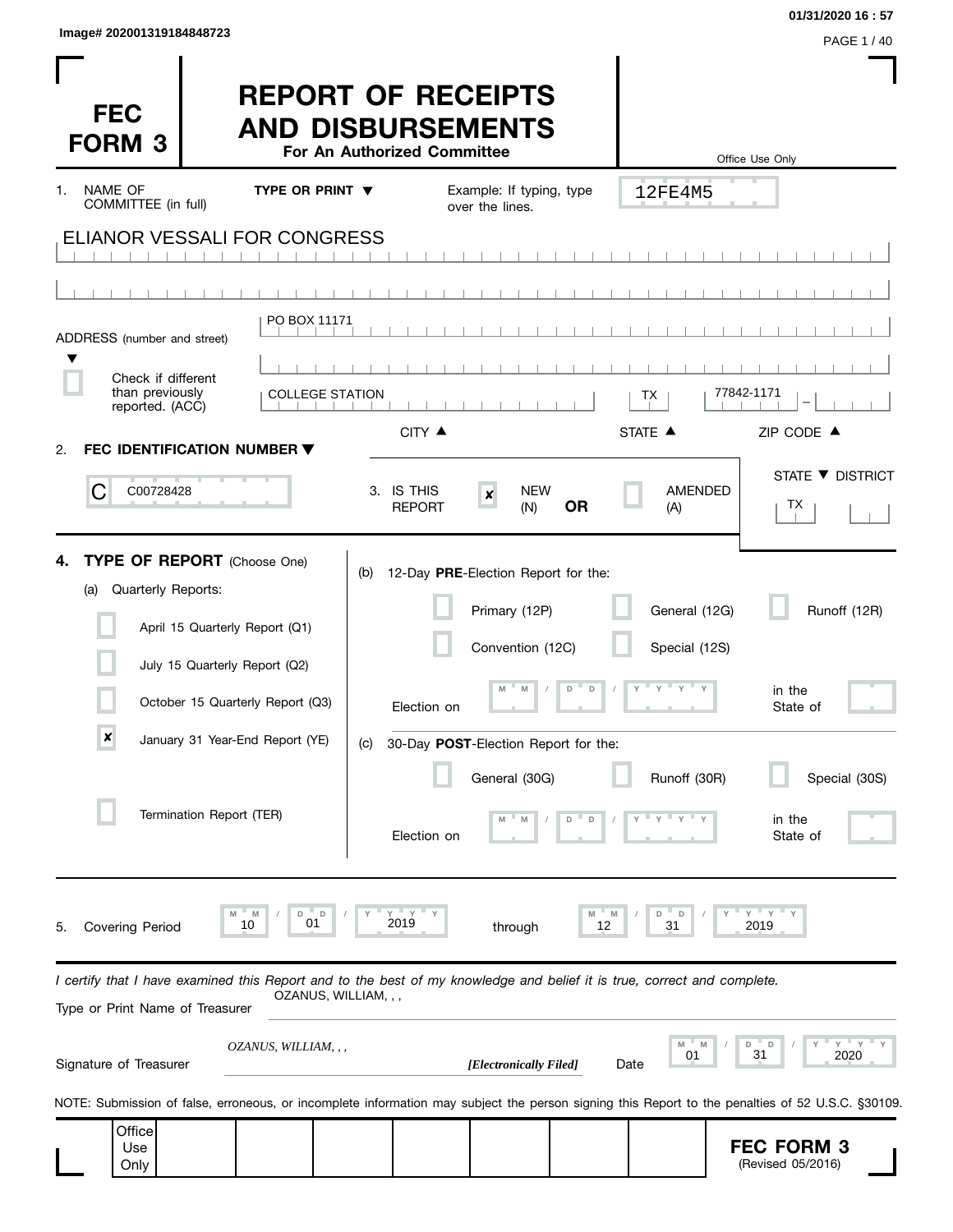Image# 202001319184848723

01/31/2020 16 : 57

# FEC FORM 3

# REPORT OF RECEIPTS AND DISBURSEMENTS

**For An Authorized Committee**

Office Use Only

12FE4M5

1. NAME OF COMMITTEE (in full) **TYPE OR PRINT ▼** Example: If typing, type over the lines.

ELIANOR VESSALI FOR CONGRESS

ADDRESS (number and street) ▼

PO BOX 11171

☐ Check if different than previously reported. (ACC)

| CITY ▲ | STATE ▲ | ZIP CODE ▲ |
|---|---|---|
| COLLEGE STATION | TX | 77842-1171 |

2. **FEC IDENTIFICATION NUMBER ▼**

C00728428

3. IS THIS REPORT ☒ NEW (N) **OR** ☐ AMENDED (A)

STATE ▼ DISTRICT: TX

4. **TYPE OF REPORT** (Choose One)

(a) Quarterly Reports:

- ☐ April 15 Quarterly Report (Q1)
- ☐ July 15 Quarterly Report (Q2)
- ☐ October 15 Quarterly Report (Q3)
- ☒ January 31 Year-End Report (YE)
- ☐ Termination Report (TER)

(b) 12-Day **PRE**-Election Report for the:

- ☐ Primary (12P)
- ☐ General (12G)
- ☐ Runoff (12R)
- ☐ Convention (12C)
- ☐ Special (12S)

Election on MM / DD / YYYY in the State of

(c) 30-Day **POST**-Election Report for the:

- ☐ General (30G)
- ☐ Runoff (30R)
- ☐ Special (30S)

Election on MM / DD / YYYY in the State of

5. Covering Period 10 / 01 / 2019 through 12 / 31 / 2019

*I certify that I have examined this Report and to the best of my knowledge and belief it is true, correct and complete.*

Type or Print Name of Treasurer: OZANUS, WILLIAM, , ,

Signature of Treasurer: *OZANUS, WILLIAM, , ,* ***[Electronically Filed]*** Date 01 / 31 / 2020

NOTE: Submission of false, erroneous, or incomplete information may subject the person signing this Report to the penalties of 52 U.S.C. §30109.

Office Use Only

**FEC FORM 3**
(Revised 05/2016)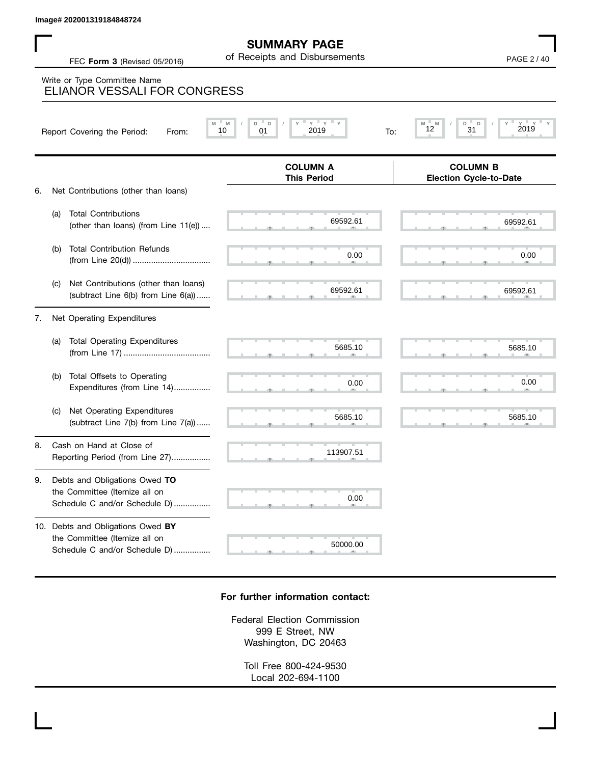Image# 202001319184848724

# SUMMARY PAGE
of Receipts and Disbursements

FEC **Form 3** (Revised 05/2016)

Write or Type Committee Name
ELIANOR VESSALI FOR CONGRESS

Report Covering the Period: From: 10 / 01 / 2019 To: 12 / 31 / 2019

| | COLUMN A This Period | COLUMN B Election Cycle-to-Date |
|---|---|---|
| 6. Net Contributions (other than loans) | | |
| (a) Total Contributions (other than loans) (from Line 11(e)) | 69592.61 | 69592.61 |
| (b) Total Contribution Refunds (from Line 20(d)) | 0.00 | 0.00 |
| (c) Net Contributions (other than loans) (subtract Line 6(b) from Line 6(a)) | 69592.61 | 69592.61 |
| 7. Net Operating Expenditures | | |
| (a) Total Operating Expenditures (from Line 17) | 5685.10 | 5685.10 |
| (b) Total Offsets to Operating Expenditures (from Line 14) | 0.00 | 0.00 |
| (c) Net Operating Expenditures (subtract Line 7(b) from Line 7(a)) | 5685.10 | 5685.10 |
| 8. Cash on Hand at Close of Reporting Period (from Line 27) | 113907.51 | |
| 9. Debts and Obligations Owed **TO** the Committee (Itemize all on Schedule C and/or Schedule D) | 0.00 | |
| 10. Debts and Obligations Owed **BY** the Committee (Itemize all on Schedule C and/or Schedule D) | 50000.00 | |

**For further information contact:**

Federal Election Commission
999 E Street, NW
Washington, DC 20463

Toll Free 800-424-9530
Local 202-694-1100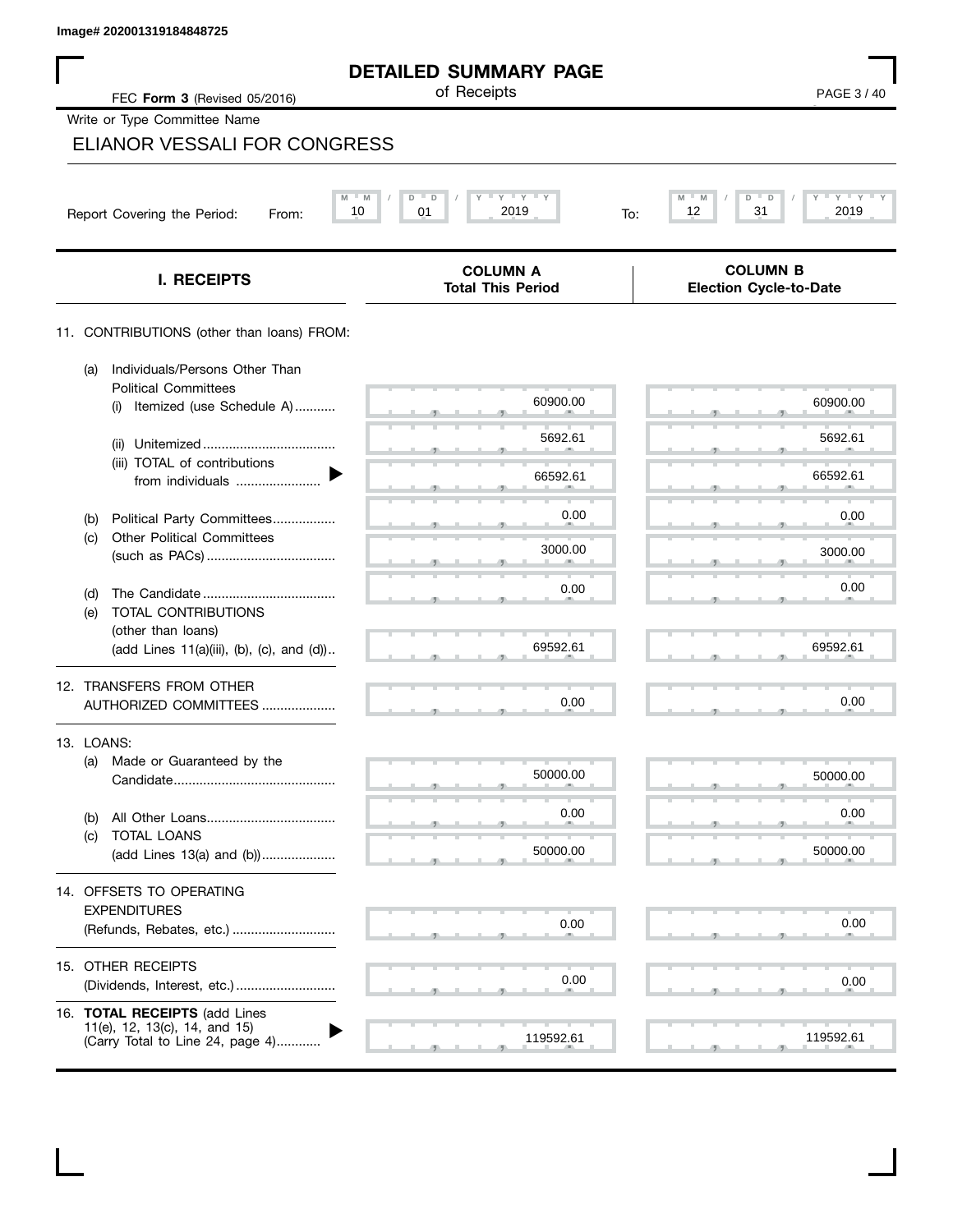Image# 202001319184848725

# DETAILED SUMMARY PAGE
of Receipts

FEC **Form 3** (Revised 05/2016)

Write or Type Committee Name

ELIANOR VESSALI FOR CONGRESS

Report Covering the Period: From: 10 / 01 / 2019 To: 12 / 31 / 2019

| I. RECEIPTS | COLUMN A Total This Period | COLUMN B Election Cycle-to-Date |
|---|---|---|
| 11. CONTRIBUTIONS (other than loans) FROM: | | |
| (a) Individuals/Persons Other Than Political Committees (i) Itemized (use Schedule A) | 60900.00 | 60900.00 |
| (ii) Unitemized | 5692.61 | 5692.61 |
| (iii) TOTAL of contributions from individuals | 66592.61 | 66592.61 |
| (b) Political Party Committees | 0.00 | 0.00 |
| (c) Other Political Committees (such as PACs) | 3000.00 | 3000.00 |
| (d) The Candidate | 0.00 | 0.00 |
| (e) TOTAL CONTRIBUTIONS (other than loans) (add Lines 11(a)(iii), (b), (c), and (d)) | 69592.61 | 69592.61 |
| 12. TRANSFERS FROM OTHER AUTHORIZED COMMITTEES | 0.00 | 0.00 |
| 13. LOANS: | | |
| (a) Made or Guaranteed by the Candidate | 50000.00 | 50000.00 |
| (b) All Other Loans | 0.00 | 0.00 |
| (c) TOTAL LOANS (add Lines 13(a) and (b)) | 50000.00 | 50000.00 |
| 14. OFFSETS TO OPERATING EXPENDITURES (Refunds, Rebates, etc.) | 0.00 | 0.00 |
| 15. OTHER RECEIPTS (Dividends, Interest, etc.) | 0.00 | 0.00 |
| 16. **TOTAL RECEIPTS** (add Lines 11(e), 12, 13(c), 14, and 15) (Carry Total to Line 24, page 4) | 119592.61 | 119592.61 |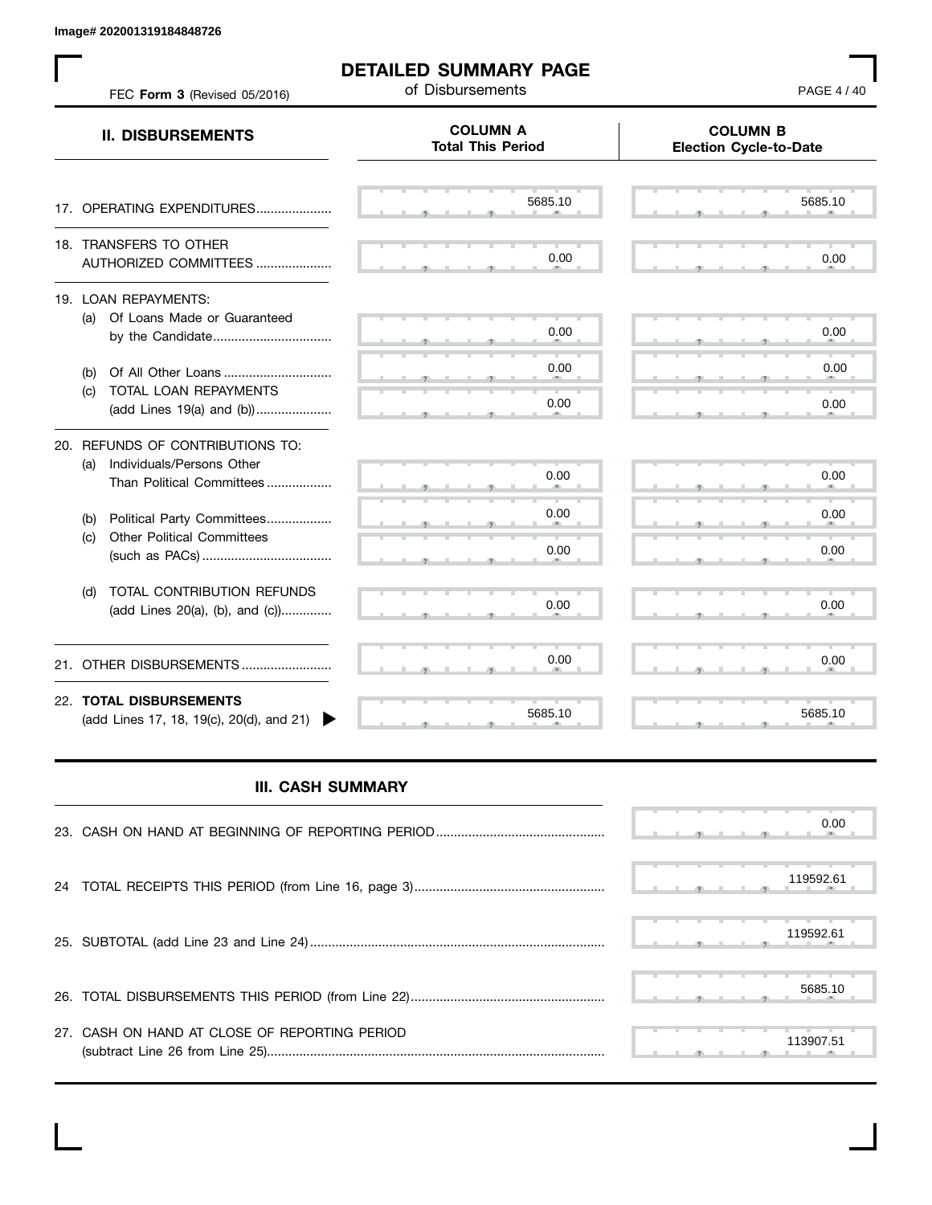Image# 202001319184848726

# DETAILED SUMMARY PAGE

of Disbursements

FEC **Form 3** (Revised 05/2016)

| II. DISBURSEMENTS | COLUMN A Total This Period | COLUMN B Election Cycle-to-Date |
|---|---|---|
| 17. OPERATING EXPENDITURES | 5685.10 | 5685.10 |
| 18. TRANSFERS TO OTHER AUTHORIZED COMMITTEES | 0.00 | 0.00 |
| 19. LOAN REPAYMENTS: | | |
| (a) Of Loans Made or Guaranteed by the Candidate | 0.00 | 0.00 |
| (b) Of All Other Loans | 0.00 | 0.00 |
| (c) TOTAL LOAN REPAYMENTS (add Lines 19(a) and (b)) | 0.00 | 0.00 |
| 20. REFUNDS OF CONTRIBUTIONS TO: | | |
| (a) Individuals/Persons Other Than Political Committees | 0.00 | 0.00 |
| (b) Political Party Committees | 0.00 | 0.00 |
| (c) Other Political Committees (such as PACs) | 0.00 | 0.00 |
| (d) TOTAL CONTRIBUTION REFUNDS (add Lines 20(a), (b), and (c)) | 0.00 | 0.00 |
| 21. OTHER DISBURSEMENTS | 0.00 | 0.00 |
| 22. **TOTAL DISBURSEMENTS** (add Lines 17, 18, 19(c), 20(d), and 21) | 5685.10 | 5685.10 |

## III. CASH SUMMARY

| | |
|---|---|
| 23. CASH ON HAND AT BEGINNING OF REPORTING PERIOD | 0.00 |
| 24 TOTAL RECEIPTS THIS PERIOD (from Line 16, page 3) | 119592.61 |
| 25. SUBTOTAL (add Line 23 and Line 24) | 119592.61 |
| 26. TOTAL DISBURSEMENTS THIS PERIOD (from Line 22) | 5685.10 |
| 27. CASH ON HAND AT CLOSE OF REPORTING PERIOD (subtract Line 26 from Line 25) | 113907.51 |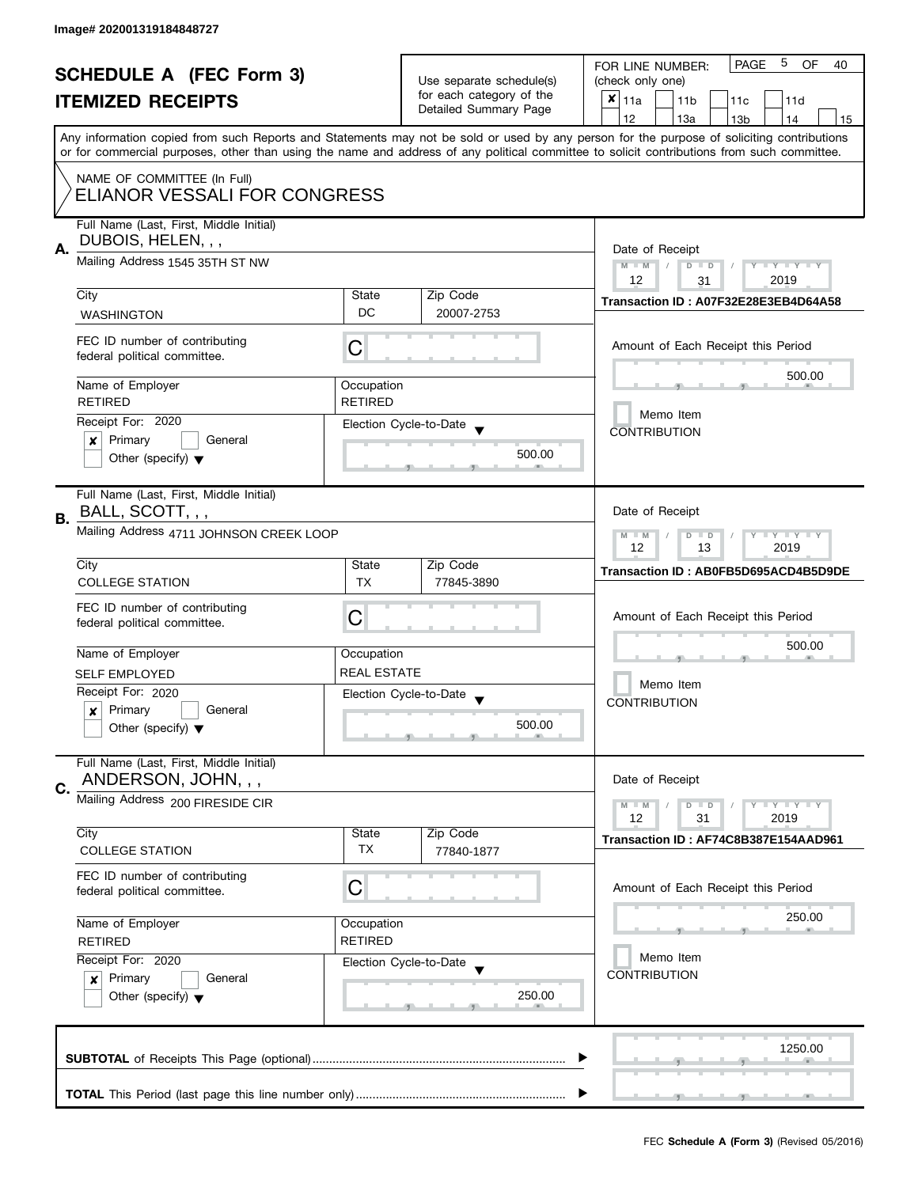Image# 202001319184848727

# SCHEDULE A (FEC Form 3)
## ITEMIZED RECEIPTS

Use separate schedule(s) for each category of the Detailed Summary Page

FOR LINE NUMBER: (check only one)

- [x] 11a
- [ ] 11b
- [ ] 11c
- [ ] 11d
- [ ] 12
- [ ] 13a
- [ ] 13b
- [ ] 14
- [ ] 15

PAGE 5 OF 40

Any information copied from such Reports and Statements may not be sold or used by any person for the purpose of soliciting contributions or for commercial purposes, other than using the name and address of any political committee to solicit contributions from such committee.

NAME OF COMMITTEE (In Full)
ELIANOR VESSALI FOR CONGRESS

---

**A.** Full Name (Last, First, Middle Initial): DUBOIS, HELEN, , ,

Mailing Address: 1545 35TH ST NW

| City | State | Zip Code |
|---|---|---|
| WASHINGTON | DC | 20007-2753 |

FEC ID number of contributing federal political committee: C

| Name of Employer | Occupation |
|---|---|
| RETIRED | RETIRED |

Receipt For: 2020
- [x] Primary
- [ ] General
- [ ] Other (specify)

Election Cycle-to-Date: 500.00

Date of Receipt: 12 / 31 / 2019

Transaction ID : A07F32E28E3EB4D64A58

Amount of Each Receipt this Period: 500.00

- [ ] Memo Item

CONTRIBUTION

---

**B.** Full Name (Last, First, Middle Initial): BALL, SCOTT, , ,

Mailing Address: 4711 JOHNSON CREEK LOOP

| City | State | Zip Code |
|---|---|---|
| COLLEGE STATION | TX | 77845-3890 |

FEC ID number of contributing federal political committee: C

| Name of Employer | Occupation |
|---|---|
| SELF EMPLOYED | REAL ESTATE |

Receipt For: 2020
- [x] Primary
- [ ] General
- [ ] Other (specify)

Election Cycle-to-Date: 500.00

Date of Receipt: 12 / 13 / 2019

Transaction ID : AB0FB5D695ACD4B5D9DE

Amount of Each Receipt this Period: 500.00

- [ ] Memo Item

CONTRIBUTION

---

**C.** Full Name (Last, First, Middle Initial): ANDERSON, JOHN, , ,

Mailing Address: 200 FIRESIDE CIR

| City | State | Zip Code |
|---|---|---|
| COLLEGE STATION | TX | 77840-1877 |

FEC ID number of contributing federal political committee: C

| Name of Employer | Occupation |
|---|---|
| RETIRED | RETIRED |

Receipt For: 2020
- [x] Primary
- [ ] General
- [ ] Other (specify)

Election Cycle-to-Date: 250.00

Date of Receipt: 12 / 31 / 2019

Transaction ID : AF74C8B387E154AAD961

Amount of Each Receipt this Period: 250.00

- [ ] Memo Item

CONTRIBUTION

---

**SUBTOTAL** of Receipts This Page (optional): 1250.00

**TOTAL** This Period (last page this line number only):

FEC **Schedule A (Form 3)** (Revised 05/2016)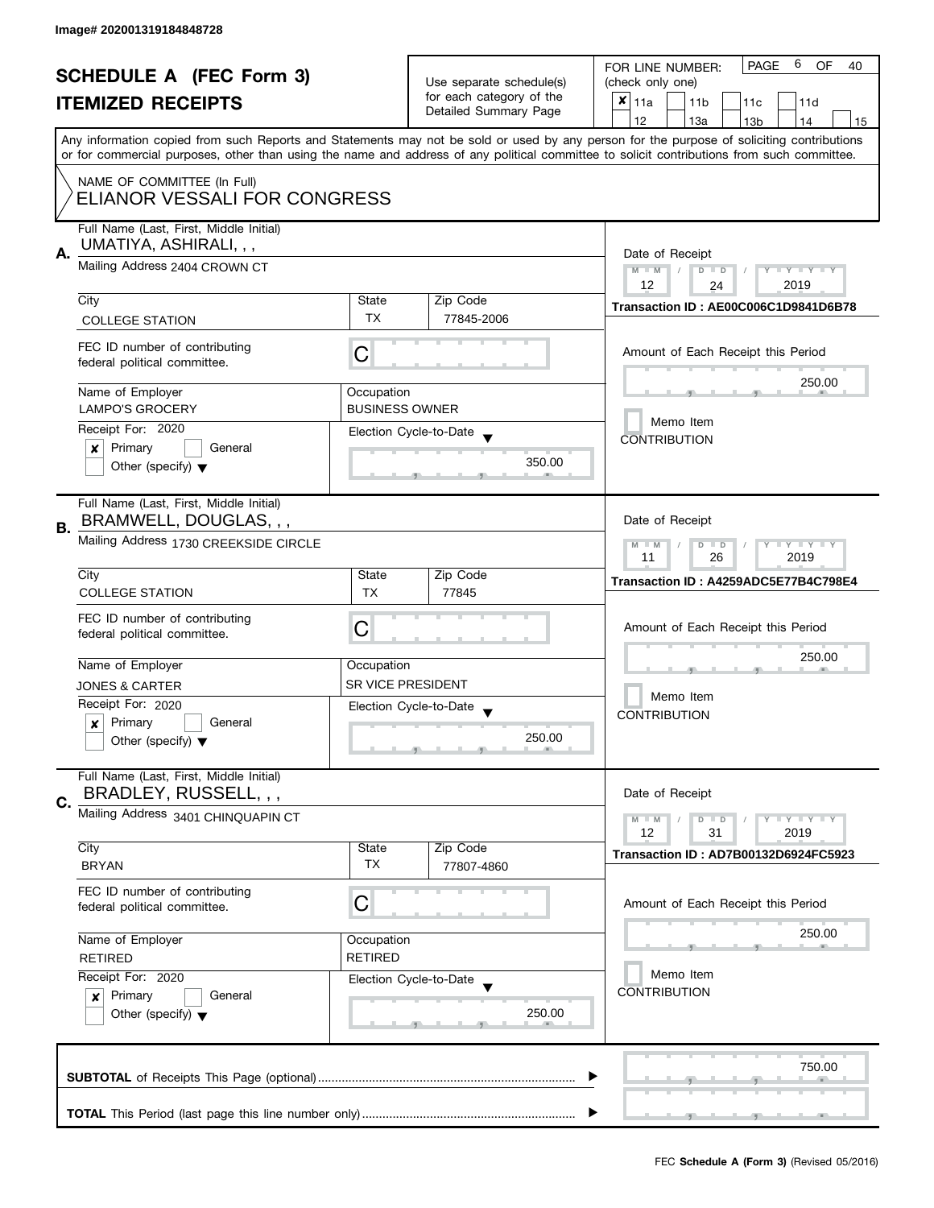Image# 202001319184848728

# SCHEDULE A (FEC Form 3)
## ITEMIZED RECEIPTS

Use separate schedule(s) for each category of the Detailed Summary Page

FOR LINE NUMBER: (check only one)
[x] 11a [ ] 11b [ ] 11c [ ] 11d [ ] 12 [ ] 13a [ ] 13b [ ] 14 [ ] 15

PAGE 6 OF 40

Any information copied from such Reports and Statements may not be sold or used by any person for the purpose of soliciting contributions or for commercial purposes, other than using the name and address of any political committee to solicit contributions from such committee.

NAME OF COMMITTEE (In Full)
ELIANOR VESSALI FOR CONGRESS

---

**A.**
Full Name (Last, First, Middle Initial): UMATIYA, ASHIRALI, , ,
Mailing Address: 2404 CROWN CT
City: COLLEGE STATION
State: TX
Zip Code: 77845-2006
FEC ID number of contributing federal political committee: C
Name of Employer: LAMPO'S GROCERY
Occupation: BUSINESS OWNER
Receipt For: 2020
[x] Primary [ ] General
[ ] Other (specify)
Election Cycle-to-Date: 350.00
Date of Receipt: 12 / 24 / 2019
Transaction ID : AE00C006C1D9841D6B78
Amount of Each Receipt this Period: 250.00
[ ] Memo Item
CONTRIBUTION

---

**B.**
Full Name (Last, First, Middle Initial): BRAMWELL, DOUGLAS, , ,
Mailing Address: 1730 CREEKSIDE CIRCLE
City: COLLEGE STATION
State: TX
Zip Code: 77845
FEC ID number of contributing federal political committee: C
Name of Employer: JONES & CARTER
Occupation: SR VICE PRESIDENT
Receipt For: 2020
[x] Primary [ ] General
[ ] Other (specify)
Election Cycle-to-Date: 250.00
Date of Receipt: 11 / 26 / 2019
Transaction ID : A4259ADC5E77B4C798E4
Amount of Each Receipt this Period: 250.00
[ ] Memo Item
CONTRIBUTION

---

**C.**
Full Name (Last, First, Middle Initial): BRADLEY, RUSSELL, , ,
Mailing Address: 3401 CHINQUAPIN CT
City: BRYAN
State: TX
Zip Code: 77807-4860
FEC ID number of contributing federal political committee: C
Name of Employer: RETIRED
Occupation: RETIRED
Receipt For: 2020
[x] Primary [ ] General
[ ] Other (specify)
Election Cycle-to-Date: 250.00
Date of Receipt: 12 / 31 / 2019
Transaction ID : AD7B00132D6924FC5923
Amount of Each Receipt this Period: 250.00
[ ] Memo Item
CONTRIBUTION

---

**SUBTOTAL** of Receipts This Page (optional): 750.00

**TOTAL** This Period (last page this line number only):

FEC **Schedule A (Form 3)** (Revised 05/2016)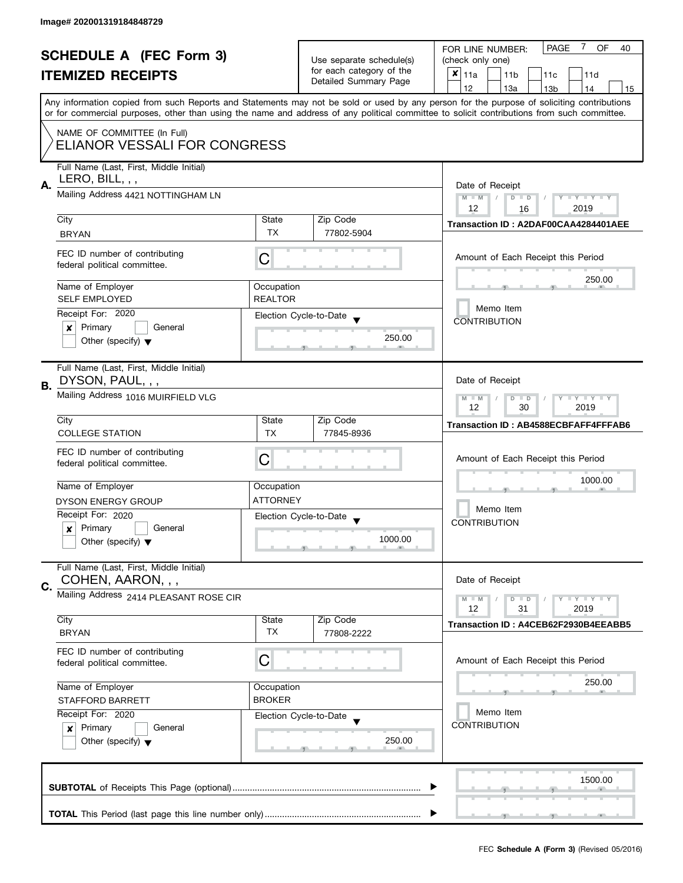Image# 202001319184848729

# SCHEDULE A (FEC Form 3)
## ITEMIZED RECEIPTS

Use separate schedule(s) for each category of the Detailed Summary Page

FOR LINE NUMBER: (check only one)
- [x] 11a
- [ ] 11b
- [ ] 11c
- [ ] 11d
- [ ] 12
- [ ] 13a
- [ ] 13b
- [ ] 14
- [ ] 15

PAGE 7 OF 40

Any information copied from such Reports and Statements may not be sold or used by any person for the purpose of soliciting contributions or for commercial purposes, other than using the name and address of any political committee to solicit contributions from such committee.

NAME OF COMMITTEE (In Full)
ELIANOR VESSALI FOR CONGRESS

---

**A.** Full Name (Last, First, Middle Initial): LERO, BILL, , ,

Mailing Address: 4421 NOTTINGHAM LN

City: BRYAN | State: TX | Zip Code: 77802-5904

FEC ID number of contributing federal political committee: C

Name of Employer: SELF EMPLOYED | Occupation: REALTOR

Receipt For: 2020 — [x] Primary [ ] General [ ] Other (specify)

Election Cycle-to-Date: 250.00

Date of Receipt: 12 / 16 / 2019

Transaction ID : A2DAF00CAA4284401AEE

Amount of Each Receipt this Period: 250.00

[ ] Memo Item
CONTRIBUTION

---

**B.** Full Name (Last, First, Middle Initial): DYSON, PAUL, , ,

Mailing Address: 1016 MUIRFIELD VLG

City: COLLEGE STATION | State: TX | Zip Code: 77845-8936

FEC ID number of contributing federal political committee: C

Name of Employer: DYSON ENERGY GROUP | Occupation: ATTORNEY

Receipt For: 2020 — [x] Primary [ ] General [ ] Other (specify)

Election Cycle-to-Date: 1000.00

Date of Receipt: 12 / 30 / 2019

Transaction ID : AB4588ECBFAFF4FFFAB6

Amount of Each Receipt this Period: 1000.00

[ ] Memo Item
CONTRIBUTION

---

**C.** Full Name (Last, First, Middle Initial): COHEN, AARON, , ,

Mailing Address: 2414 PLEASANT ROSE CIR

City: BRYAN | State: TX | Zip Code: 77808-2222

FEC ID number of contributing federal political committee: C

Name of Employer: STAFFORD BARRETT | Occupation: BROKER

Receipt For: 2020 — [x] Primary [ ] General [ ] Other (specify)

Election Cycle-to-Date: 250.00

Date of Receipt: 12 / 31 / 2019

Transaction ID : A4CEB62F2930B4EEABB5

Amount of Each Receipt this Period: 250.00

[ ] Memo Item
CONTRIBUTION

---

**SUBTOTAL** of Receipts This Page (optional): 1500.00

**TOTAL** This Period (last page this line number only):

FEC **Schedule A (Form 3)** (Revised 05/2016)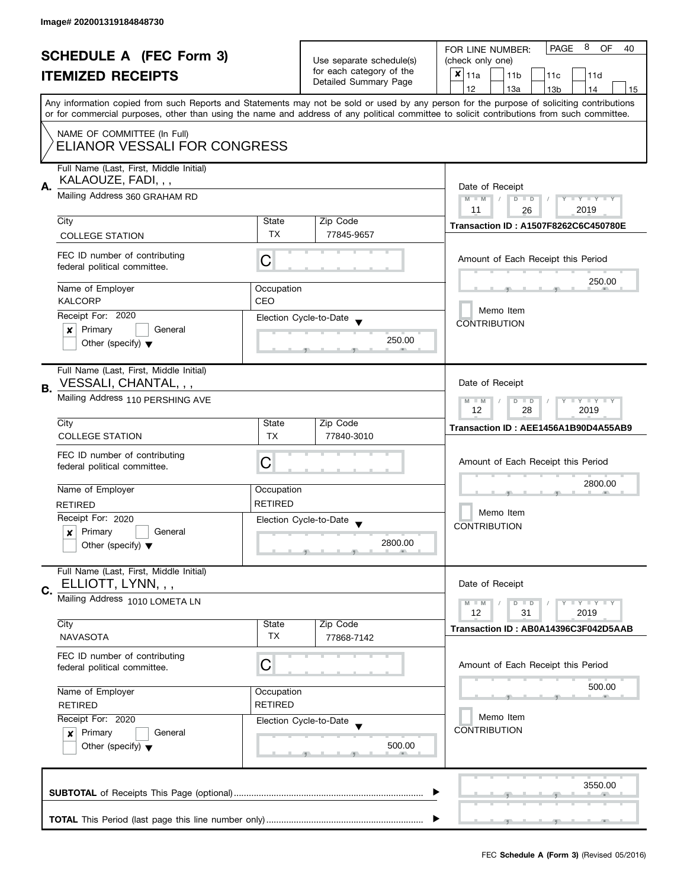Image# 202001319184848730

# SCHEDULE A (FEC Form 3)
## ITEMIZED RECEIPTS

Use separate schedule(s) for each category of the Detailed Summary Page

FOR LINE NUMBER: (check only one)

PAGE 8 OF 40

- [x] 11a
- [ ] 11b
- [ ] 11c
- [ ] 11d
- [ ] 12
- [ ] 13a
- [ ] 13b
- [ ] 14
- [ ] 15

Any information copied from such Reports and Statements may not be sold or used by any person for the purpose of soliciting contributions or for commercial purposes, other than using the name and address of any political committee to solicit contributions from such committee.

NAME OF COMMITTEE (In Full)
ELIANOR VESSALI FOR CONGRESS

---

**A.**

Full Name (Last, First, Middle Initial): KALAOUZE, FADI, , ,

Mailing Address: 360 GRAHAM RD

City: COLLEGE STATION | State: TX | Zip Code: 77845-9657

FEC ID number of contributing federal political committee: C

Name of Employer: KALCORP | Occupation: CEO

Receipt For: 2020 — [x] Primary [ ] General [ ] Other (specify)

Election Cycle-to-Date: 250.00

Date of Receipt: 11 / 26 / 2019

Transaction ID : A1507F8262C6C450780E

Amount of Each Receipt this Period: 250.00

[ ] Memo Item

CONTRIBUTION

---

**B.**

Full Name (Last, First, Middle Initial): VESSALI, CHANTAL, , ,

Mailing Address: 110 PERSHING AVE

City: COLLEGE STATION | State: TX | Zip Code: 77840-3010

FEC ID number of contributing federal political committee: C

Name of Employer: RETIRED | Occupation: RETIRED

Receipt For: 2020 — [x] Primary [ ] General [ ] Other (specify)

Election Cycle-to-Date: 2800.00

Date of Receipt: 12 / 28 / 2019

Transaction ID : AEE1456A1B90D4A55AB9

Amount of Each Receipt this Period: 2800.00

[ ] Memo Item

CONTRIBUTION

---

**C.**

Full Name (Last, First, Middle Initial): ELLIOTT, LYNN, , ,

Mailing Address: 1010 LOMETA LN

City: NAVASOTA | State: TX | Zip Code: 77868-7142

FEC ID number of contributing federal political committee: C

Name of Employer: RETIRED | Occupation: RETIRED

Receipt For: 2020 — [x] Primary [ ] General [ ] Other (specify)

Election Cycle-to-Date: 500.00

Date of Receipt: 12 / 31 / 2019

Transaction ID : AB0A14396C3F042D5AAB

Amount of Each Receipt this Period: 500.00

[ ] Memo Item

CONTRIBUTION

---

**SUBTOTAL** of Receipts This Page (optional) ........ 3550.00

**TOTAL** This Period (last page this line number only) ........

FEC **Schedule A (Form 3)** (Revised 05/2016)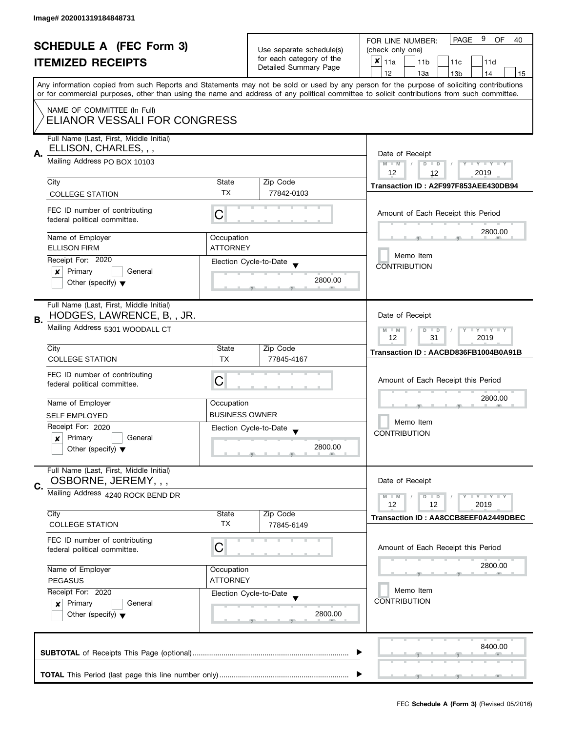Image# 202001319184848731

# SCHEDULE A (FEC Form 3)
## ITEMIZED RECEIPTS

Use separate schedule(s) for each category of the Detailed Summary Page

FOR LINE NUMBER: (check only one)

- [x] 11a
- [ ] 11b
- [ ] 11c
- [ ] 11d
- [ ] 12
- [ ] 13a
- [ ] 13b
- [ ] 14
- [ ] 15

PAGE 9 OF 40

Any information copied from such Reports and Statements may not be sold or used by any person for the purpose of soliciting contributions or for commercial purposes, other than using the name and address of any political committee to solicit contributions from such committee.

NAME OF COMMITTEE (In Full)
ELIANOR VESSALI FOR CONGRESS

---

**A.** Full Name (Last, First, Middle Initial)
ELLISON, CHARLES, , ,

Mailing Address PO BOX 10103

| City | State | Zip Code |
|---|---|---|
| COLLEGE STATION | TX | 77842-0103 |

FEC ID number of contributing federal political committee. C

Name of Employer: ELLISON FIRM
Occupation: ATTORNEY

Receipt For: 2020
- [x] Primary
- [ ] General
- [ ] Other (specify)

Election Cycle-to-Date: 2800.00

Date of Receipt: 12 / 12 / 2019

Transaction ID : A2F997F853AEE430DB94

Amount of Each Receipt this Period: 2800.00

- [ ] Memo Item

CONTRIBUTION

---

**B.** Full Name (Last, First, Middle Initial)
HODGES, LAWRENCE, B, , JR.

Mailing Address 5301 WOODALL CT

| City | State | Zip Code |
|---|---|---|
| COLLEGE STATION | TX | 77845-4167 |

FEC ID number of contributing federal political committee. C

Name of Employer: SELF EMPLOYED
Occupation: BUSINESS OWNER

Receipt For: 2020
- [x] Primary
- [ ] General
- [ ] Other (specify)

Election Cycle-to-Date: 2800.00

Date of Receipt: 12 / 31 / 2019

Transaction ID : AACBD836FB1004B0A91B

Amount of Each Receipt this Period: 2800.00

- [ ] Memo Item

CONTRIBUTION

---

**C.** Full Name (Last, First, Middle Initial)
OSBORNE, JEREMY, , ,

Mailing Address 4240 ROCK BEND DR

| City | State | Zip Code |
|---|---|---|
| COLLEGE STATION | TX | 77845-6149 |

FEC ID number of contributing federal political committee. C

Name of Employer: PEGASUS
Occupation: ATTORNEY

Receipt For: 2020
- [x] Primary
- [ ] General
- [ ] Other (specify)

Election Cycle-to-Date: 2800.00

Date of Receipt: 12 / 12 / 2019

Transaction ID : AA8CCB8EEF0A2449DBEC

Amount of Each Receipt this Period: 2800.00

- [ ] Memo Item

CONTRIBUTION

---

**SUBTOTAL** of Receipts This Page (optional) ........ 8400.00

**TOTAL** This Period (last page this line number only) ........

FEC **Schedule A (Form 3)** (Revised 05/2016)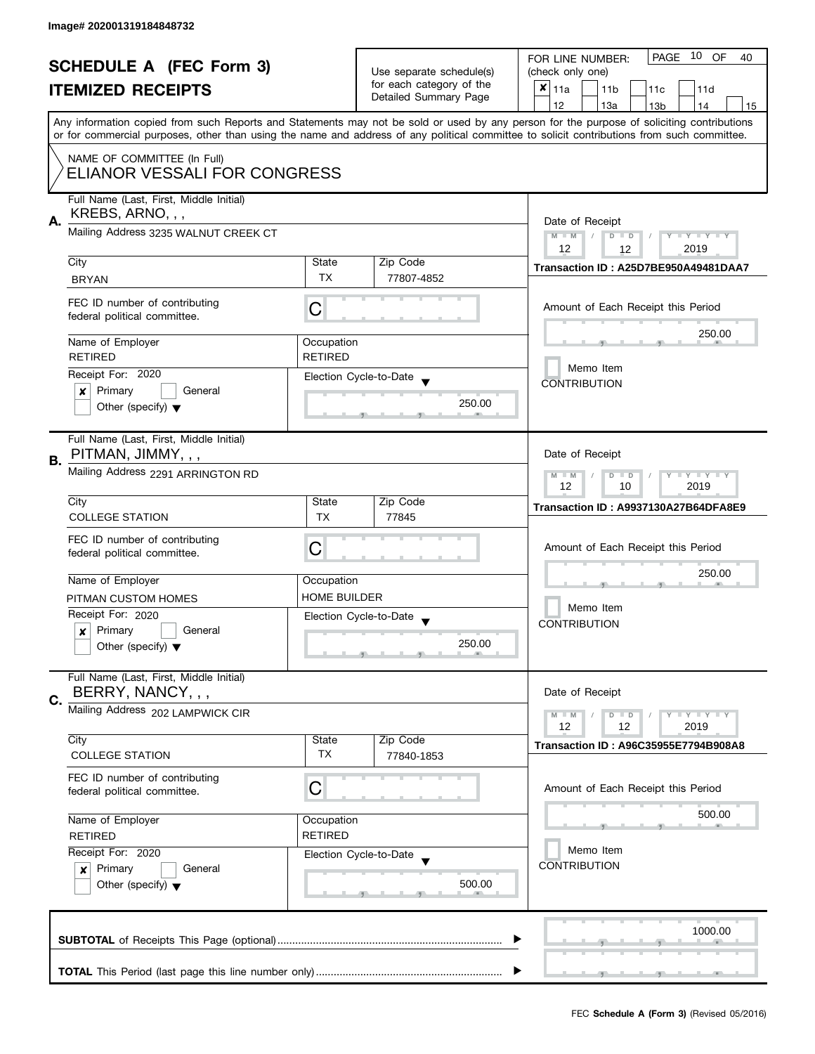Image# 202001319184848732

# SCHEDULE A (FEC Form 3)
## ITEMIZED RECEIPTS

Use separate schedule(s) for each category of the Detailed Summary Page

FOR LINE NUMBER: (check only one)

PAGE 10 OF 40

- [x] 11a
- [ ] 11b
- [ ] 11c
- [ ] 11d
- [ ] 12
- [ ] 13a
- [ ] 13b
- [ ] 14
- [ ] 15

Any information copied from such Reports and Statements may not be sold or used by any person for the purpose of soliciting contributions or for commercial purposes, other than using the name and address of any political committee to solicit contributions from such committee.

NAME OF COMMITTEE (In Full)
ELIANOR VESSALI FOR CONGRESS

---

**A.** Full Name (Last, First, Middle Initial): KREBS, ARNO, , ,

Mailing Address: 3235 WALNUT CREEK CT

City: BRYAN | State: TX | Zip Code: 77807-4852

FEC ID number of contributing federal political committee: C

Name of Employer: RETIRED | Occupation: RETIRED

Receipt For: 2020 — [x] Primary [ ] General [ ] Other (specify)

Election Cycle-to-Date: 250.00

Date of Receipt: 12 / 12 / 2019

Transaction ID : A25D7BE950A49481DAA7

Amount of Each Receipt this Period: 250.00

[ ] Memo Item

CONTRIBUTION

---

**B.** Full Name (Last, First, Middle Initial): PITMAN, JIMMY, , ,

Mailing Address: 2291 ARRINGTON RD

City: COLLEGE STATION | State: TX | Zip Code: 77845

FEC ID number of contributing federal political committee: C

Name of Employer: PITMAN CUSTOM HOMES | Occupation: HOME BUILDER

Receipt For: 2020 — [x] Primary [ ] General [ ] Other (specify)

Election Cycle-to-Date: 250.00

Date of Receipt: 12 / 10 / 2019

Transaction ID : A9937130A27B64DFA8E9

Amount of Each Receipt this Period: 250.00

[ ] Memo Item

CONTRIBUTION

---

**C.** Full Name (Last, First, Middle Initial): BERRY, NANCY, , ,

Mailing Address: 202 LAMPWICK CIR

City: COLLEGE STATION | State: TX | Zip Code: 77840-1853

FEC ID number of contributing federal political committee: C

Name of Employer: RETIRED | Occupation: RETIRED

Receipt For: 2020 — [x] Primary [ ] General [ ] Other (specify)

Election Cycle-to-Date: 500.00

Date of Receipt: 12 / 12 / 2019

Transaction ID : A96C35955E7794B908A8

Amount of Each Receipt this Period: 500.00

[ ] Memo Item

CONTRIBUTION

---

**SUBTOTAL** of Receipts This Page (optional): 1000.00

**TOTAL** This Period (last page this line number only):

FEC **Schedule A (Form 3)** (Revised 05/2016)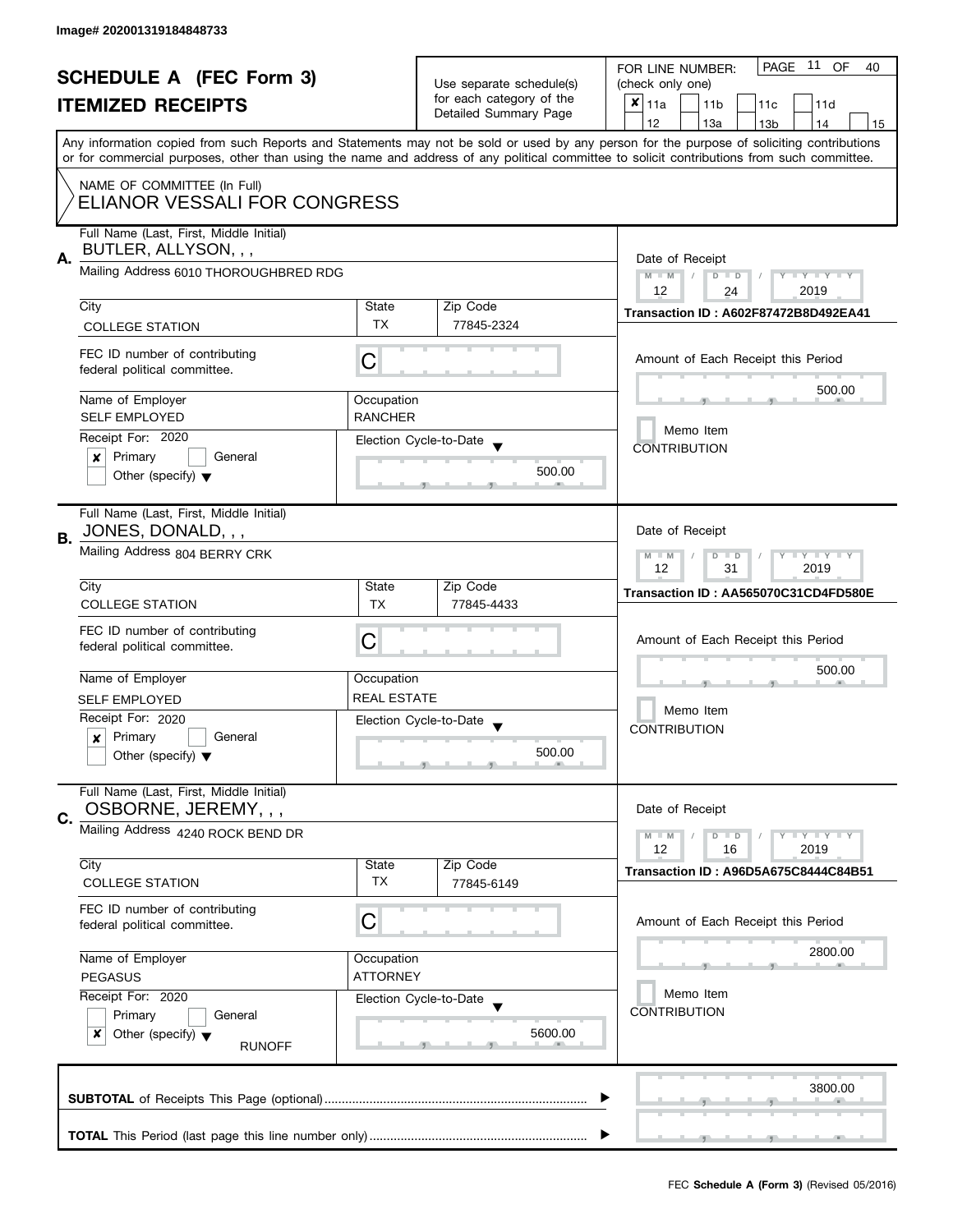Image# 202001319184848733

# SCHEDULE A (FEC Form 3)
## ITEMIZED RECEIPTS

Use separate schedule(s) for each category of the Detailed Summary Page

FOR LINE NUMBER: (check only one)

- [x] 11a
- [ ] 11b
- [ ] 11c
- [ ] 11d
- [ ] 12
- [ ] 13a
- [ ] 13b
- [ ] 14
- [ ] 15

Any information copied from such Reports and Statements may not be sold or used by any person for the purpose of soliciting contributions or for commercial purposes, other than using the name and address of any political committee to solicit contributions from such committee.

NAME OF COMMITTEE (In Full)
ELIANOR VESSALI FOR CONGRESS

---

**A.** Full Name (Last, First, Middle Initial): BUTLER, ALLYSON, , ,

Mailing Address: 6010 THOROUGHBRED RDG

| City | State | Zip Code |
|---|---|---|
| COLLEGE STATION | TX | 77845-2324 |

FEC ID number of contributing federal political committee: C

Name of Employer: SELF EMPLOYED
Occupation: RANCHER

Receipt For: 2020
- [x] Primary
- [ ] General
- [ ] Other (specify)

Election Cycle-to-Date: 500.00

Date of Receipt: 12 / 24 / 2019
Transaction ID : A602F87472B8D492EA41

Amount of Each Receipt this Period: 500.00

- [ ] Memo Item

CONTRIBUTION

---

**B.** Full Name (Last, First, Middle Initial): JONES, DONALD, , ,

Mailing Address: 804 BERRY CRK

| City | State | Zip Code |
|---|---|---|
| COLLEGE STATION | TX | 77845-4433 |

FEC ID number of contributing federal political committee: C

Name of Employer: SELF EMPLOYED
Occupation: REAL ESTATE

Receipt For: 2020
- [x] Primary
- [ ] General
- [ ] Other (specify)

Election Cycle-to-Date: 500.00

Date of Receipt: 12 / 31 / 2019
Transaction ID : AA565070C31CD4FD580E

Amount of Each Receipt this Period: 500.00

- [ ] Memo Item

CONTRIBUTION

---

**C.** Full Name (Last, First, Middle Initial): OSBORNE, JEREMY, , ,

Mailing Address: 4240 ROCK BEND DR

| City | State | Zip Code |
|---|---|---|
| COLLEGE STATION | TX | 77845-6149 |

FEC ID number of contributing federal political committee: C

Name of Employer: PEGASUS
Occupation: ATTORNEY

Receipt For: 2020
- [ ] Primary
- [ ] General
- [x] Other (specify): RUNOFF

Election Cycle-to-Date: 5600.00

Date of Receipt: 12 / 16 / 2019
Transaction ID : A96D5A675C8444C84B51

Amount of Each Receipt this Period: 2800.00

- [ ] Memo Item

CONTRIBUTION

---

**SUBTOTAL** of Receipts This Page (optional): 3800.00

**TOTAL** This Period (last page this line number only):

FEC **Schedule A (Form 3)** (Revised 05/2016)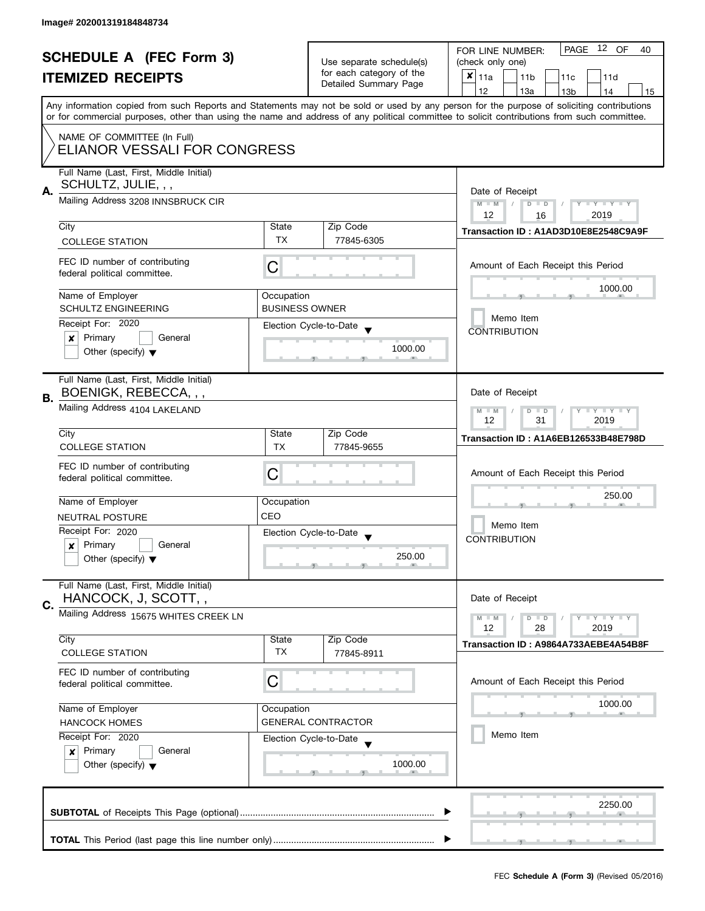Image# 202001319184848734

# SCHEDULE A (FEC Form 3)
## ITEMIZED RECEIPTS

Use separate schedule(s) for each category of the Detailed Summary Page

FOR LINE NUMBER: (check only one)

- [x] 11a
- [ ] 11b
- [ ] 11c
- [ ] 11d
- [ ] 12
- [ ] 13a
- [ ] 13b
- [ ] 14
- [ ] 15

PAGE 12 OF 40

Any information copied from such Reports and Statements may not be sold or used by any person for the purpose of soliciting contributions or for commercial purposes, other than using the name and address of any political committee to solicit contributions from such committee.

NAME OF COMMITTEE (In Full)
ELIANOR VESSALI FOR CONGRESS

---

**A.** Full Name (Last, First, Middle Initial): SCHULTZ, JULIE, , ,

Mailing Address: 3208 INNSBRUCK CIR

| City | State | Zip Code |
|---|---|---|
| COLLEGE STATION | TX | 77845-6305 |

FEC ID number of contributing federal political committee: C

Name of Employer: SCHULTZ ENGINEERING

Occupation: BUSINESS OWNER

Receipt For: 2020
- [x] Primary
- [ ] General
- [ ] Other (specify)

Election Cycle-to-Date: 1000.00

Date of Receipt: 12 / 16 / 2019

Transaction ID : A1AD3D10E8E2548C9A9F

Amount of Each Receipt this Period: 1000.00

- [ ] Memo Item

CONTRIBUTION

---

**B.** Full Name (Last, First, Middle Initial): BOENIGK, REBECCA, , ,

Mailing Address: 4104 LAKELAND

| City | State | Zip Code |
|---|---|---|
| COLLEGE STATION | TX | 77845-9655 |

FEC ID number of contributing federal political committee: C

Name of Employer: NEUTRAL POSTURE

Occupation: CEO

Receipt For: 2020
- [x] Primary
- [ ] General
- [ ] Other (specify)

Election Cycle-to-Date: 250.00

Date of Receipt: 12 / 31 / 2019

Transaction ID : A1A6EB126533B48E798D

Amount of Each Receipt this Period: 250.00

- [ ] Memo Item

CONTRIBUTION

---

**C.** Full Name (Last, First, Middle Initial): HANCOCK, J, SCOTT, ,

Mailing Address: 15675 WHITES CREEK LN

| City | State | Zip Code |
|---|---|---|
| COLLEGE STATION | TX | 77845-8911 |

FEC ID number of contributing federal political committee: C

Name of Employer: HANCOCK HOMES

Occupation: GENERAL CONTRACTOR

Receipt For: 2020
- [x] Primary
- [ ] General
- [ ] Other (specify)

Election Cycle-to-Date: 1000.00

Date of Receipt: 12 / 28 / 2019

Transaction ID : A9864A733AEBE4A54B8F

Amount of Each Receipt this Period: 1000.00

- [ ] Memo Item

---

**SUBTOTAL** of Receipts This Page (optional): 2250.00

**TOTAL** This Period (last page this line number only):

FEC **Schedule A (Form 3)** (Revised 05/2016)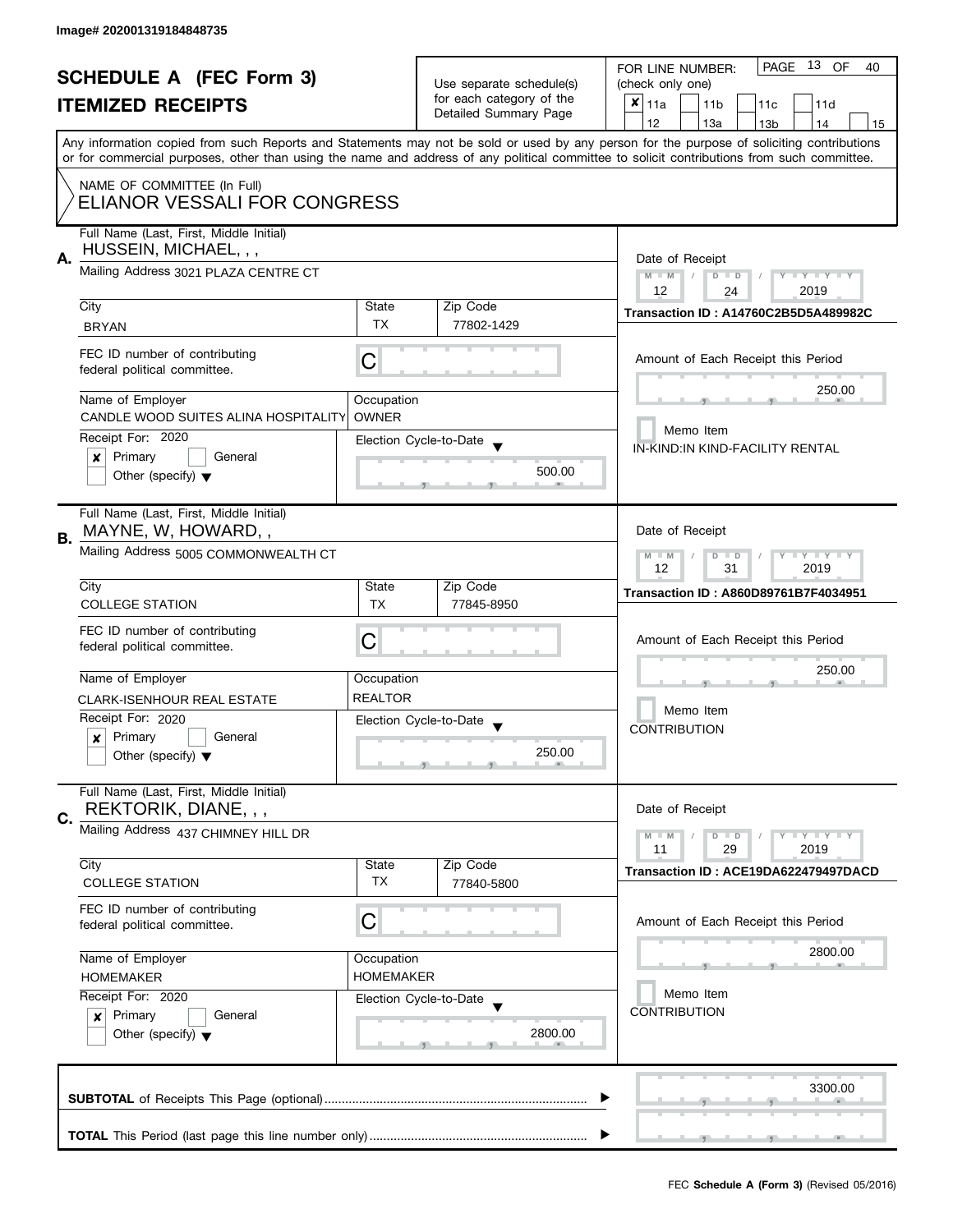Image# 202001319184848735

# SCHEDULE A (FEC Form 3)
## ITEMIZED RECEIPTS

Use separate schedule(s) for each category of the Detailed Summary Page

FOR LINE NUMBER: (check only one)

- [x] 11a
- [ ] 11b
- [ ] 11c
- [ ] 11d
- [ ] 12
- [ ] 13a
- [ ] 13b
- [ ] 14
- [ ] 15

PAGE 13 OF 40

Any information copied from such Reports and Statements may not be sold or used by any person for the purpose of soliciting contributions or for commercial purposes, other than using the name and address of any political committee to solicit contributions from such committee.

NAME OF COMMITTEE (In Full)
ELIANOR VESSALI FOR CONGRESS

---

**A.** Full Name (Last, First, Middle Initial): HUSSEIN, MICHAEL, , ,

Mailing Address: 3021 PLAZA CENTRE CT

City: BRYAN | State: TX | Zip Code: 77802-1429

FEC ID number of contributing federal political committee: C

Name of Employer: CANDLE WOOD SUITES ALINA HOSPITALITY | Occupation: OWNER

Receipt For: 2020 — [x] Primary [ ] General [ ] Other (specify)

Election Cycle-to-Date: 500.00

Date of Receipt: 12 / 24 / 2019

Transaction ID : A14760C2B5D5A489982C

Amount of Each Receipt this Period: 250.00

[ ] Memo Item

IN-KIND:IN KIND-FACILITY RENTAL

---

**B.** Full Name (Last, First, Middle Initial): MAYNE, W, HOWARD, ,

Mailing Address: 5005 COMMONWEALTH CT

City: COLLEGE STATION | State: TX | Zip Code: 77845-8950

FEC ID number of contributing federal political committee: C

Name of Employer: CLARK-ISENHOUR REAL ESTATE | Occupation: REALTOR

Receipt For: 2020 — [x] Primary [ ] General [ ] Other (specify)

Election Cycle-to-Date: 250.00

Date of Receipt: 12 / 31 / 2019

Transaction ID : A860D89761B7F4034951

Amount of Each Receipt this Period: 250.00

[ ] Memo Item

CONTRIBUTION

---

**C.** Full Name (Last, First, Middle Initial): REKTORIK, DIANE, , ,

Mailing Address: 437 CHIMNEY HILL DR

City: COLLEGE STATION | State: TX | Zip Code: 77840-5800

FEC ID number of contributing federal political committee: C

Name of Employer: HOMEMAKER | Occupation: HOMEMAKER

Receipt For: 2020 — [x] Primary [ ] General [ ] Other (specify)

Election Cycle-to-Date: 2800.00

Date of Receipt: 11 / 29 / 2019

Transaction ID : ACE19DA622479497DACD

Amount of Each Receipt this Period: 2800.00

[ ] Memo Item

CONTRIBUTION

---

**SUBTOTAL** of Receipts This Page (optional): 3300.00

**TOTAL** This Period (last page this line number only):

FEC **Schedule A (Form 3)** (Revised 05/2016)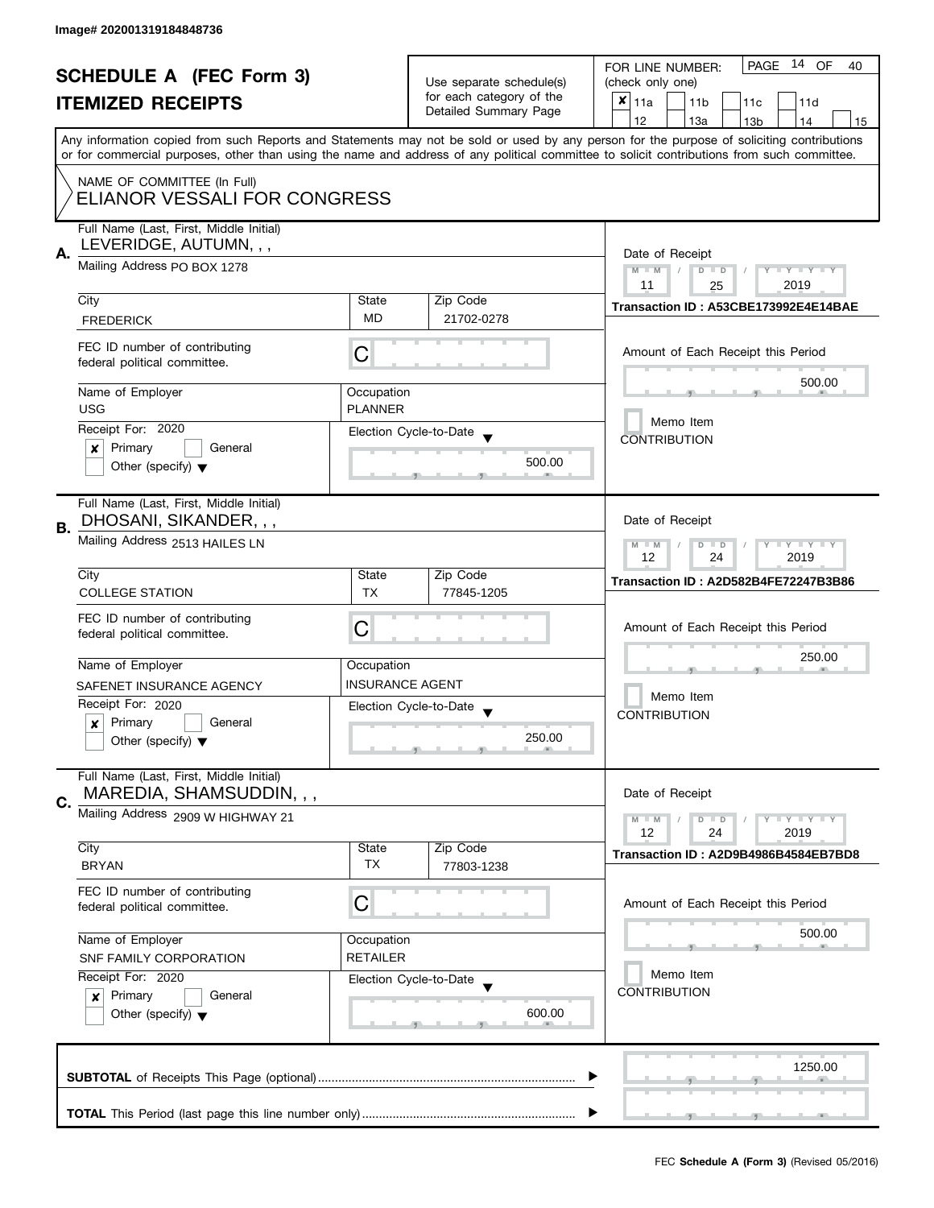Image# 202001319184848736

# SCHEDULE A (FEC Form 3)
## ITEMIZED RECEIPTS

Use separate schedule(s) for each category of the Detailed Summary Page

FOR LINE NUMBER: (check only one)

- [x] 11a
- [ ] 11b
- [ ] 11c
- [ ] 11d
- [ ] 12
- [ ] 13a
- [ ] 13b
- [ ] 14
- [ ] 15

PAGE 14 OF 40

Any information copied from such Reports and Statements may not be sold or used by any person for the purpose of soliciting contributions or for commercial purposes, other than using the name and address of any political committee to solicit contributions from such committee.

NAME OF COMMITTEE (In Full)
ELIANOR VESSALI FOR CONGRESS

---

**A.** Full Name (Last, First, Middle Initial): LEVERIDGE, AUTUMN, , ,

Mailing Address: PO BOX 1278

| City | State | Zip Code |
|---|---|---|
| FREDERICK | MD | 21702-0278 |

FEC ID number of contributing federal political committee: C

| Name of Employer | Occupation |
|---|---|
| USG | PLANNER |

Receipt For: 2020
- [x] Primary
- [ ] General
- [ ] Other (specify)

Election Cycle-to-Date: 500.00

Date of Receipt: 11 / 25 / 2019

Transaction ID : A53CBE173992E4E14BAE

Amount of Each Receipt this Period: 500.00

Memo Item
CONTRIBUTION

---

**B.** Full Name (Last, First, Middle Initial): DHOSANI, SIKANDER, , ,

Mailing Address: 2513 HAILES LN

| City | State | Zip Code |
|---|---|---|
| COLLEGE STATION | TX | 77845-1205 |

FEC ID number of contributing federal political committee: C

| Name of Employer | Occupation |
|---|---|
| SAFENET INSURANCE AGENCY | INSURANCE AGENT |

Receipt For: 2020
- [x] Primary
- [ ] General
- [ ] Other (specify)

Election Cycle-to-Date: 250.00

Date of Receipt: 12 / 24 / 2019

Transaction ID : A2D582B4FE72247B3B86

Amount of Each Receipt this Period: 250.00

Memo Item
CONTRIBUTION

---

**C.** Full Name (Last, First, Middle Initial): MAREDIA, SHAMSUDDIN, , ,

Mailing Address: 2909 W HIGHWAY 21

| City | State | Zip Code |
|---|---|---|
| BRYAN | TX | 77803-1238 |

FEC ID number of contributing federal political committee: C

| Name of Employer | Occupation |
|---|---|
| SNF FAMILY CORPORATION | RETAILER |

Receipt For: 2020
- [x] Primary
- [ ] General
- [ ] Other (specify)

Election Cycle-to-Date: 600.00

Date of Receipt: 12 / 24 / 2019

Transaction ID : A2D9B4986B4584EB7BD8

Amount of Each Receipt this Period: 500.00

Memo Item
CONTRIBUTION

---

**SUBTOTAL** of Receipts This Page (optional): 1250.00

**TOTAL** This Period (last page this line number only):

FEC **Schedule A (Form 3)** (Revised 05/2016)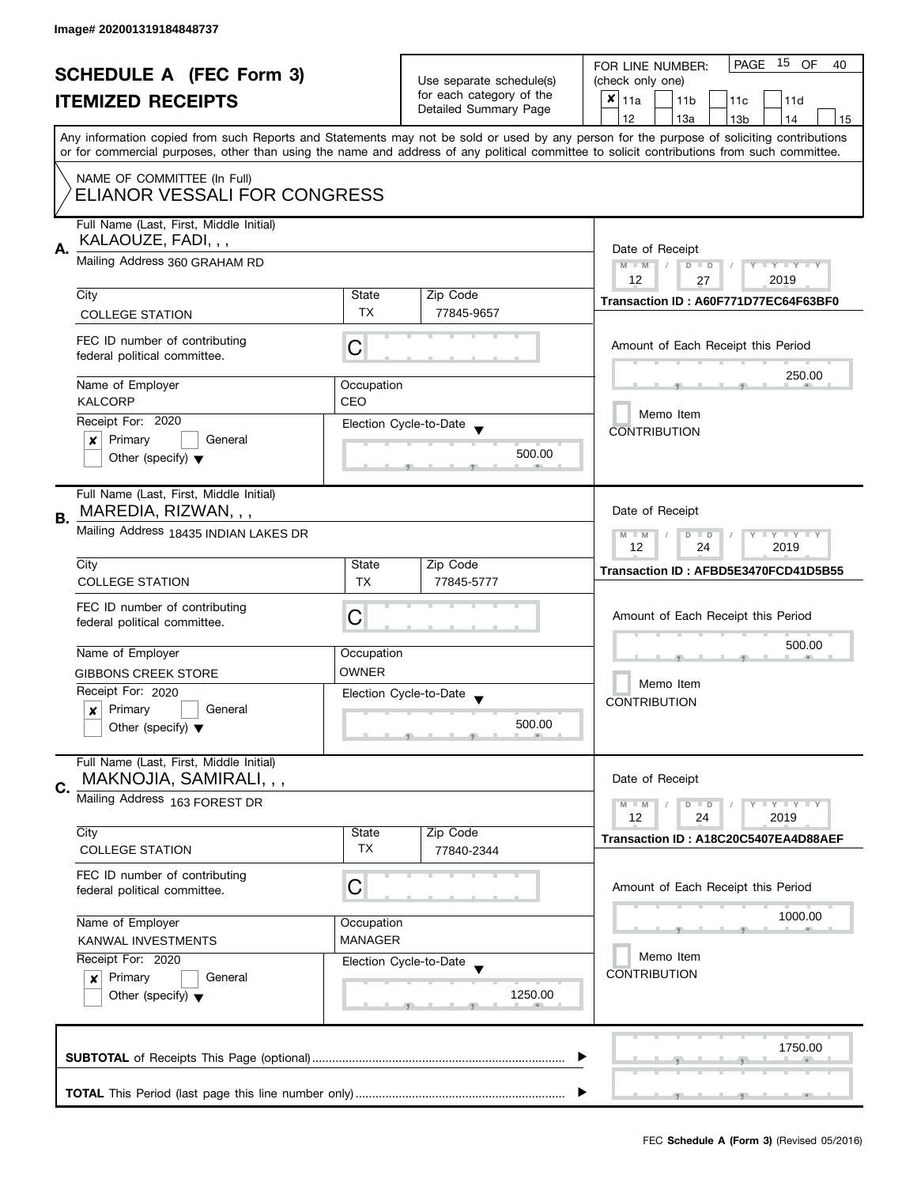Image# 202001319184848737

# SCHEDULE A (FEC Form 3)
## ITEMIZED RECEIPTS

Use separate schedule(s) for each category of the Detailed Summary Page

FOR LINE NUMBER: (check only one)

PAGE 15 OF 40

- [x] 11a
- [ ] 11b
- [ ] 11c
- [ ] 11d
- [ ] 12
- [ ] 13a
- [ ] 13b
- [ ] 14
- [ ] 15

Any information copied from such Reports and Statements may not be sold or used by any person for the purpose of soliciting contributions or for commercial purposes, other than using the name and address of any political committee to solicit contributions from such committee.

NAME OF COMMITTEE (In Full)
ELIANOR VESSALI FOR CONGRESS

---

**A.** Full Name (Last, First, Middle Initial): KALAOUZE, FADI, , ,

Mailing Address: 360 GRAHAM RD

| City | State | Zip Code |
|---|---|---|
| COLLEGE STATION | TX | 77845-9657 |

FEC ID number of contributing federal political committee: C

| Name of Employer | Occupation |
|---|---|
| KALCORP | CEO |

Receipt For: 2020
- [x] Primary
- [ ] General
- [ ] Other (specify)

Election Cycle-to-Date: 500.00

Date of Receipt: 12 / 27 / 2019

Transaction ID : A60F771D77EC64F63BF0

Amount of Each Receipt this Period: 250.00

Memo Item
CONTRIBUTION

---

**B.** Full Name (Last, First, Middle Initial): MAREDIA, RIZWAN, , ,

Mailing Address: 18435 INDIAN LAKES DR

| City | State | Zip Code |
|---|---|---|
| COLLEGE STATION | TX | 77845-5777 |

FEC ID number of contributing federal political committee: C

| Name of Employer | Occupation |
|---|---|
| GIBBONS CREEK STORE | OWNER |

Receipt For: 2020
- [x] Primary
- [ ] General
- [ ] Other (specify)

Election Cycle-to-Date: 500.00

Date of Receipt: 12 / 24 / 2019

Transaction ID : AFBD5E3470FCD41D5B55

Amount of Each Receipt this Period: 500.00

Memo Item
CONTRIBUTION

---

**C.** Full Name (Last, First, Middle Initial): MAKNOJIA, SAMIRALI, , ,

Mailing Address: 163 FOREST DR

| City | State | Zip Code |
|---|---|---|
| COLLEGE STATION | TX | 77840-2344 |

FEC ID number of contributing federal political committee: C

| Name of Employer | Occupation |
|---|---|
| KANWAL INVESTMENTS | MANAGER |

Receipt For: 2020
- [x] Primary
- [ ] General
- [ ] Other (specify)

Election Cycle-to-Date: 1250.00

Date of Receipt: 12 / 24 / 2019

Transaction ID : A18C20C5407EA4D88AEF

Amount of Each Receipt this Period: 1000.00

Memo Item
CONTRIBUTION

---

**SUBTOTAL** of Receipts This Page (optional): 1750.00

**TOTAL** This Period (last page this line number only):

FEC **Schedule A (Form 3)** (Revised 05/2016)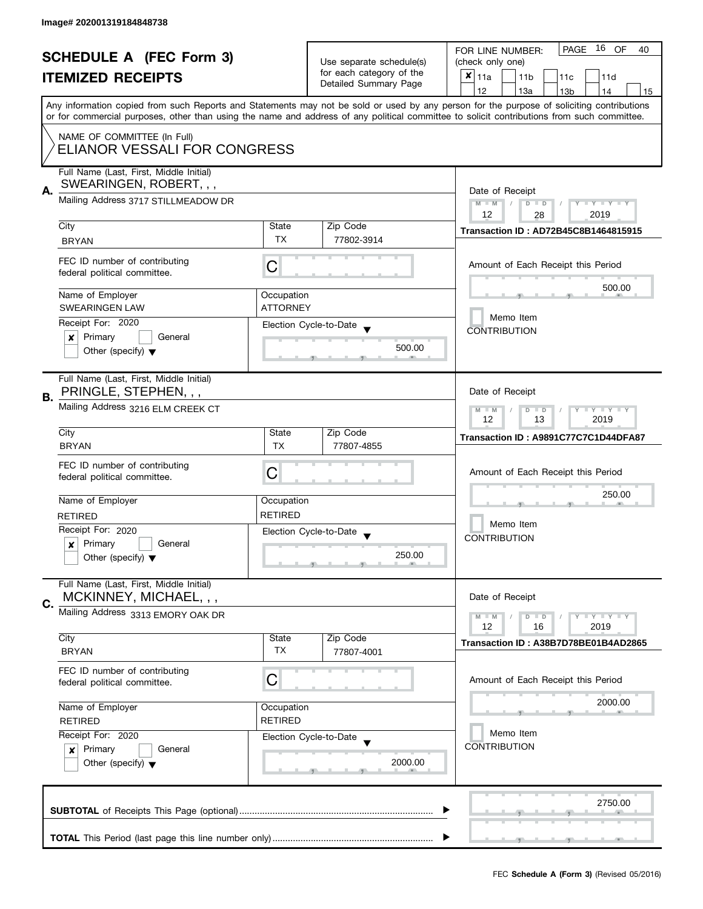Image# 202001319184848738

# SCHEDULE A (FEC Form 3)
## ITEMIZED RECEIPTS

Use separate schedule(s) for each category of the Detailed Summary Page

FOR LINE NUMBER: (check only one)

PAGE 16 OF 40

- [x] 11a
- [ ] 11b
- [ ] 11c
- [ ] 11d
- [ ] 12
- [ ] 13a
- [ ] 13b
- [ ] 14
- [ ] 15

Any information copied from such Reports and Statements may not be sold or used by any person for the purpose of soliciting contributions or for commercial purposes, other than using the name and address of any political committee to solicit contributions from such committee.

NAME OF COMMITTEE (In Full)
ELIANOR VESSALI FOR CONGRESS

---

**A.** Full Name (Last, First, Middle Initial): SWEARINGEN, ROBERT, , ,

Mailing Address: 3717 STILLMEADOW DR

| City | State | Zip Code |
|---|---|---|
| BRYAN | TX | 77802-3914 |

FEC ID number of contributing federal political committee: C

Name of Employer: SWEARINGEN LAW

Occupation: ATTORNEY

Receipt For: 2020
- [x] Primary
- [ ] General
- [ ] Other (specify)

Election Cycle-to-Date: 500.00

Date of Receipt: 12 / 28 / 2019

Transaction ID : AD72B45C8B1464815915

Amount of Each Receipt this Period: 500.00

- [ ] Memo Item

CONTRIBUTION

---

**B.** Full Name (Last, First, Middle Initial): PRINGLE, STEPHEN, , ,

Mailing Address: 3216 ELM CREEK CT

| City | State | Zip Code |
|---|---|---|
| BRYAN | TX | 77807-4855 |

FEC ID number of contributing federal political committee: C

Name of Employer: RETIRED

Occupation: RETIRED

Receipt For: 2020
- [x] Primary
- [ ] General
- [ ] Other (specify)

Election Cycle-to-Date: 250.00

Date of Receipt: 12 / 13 / 2019

Transaction ID : A9891C77C7C1D44DFA87

Amount of Each Receipt this Period: 250.00

- [ ] Memo Item

CONTRIBUTION

---

**C.** Full Name (Last, First, Middle Initial): MCKINNEY, MICHAEL, , ,

Mailing Address: 3313 EMORY OAK DR

| City | State | Zip Code |
|---|---|---|
| BRYAN | TX | 77807-4001 |

FEC ID number of contributing federal political committee: C

Name of Employer: RETIRED

Occupation: RETIRED

Receipt For: 2020
- [x] Primary
- [ ] General
- [ ] Other (specify)

Election Cycle-to-Date: 2000.00

Date of Receipt: 12 / 16 / 2019

Transaction ID : A38B7D78BE01B4AD2865

Amount of Each Receipt this Period: 2000.00

- [ ] Memo Item

CONTRIBUTION

---

**SUBTOTAL** of Receipts This Page (optional) ........ 2750.00

**TOTAL** This Period (last page this line number only) ........

FEC **Schedule A (Form 3)** (Revised 05/2016)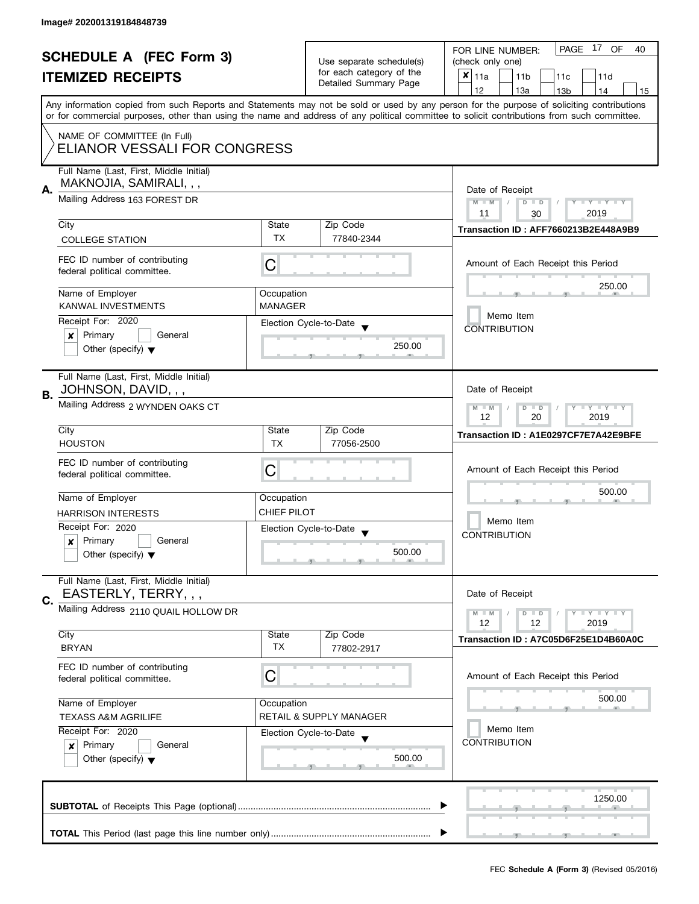Image# 202001319184848739

# SCHEDULE A (FEC Form 3)
## ITEMIZED RECEIPTS

Use separate schedule(s) for each category of the Detailed Summary Page

FOR LINE NUMBER: (check only one)

- [x] 11a
- [ ] 11b
- [ ] 11c
- [ ] 11d
- [ ] 12
- [ ] 13a
- [ ] 13b
- [ ] 14
- [ ] 15

PAGE 17 OF 40

Any information copied from such Reports and Statements may not be sold or used by any person for the purpose of soliciting contributions or for commercial purposes, other than using the name and address of any political committee to solicit contributions from such committee.

NAME OF COMMITTEE (In Full)
ELIANOR VESSALI FOR CONGRESS

---

**A.**

Full Name (Last, First, Middle Initial): MAKNOJIA, SAMIRALI, , ,

Mailing Address: 163 FOREST DR

| City | State | Zip Code |
|---|---|---|
| COLLEGE STATION | TX | 77840-2344 |

FEC ID number of contributing federal political committee: C

Name of Employer: KANWAL INVESTMENTS

Occupation: MANAGER

Receipt For: 2020
- [x] Primary
- [ ] General
- [ ] Other (specify)

Election Cycle-to-Date: 250.00

Date of Receipt: 11 / 30 / 2019

Transaction ID : AFF7660213B2E448A9B9

Amount of Each Receipt this Period: 250.00

- [ ] Memo Item

CONTRIBUTION

---

**B.**

Full Name (Last, First, Middle Initial): JOHNSON, DAVID, , ,

Mailing Address: 2 WYNDEN OAKS CT

| City | State | Zip Code |
|---|---|---|
| HOUSTON | TX | 77056-2500 |

FEC ID number of contributing federal political committee: C

Name of Employer: HARRISON INTERESTS

Occupation: CHIEF PILOT

Receipt For: 2020
- [x] Primary
- [ ] General
- [ ] Other (specify)

Election Cycle-to-Date: 500.00

Date of Receipt: 12 / 20 / 2019

Transaction ID : A1E0297CF7E7A42E9BFE

Amount of Each Receipt this Period: 500.00

- [ ] Memo Item

CONTRIBUTION

---

**C.**

Full Name (Last, First, Middle Initial): EASTERLY, TERRY, , ,

Mailing Address: 2110 QUAIL HOLLOW DR

| City | State | Zip Code |
|---|---|---|
| BRYAN | TX | 77802-2917 |

FEC ID number of contributing federal political committee: C

Name of Employer: TEXASS A&M AGRILIFE

Occupation: RETAIL & SUPPLY MANAGER

Receipt For: 2020
- [x] Primary
- [ ] General
- [ ] Other (specify)

Election Cycle-to-Date: 500.00

Date of Receipt: 12 / 12 / 2019

Transaction ID : A7C05D6F25E1D4B60A0C

Amount of Each Receipt this Period: 500.00

- [ ] Memo Item

CONTRIBUTION

---

**SUBTOTAL** of Receipts This Page (optional): 1250.00

**TOTAL** This Period (last page this line number only):

FEC **Schedule A (Form 3)** (Revised 05/2016)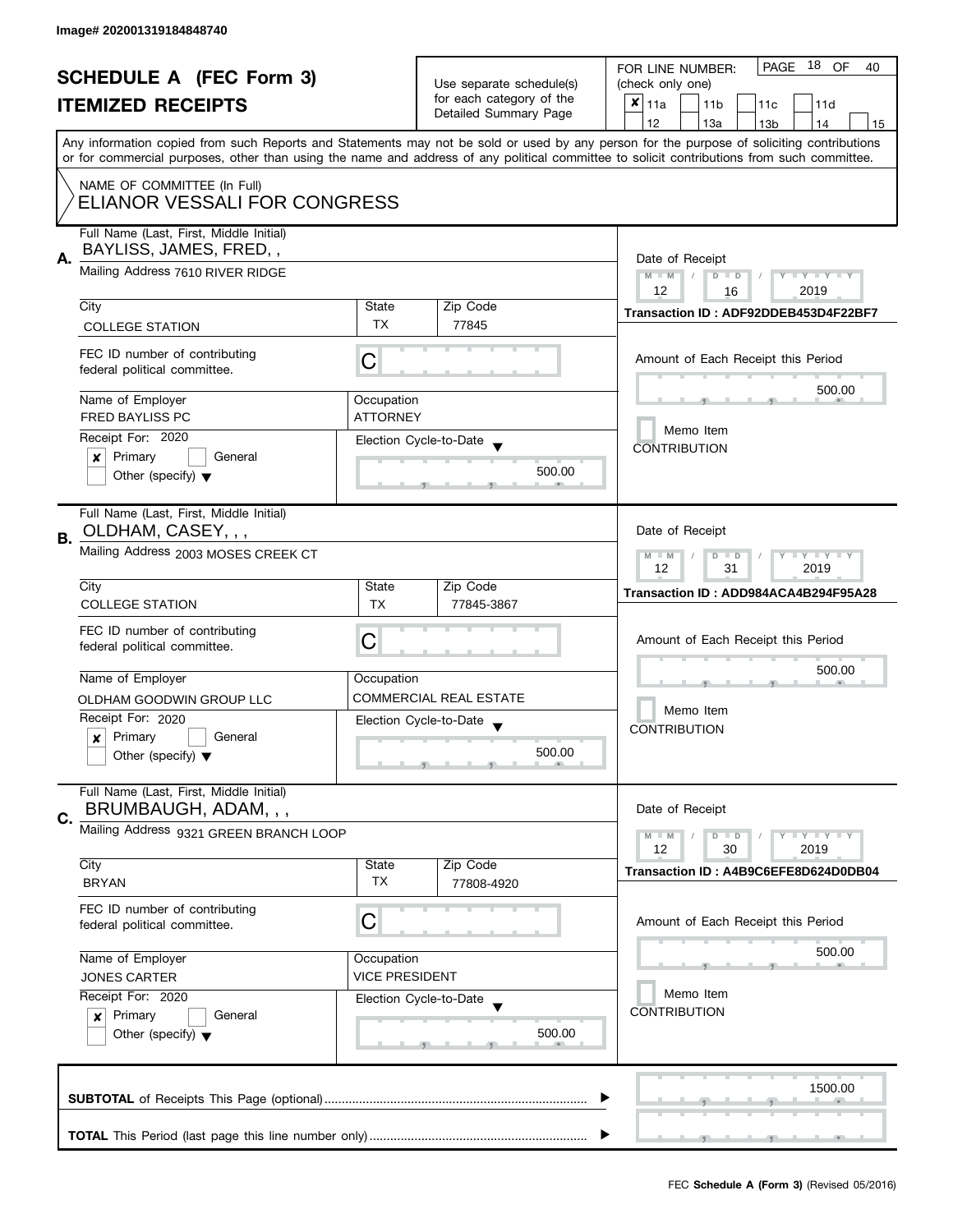Image# 202001319184848740

# SCHEDULE A (FEC Form 3)
## ITEMIZED RECEIPTS

Use separate schedule(s) for each category of the Detailed Summary Page

FOR LINE NUMBER: (check only one)

- [x] 11a
- [ ] 11b
- [ ] 11c
- [ ] 11d
- [ ] 12
- [ ] 13a
- [ ] 13b
- [ ] 14
- [ ] 15

PAGE 18 OF 40

Any information copied from such Reports and Statements may not be sold or used by any person for the purpose of soliciting contributions or for commercial purposes, other than using the name and address of any political committee to solicit contributions from such committee.

NAME OF COMMITTEE (In Full)
ELIANOR VESSALI FOR CONGRESS

---

**A.**

| Field | Value |
|---|---|
| Full Name (Last, First, Middle Initial) | BAYLISS, JAMES, FRED, , |
| Mailing Address | 7610 RIVER RIDGE |
| City | COLLEGE STATION |
| State | TX |
| Zip Code | 77845 |
| FEC ID number of contributing federal political committee. | C |
| Name of Employer | FRED BAYLISS PC |
| Occupation | ATTORNEY |
| Receipt For | 2020 — [x] Primary [ ] General [ ] Other (specify) |
| Election Cycle-to-Date | 500.00 |
| Date of Receipt | 12 / 16 / 2019 |
| Transaction ID | ADF92DDEB453D4F22BF7 |
| Amount of Each Receipt this Period | 500.00 |
| Memo Item | [ ] CONTRIBUTION |

**B.**

| Field | Value |
|---|---|
| Full Name (Last, First, Middle Initial) | OLDHAM, CASEY, , , |
| Mailing Address | 2003 MOSES CREEK CT |
| City | COLLEGE STATION |
| State | TX |
| Zip Code | 77845-3867 |
| FEC ID number of contributing federal political committee. | C |
| Name of Employer | OLDHAM GOODWIN GROUP LLC |
| Occupation | COMMERCIAL REAL ESTATE |
| Receipt For | 2020 — [x] Primary [ ] General [ ] Other (specify) |
| Election Cycle-to-Date | 500.00 |
| Date of Receipt | 12 / 31 / 2019 |
| Transaction ID | ADD984ACA4B294F95A28 |
| Amount of Each Receipt this Period | 500.00 |
| Memo Item | [ ] CONTRIBUTION |

**C.**

| Field | Value |
|---|---|
| Full Name (Last, First, Middle Initial) | BRUMBAUGH, ADAM, , , |
| Mailing Address | 9321 GREEN BRANCH LOOP |
| City | BRYAN |
| State | TX |
| Zip Code | 77808-4920 |
| FEC ID number of contributing federal political committee. | C |
| Name of Employer | JONES CARTER |
| Occupation | VICE PRESIDENT |
| Receipt For | 2020 — [x] Primary [ ] General [ ] Other (specify) |
| Election Cycle-to-Date | 500.00 |
| Date of Receipt | 12 / 30 / 2019 |
| Transaction ID | A4B9C6EFE8D624D0DB04 |
| Amount of Each Receipt this Period | 500.00 |
| Memo Item | [ ] CONTRIBUTION |

---

**SUBTOTAL** of Receipts This Page (optional) ........ 1500.00

**TOTAL** This Period (last page this line number only) ........

FEC **Schedule A (Form 3)** (Revised 05/2016)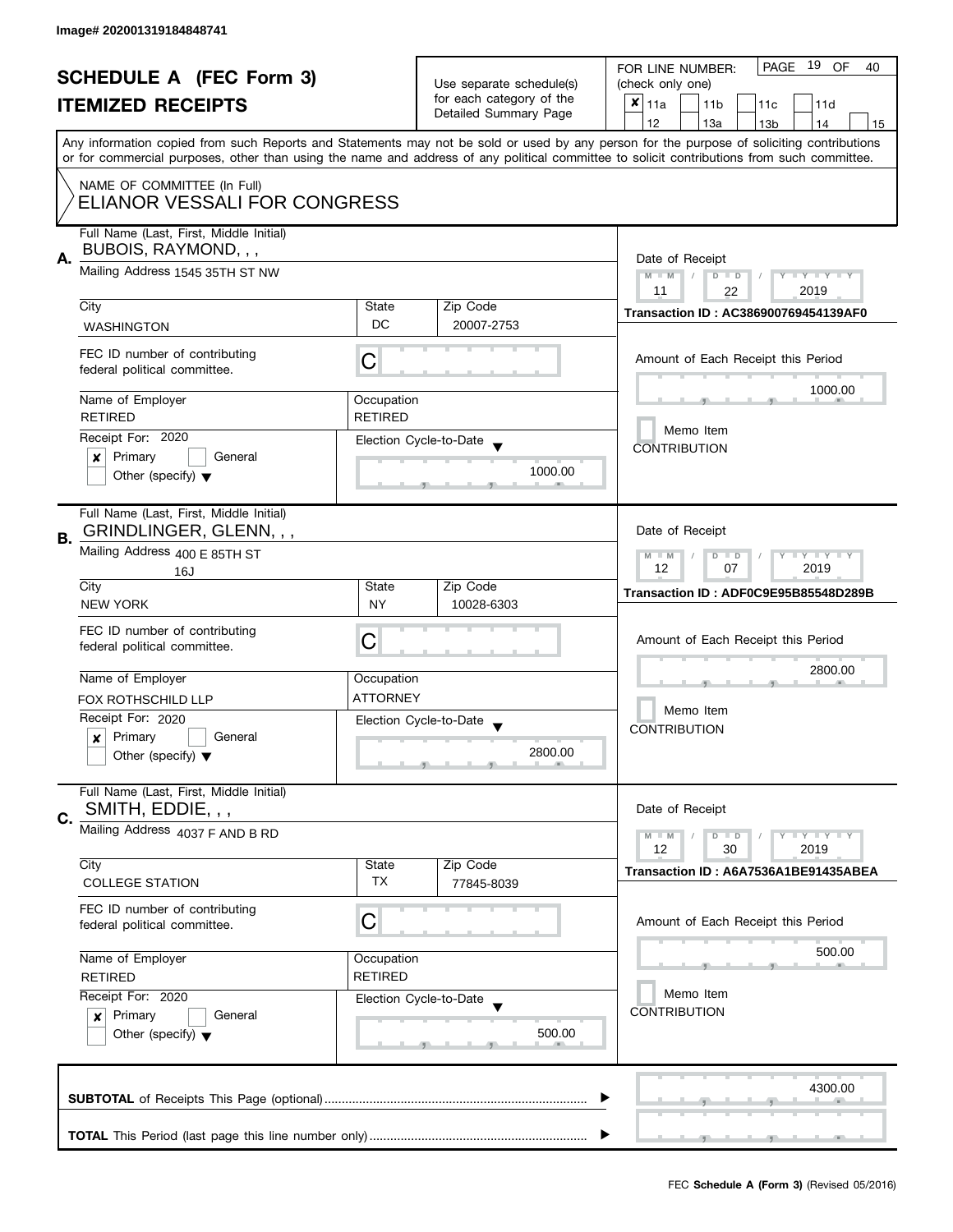Image# 202001319184848741

# SCHEDULE A (FEC Form 3)
## ITEMIZED RECEIPTS

Use separate schedule(s) for each category of the Detailed Summary Page

FOR LINE NUMBER: (check only one)

- [x] 11a
- [ ] 11b
- [ ] 11c
- [ ] 11d
- [ ] 12
- [ ] 13a
- [ ] 13b
- [ ] 14
- [ ] 15

PAGE 19 OF 40

Any information copied from such Reports and Statements may not be sold or used by any person for the purpose of soliciting contributions or for commercial purposes, other than using the name and address of any political committee to solicit contributions from such committee.

NAME OF COMMITTEE (In Full)
ELIANOR VESSALI FOR CONGRESS

---

**A.** Full Name (Last, First, Middle Initial): BUBOIS, RAYMOND, , ,

Mailing Address: 1545 35TH ST NW

City: WASHINGTON | State: DC | Zip Code: 20007-2753

FEC ID number of contributing federal political committee: C

Name of Employer: RETIRED | Occupation: RETIRED

Receipt For: 2020 — [x] Primary [ ] General [ ] Other (specify)

Election Cycle-to-Date: 1000.00

Date of Receipt: 11 / 22 / 2019

Transaction ID : AC386900769454139AF0

Amount of Each Receipt this Period: 1000.00

[ ] Memo Item — CONTRIBUTION

---

**B.** Full Name (Last, First, Middle Initial): GRINDLINGER, GLENN, , ,

Mailing Address: 400 E 85TH ST
16J

City: NEW YORK | State: NY | Zip Code: 10028-6303

FEC ID number of contributing federal political committee: C

Name of Employer: FOX ROTHSCHILD LLP | Occupation: ATTORNEY

Receipt For: 2020 — [x] Primary [ ] General [ ] Other (specify)

Election Cycle-to-Date: 2800.00

Date of Receipt: 12 / 07 / 2019

Transaction ID : ADF0C9E95B85548D289B

Amount of Each Receipt this Period: 2800.00

[ ] Memo Item — CONTRIBUTION

---

**C.** Full Name (Last, First, Middle Initial): SMITH, EDDIE, , ,

Mailing Address: 4037 F AND B RD

City: COLLEGE STATION | State: TX | Zip Code: 77845-8039

FEC ID number of contributing federal political committee: C

Name of Employer: RETIRED | Occupation: RETIRED

Receipt For: 2020 — [x] Primary [ ] General [ ] Other (specify)

Election Cycle-to-Date: 500.00

Date of Receipt: 12 / 30 / 2019

Transaction ID : A6A7536A1BE91435ABEA

Amount of Each Receipt this Period: 500.00

[ ] Memo Item — CONTRIBUTION

---

**SUBTOTAL** of Receipts This Page (optional): 4300.00

**TOTAL** This Period (last page this line number only):

FEC **Schedule A (Form 3)** (Revised 05/2016)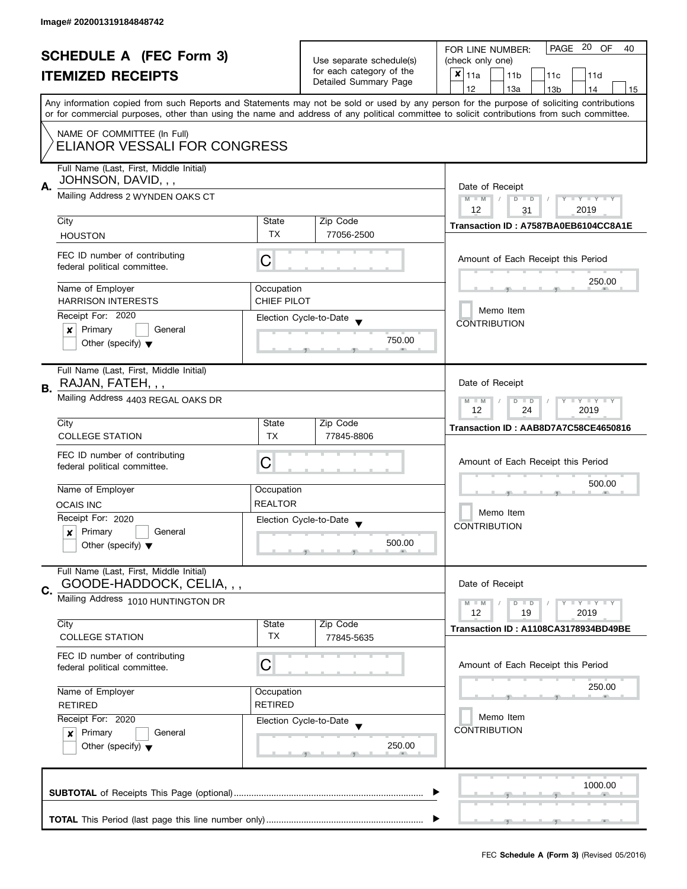Image# 202001319184848742

# SCHEDULE A (FEC Form 3)

## ITEMIZED RECEIPTS

Use separate schedule(s) for each category of the Detailed Summary Page

FOR LINE NUMBER: (check only one)

PAGE 20 OF 40

- [x] 11a
- [ ] 11b
- [ ] 11c
- [ ] 11d
- [ ] 12
- [ ] 13a
- [ ] 13b
- [ ] 14
- [ ] 15

Any information copied from such Reports and Statements may not be sold or used by any person for the purpose of soliciting contributions or for commercial purposes, other than using the name and address of any political committee to solicit contributions from such committee.

NAME OF COMMITTEE (In Full)
ELIANOR VESSALI FOR CONGRESS

---

**A.** Full Name (Last, First, Middle Initial): JOHNSON, DAVID, , ,

Mailing Address: 2 WYNDEN OAKS CT

City: HOUSTON | State: TX | Zip Code: 77056-2500

FEC ID number of contributing federal political committee: C

Name of Employer: HARRISON INTERESTS | Occupation: CHIEF PILOT

Receipt For: 2020
- [x] Primary
- [ ] General
- [ ] Other (specify)

Election Cycle-to-Date: 750.00

Date of Receipt: 12 / 31 / 2019

Transaction ID : A7587BA0EB6104CC8A1E

Amount of Each Receipt this Period: 250.00

Memo Item: CONTRIBUTION

---

**B.** Full Name (Last, First, Middle Initial): RAJAN, FATEH, , ,

Mailing Address: 4403 REGAL OAKS DR

City: COLLEGE STATION | State: TX | Zip Code: 77845-8806

FEC ID number of contributing federal political committee: C

Name of Employer: OCAIS INC | Occupation: REALTOR

Receipt For: 2020
- [x] Primary
- [ ] General
- [ ] Other (specify)

Election Cycle-to-Date: 500.00

Date of Receipt: 12 / 24 / 2019

Transaction ID : AAB8D7A7C58CE4650816

Amount of Each Receipt this Period: 500.00

Memo Item: CONTRIBUTION

---

**C.** Full Name (Last, First, Middle Initial): GOODE-HADDOCK, CELIA, , ,

Mailing Address: 1010 HUNTINGTON DR

City: COLLEGE STATION | State: TX | Zip Code: 77845-5635

FEC ID number of contributing federal political committee: C

Name of Employer: RETIRED | Occupation: RETIRED

Receipt For: 2020
- [x] Primary
- [ ] General
- [ ] Other (specify)

Election Cycle-to-Date: 250.00

Date of Receipt: 12 / 19 / 2019

Transaction ID : A1108CA3178934BD49BE

Amount of Each Receipt this Period: 250.00

Memo Item: CONTRIBUTION

---

**SUBTOTAL** of Receipts This Page (optional): 1000.00

**TOTAL** This Period (last page this line number only):

FEC **Schedule A (Form 3)** (Revised 05/2016)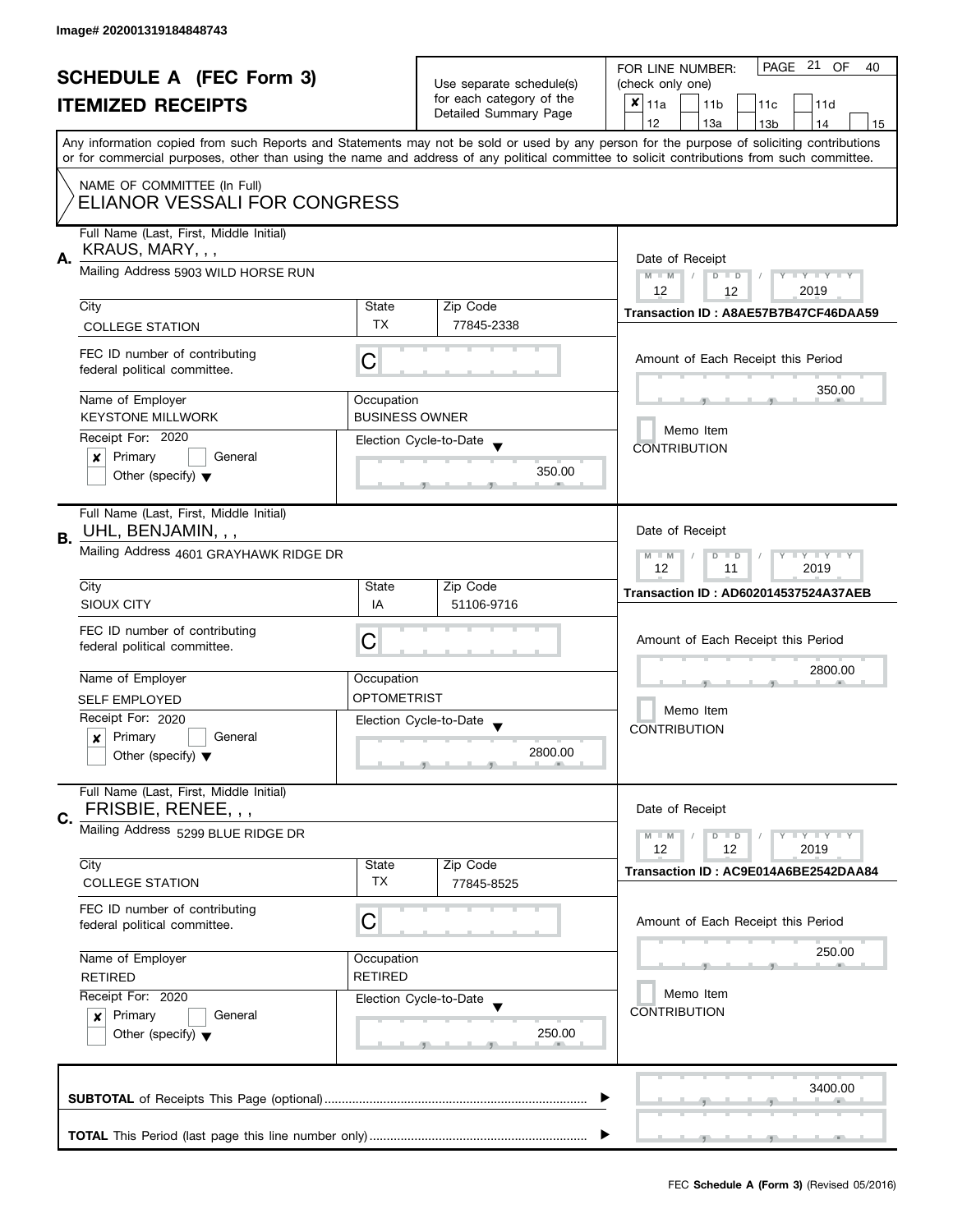Image# 202001319184848743

# SCHEDULE A (FEC Form 3)
## ITEMIZED RECEIPTS

Use separate schedule(s) for each category of the Detailed Summary Page

FOR LINE NUMBER: (check only one)
[x] 11a [ ] 11b [ ] 11c [ ] 11d [ ] 12 [ ] 13a [ ] 13b [ ] 14 [ ] 15

PAGE 21 OF 40

Any information copied from such Reports and Statements may not be sold or used by any person for the purpose of soliciting contributions or for commercial purposes, other than using the name and address of any political committee to solicit contributions from such committee.

NAME OF COMMITTEE (In Full)
ELIANOR VESSALI FOR CONGRESS

---

**A.** Full Name (Last, First, Middle Initial): KRAUS, MARY, , ,

Mailing Address: 5903 WILD HORSE RUN

City: COLLEGE STATION | State: TX | Zip Code: 77845-2338

FEC ID number of contributing federal political committee: C

Name of Employer: KEYSTONE MILLWORK | Occupation: BUSINESS OWNER

Receipt For: 2020 [x] Primary [ ] General [ ] Other (specify)

Election Cycle-to-Date: 350.00

Date of Receipt: 12 / 12 / 2019

Transaction ID : A8AE57B7B47CF46DAA59

Amount of Each Receipt this Period: 350.00

[ ] Memo Item
CONTRIBUTION

---

**B.** Full Name (Last, First, Middle Initial): UHL, BENJAMIN, , ,

Mailing Address: 4601 GRAYHAWK RIDGE DR

City: SIOUX CITY | State: IA | Zip Code: 51106-9716

FEC ID number of contributing federal political committee: C

Name of Employer: SELF EMPLOYED | Occupation: OPTOMETRIST

Receipt For: 2020 [x] Primary [ ] General [ ] Other (specify)

Election Cycle-to-Date: 2800.00

Date of Receipt: 12 / 11 / 2019

Transaction ID : AD602014537524A37AEB

Amount of Each Receipt this Period: 2800.00

[ ] Memo Item
CONTRIBUTION

---

**C.** Full Name (Last, First, Middle Initial): FRISBIE, RENEE, , ,

Mailing Address: 5299 BLUE RIDGE DR

City: COLLEGE STATION | State: TX | Zip Code: 77845-8525

FEC ID number of contributing federal political committee: C

Name of Employer: RETIRED | Occupation: RETIRED

Receipt For: 2020 [x] Primary [ ] General [ ] Other (specify)

Election Cycle-to-Date: 250.00

Date of Receipt: 12 / 12 / 2019

Transaction ID : AC9E014A6BE2542DAA84

Amount of Each Receipt this Period: 250.00

[ ] Memo Item
CONTRIBUTION

---

**SUBTOTAL** of Receipts This Page (optional): 3400.00

**TOTAL** This Period (last page this line number only):

FEC **Schedule A (Form 3)** (Revised 05/2016)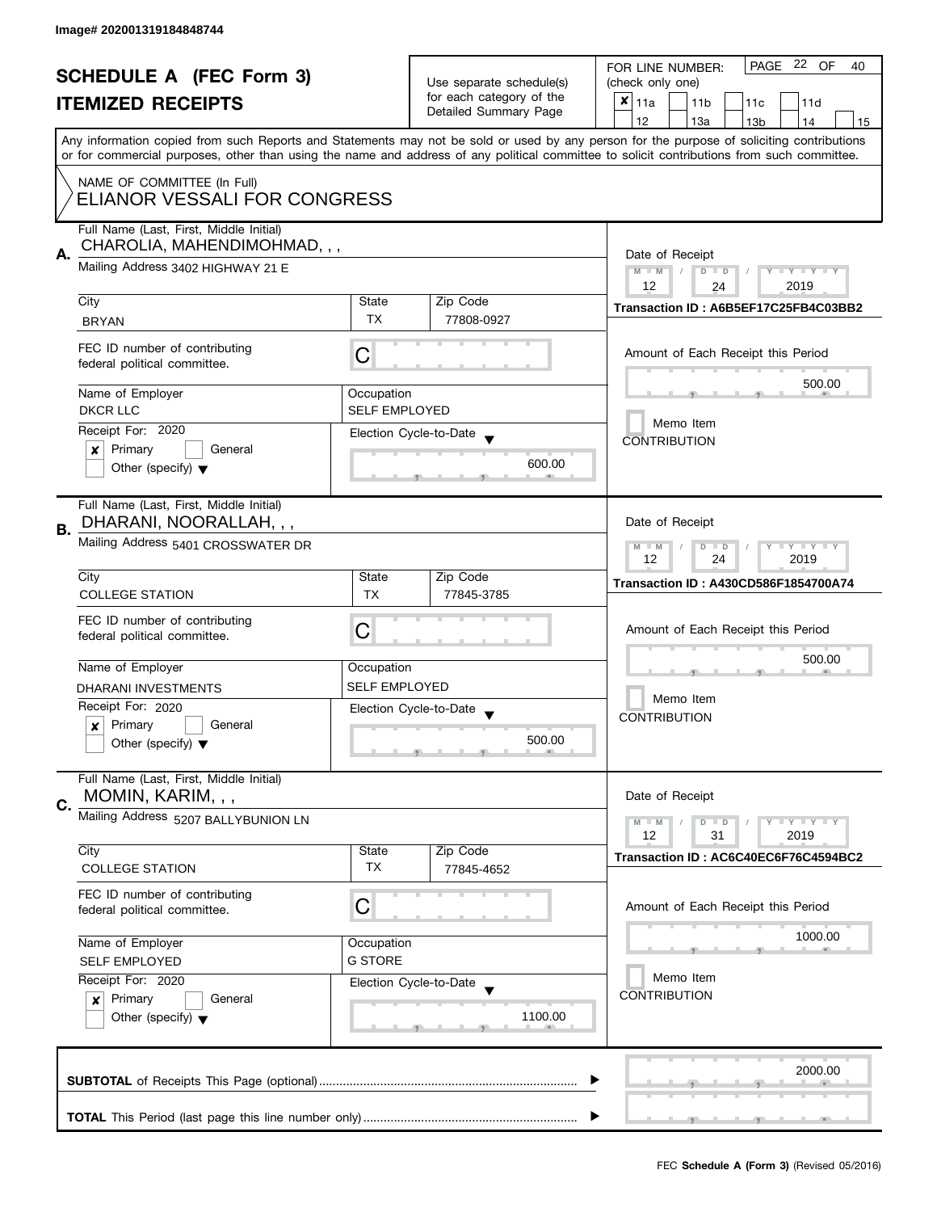Image# 202001319184848744

# SCHEDULE A (FEC Form 3)

## ITEMIZED RECEIPTS

Use separate schedule(s) for each category of the Detailed Summary Page

FOR LINE NUMBER: (check only one)

- [x] 11a
- [ ] 11b
- [ ] 11c
- [ ] 11d
- [ ] 12
- [ ] 13a
- [ ] 13b
- [ ] 14
- [ ] 15

PAGE 22 OF 40

Any information copied from such Reports and Statements may not be sold or used by any person for the purpose of soliciting contributions or for commercial purposes, other than using the name and address of any political committee to solicit contributions from such committee.

NAME OF COMMITTEE (In Full)

ELIANOR VESSALI FOR CONGRESS

---

**A.** Full Name (Last, First, Middle Initial): CHAROLIA, MAHENDIMOHMAD, , ,

Mailing Address: 3402 HIGHWAY 21 E

| City | State | Zip Code |
|---|---|---|
| BRYAN | TX | 77808-0927 |

FEC ID number of contributing federal political committee: C

Name of Employer: DKCR LLC

Occupation: SELF EMPLOYED

Receipt For: 2020

- [x] Primary
- [ ] General
- [ ] Other (specify)

Election Cycle-to-Date: 600.00

Date of Receipt: 12 / 24 / 2019

Transaction ID : A6B5EF17C25FB4C03BB2

Amount of Each Receipt this Period: 500.00

Memo Item

CONTRIBUTION

---

**B.** Full Name (Last, First, Middle Initial): DHARANI, NOORALLAH, , ,

Mailing Address: 5401 CROSSWATER DR

| City | State | Zip Code |
|---|---|---|
| COLLEGE STATION | TX | 77845-3785 |

FEC ID number of contributing federal political committee: C

Name of Employer: DHARANI INVESTMENTS

Occupation: SELF EMPLOYED

Receipt For: 2020

- [x] Primary
- [ ] General
- [ ] Other (specify)

Election Cycle-to-Date: 500.00

Date of Receipt: 12 / 24 / 2019

Transaction ID : A430CD586F1854700A74

Amount of Each Receipt this Period: 500.00

Memo Item

CONTRIBUTION

---

**C.** Full Name (Last, First, Middle Initial): MOMIN, KARIM, , ,

Mailing Address: 5207 BALLYBUNION LN

| City | State | Zip Code |
|---|---|---|
| COLLEGE STATION | TX | 77845-4652 |

FEC ID number of contributing federal political committee: C

Name of Employer: SELF EMPLOYED

Occupation: G STORE

Receipt For: 2020

- [x] Primary
- [ ] General
- [ ] Other (specify)

Election Cycle-to-Date: 1100.00

Date of Receipt: 12 / 31 / 2019

Transaction ID : AC6C40EC6F76C4594BC2

Amount of Each Receipt this Period: 1000.00

Memo Item

CONTRIBUTION

---

**SUBTOTAL** of Receipts This Page (optional): 2000.00

**TOTAL** This Period (last page this line number only):

FEC **Schedule A (Form 3)** (Revised 05/2016)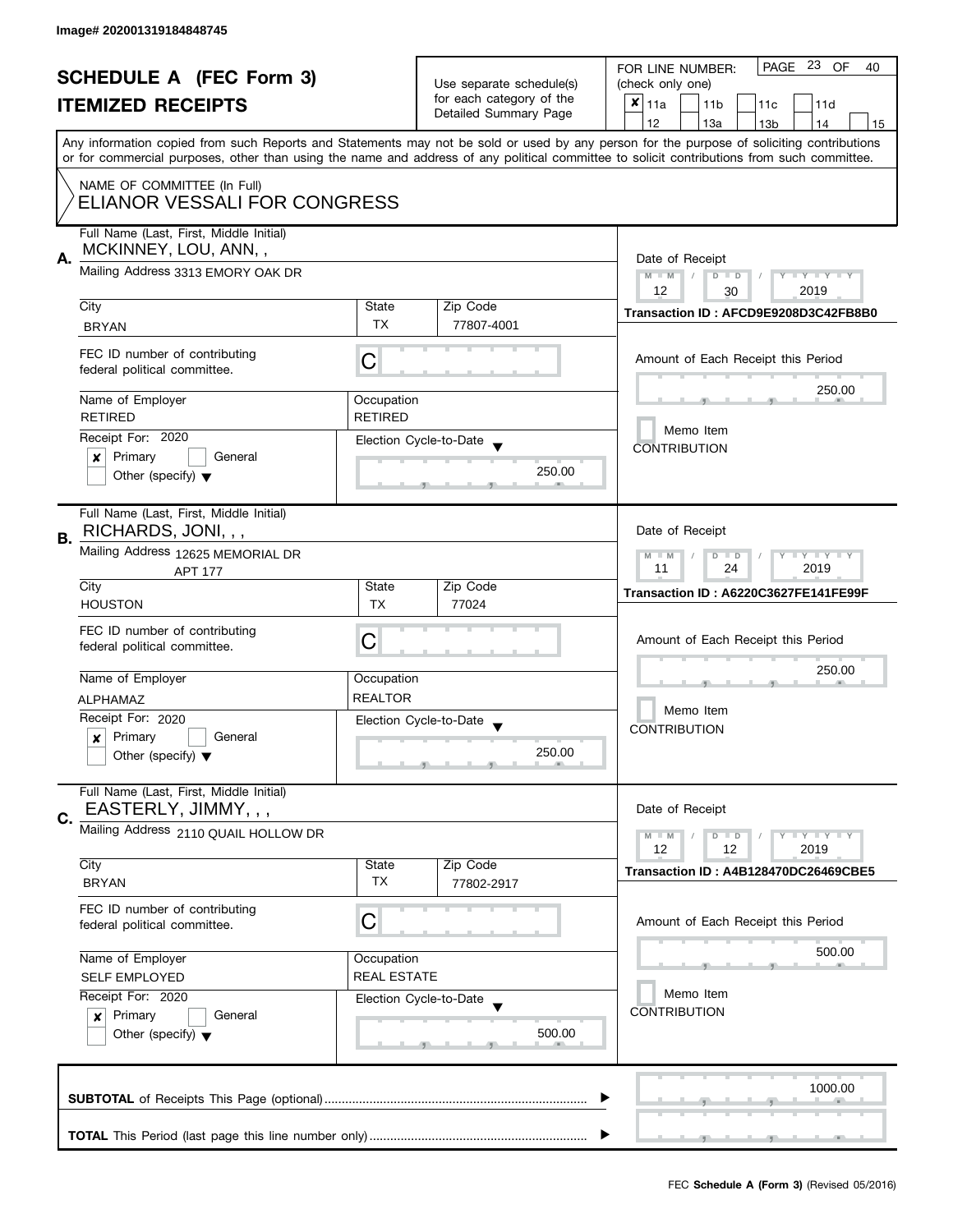Image# 202001319184848745

# SCHEDULE A (FEC Form 3)
## ITEMIZED RECEIPTS

Use separate schedule(s) for each category of the Detailed Summary Page

FOR LINE NUMBER: (check only one)

| | | | | |
|---|---|---|---|---|
| [x] 11a | [ ] 11b | [ ] 11c | [ ] 11d | |
| [ ] 12 | [ ] 13a | [ ] 13b | [ ] 14 | [ ] 15 |

Any information copied from such Reports and Statements may not be sold or used by any person for the purpose of soliciting contributions or for commercial purposes, other than using the name and address of any political committee to solicit contributions from such committee.

NAME OF COMMITTEE (In Full)
ELIANOR VESSALI FOR CONGRESS

---

**A.** Full Name (Last, First, Middle Initial): MCKINNEY, LOU, ANN, ,

Mailing Address: 3313 EMORY OAK DR

City: BRYAN | State: TX | Zip Code: 77807-4001

FEC ID number of contributing federal political committee: C

Name of Employer: RETIRED | Occupation: RETIRED

Receipt For: 2020 — [x] Primary [ ] General [ ] Other (specify)

Election Cycle-to-Date: 250.00

Date of Receipt: 12 / 30 / 2019

Transaction ID : AFCD9E9208D3C42FB8B0

Amount of Each Receipt this Period: 250.00

[ ] Memo Item

CONTRIBUTION

---

**B.** Full Name (Last, First, Middle Initial): RICHARDS, JONI, , ,

Mailing Address: 12625 MEMORIAL DR, APT 177

City: HOUSTON | State: TX | Zip Code: 77024

FEC ID number of contributing federal political committee: C

Name of Employer: ALPHAMAZ | Occupation: REALTOR

Receipt For: 2020 — [x] Primary [ ] General [ ] Other (specify)

Election Cycle-to-Date: 250.00

Date of Receipt: 11 / 24 / 2019

Transaction ID : A6220C3627FE141FE99F

Amount of Each Receipt this Period: 250.00

[ ] Memo Item

CONTRIBUTION

---

**C.** Full Name (Last, First, Middle Initial): EASTERLY, JIMMY, , ,

Mailing Address: 2110 QUAIL HOLLOW DR

City: BRYAN | State: TX | Zip Code: 77802-2917

FEC ID number of contributing federal political committee: C

Name of Employer: SELF EMPLOYED | Occupation: REAL ESTATE

Receipt For: 2020 — [x] Primary [ ] General [ ] Other (specify)

Election Cycle-to-Date: 500.00

Date of Receipt: 12 / 12 / 2019

Transaction ID : A4B128470DC26469CBE5

Amount of Each Receipt this Period: 500.00

[ ] Memo Item

CONTRIBUTION

---

**SUBTOTAL** of Receipts This Page (optional): 1000.00

**TOTAL** This Period (last page this line number only):

FEC **Schedule A (Form 3)** (Revised 05/2016)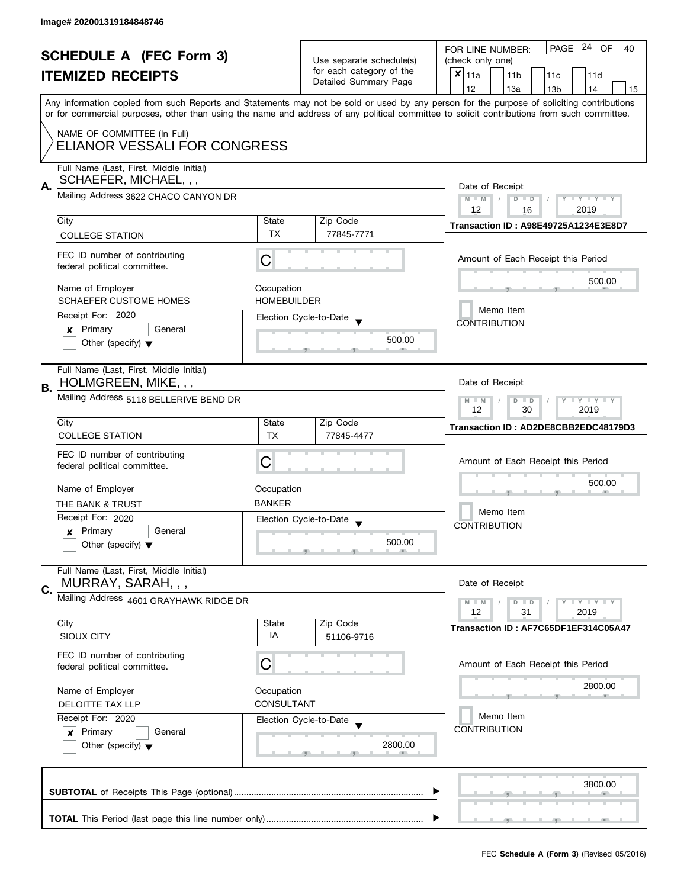Image# 202001319184848746

# SCHEDULE A (FEC Form 3)
## ITEMIZED RECEIPTS

Use separate schedule(s) for each category of the Detailed Summary Page

FOR LINE NUMBER: (check only one)

- [x] 11a
- [ ] 11b
- [ ] 11c
- [ ] 11d
- [ ] 12
- [ ] 13a
- [ ] 13b
- [ ] 14
- [ ] 15

Any information copied from such Reports and Statements may not be sold or used by any person for the purpose of soliciting contributions or for commercial purposes, other than using the name and address of any political committee to solicit contributions from such committee.

NAME OF COMMITTEE (In Full)
ELIANOR VESSALI FOR CONGRESS

---

**A.** Full Name (Last, First, Middle Initial): SCHAEFER, MICHAEL, , ,

Mailing Address: 3622 CHACO CANYON DR

City: COLLEGE STATION | State: TX | Zip Code: 77845-7771

FEC ID number of contributing federal political committee: C

Name of Employer: SCHAEFER CUSTOME HOMES

Occupation: HOMEBUILDER

Receipt For: 2020
- [x] Primary
- [ ] General
- [ ] Other (specify)

Election Cycle-to-Date: 500.00

Date of Receipt: 12 / 16 / 2019

Transaction ID : A98E49725A1234E3E8D7

Amount of Each Receipt this Period: 500.00

- [ ] Memo Item

CONTRIBUTION

---

**B.** Full Name (Last, First, Middle Initial): HOLMGREEN, MIKE, , ,

Mailing Address: 5118 BELLERIVE BEND DR

City: COLLEGE STATION | State: TX | Zip Code: 77845-4477

FEC ID number of contributing federal political committee: C

Name of Employer: THE BANK & TRUST

Occupation: BANKER

Receipt For: 2020
- [x] Primary
- [ ] General
- [ ] Other (specify)

Election Cycle-to-Date: 500.00

Date of Receipt: 12 / 30 / 2019

Transaction ID : AD2DE8CBB2EDC48179D3

Amount of Each Receipt this Period: 500.00

- [ ] Memo Item

CONTRIBUTION

---

**C.** Full Name (Last, First, Middle Initial): MURRAY, SARAH, , ,

Mailing Address: 4601 GRAYHAWK RIDGE DR

City: SIOUX CITY | State: IA | Zip Code: 51106-9716

FEC ID number of contributing federal political committee: C

Name of Employer: DELOITTE TAX LLP

Occupation: CONSULTANT

Receipt For: 2020
- [x] Primary
- [ ] General
- [ ] Other (specify)

Election Cycle-to-Date: 2800.00

Date of Receipt: 12 / 31 / 2019

Transaction ID : AF7C65DF1EF314C05A47

Amount of Each Receipt this Period: 2800.00

- [ ] Memo Item

CONTRIBUTION

---

**SUBTOTAL** of Receipts This Page (optional): 3800.00

**TOTAL** This Period (last page this line number only):

FEC **Schedule A (Form 3)** (Revised 05/2016)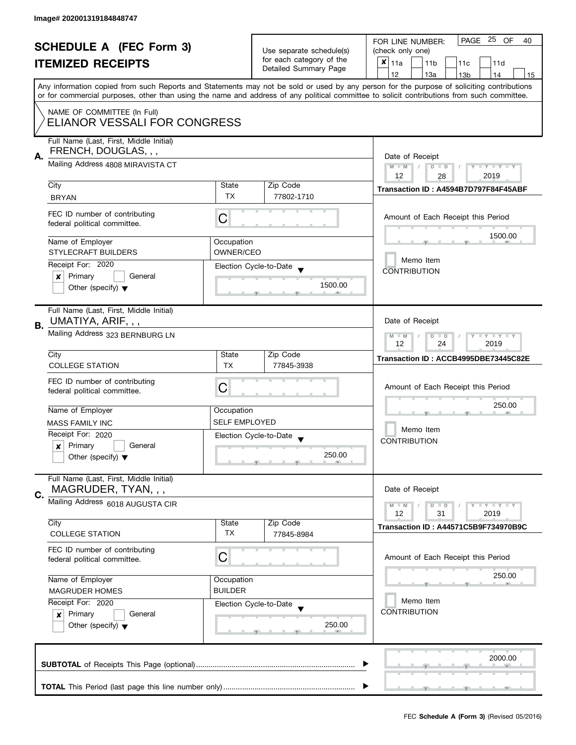Image# 202001319184848747

# SCHEDULE A (FEC Form 3)
## ITEMIZED RECEIPTS

Use separate schedule(s) for each category of the Detailed Summary Page

FOR LINE NUMBER: (check only one)

- [x] 11a
- [ ] 11b
- [ ] 11c
- [ ] 11d
- [ ] 12
- [ ] 13a
- [ ] 13b
- [ ] 14
- [ ] 15

PAGE 25 OF 40

Any information copied from such Reports and Statements may not be sold or used by any person for the purpose of soliciting contributions or for commercial purposes, other than using the name and address of any political committee to solicit contributions from such committee.

NAME OF COMMITTEE (In Full)
ELIANOR VESSALI FOR CONGRESS

---

**A.**

Full Name (Last, First, Middle Initial): FRENCH, DOUGLAS, , ,

Mailing Address: 4808 MIRAVISTA CT

City: BRYAN | State: TX | Zip Code: 77802-1710

FEC ID number of contributing federal political committee: C

Name of Employer: STYLECRAFT BUILDERS | Occupation: OWNER/CEO

Receipt For: 2020
- [x] Primary
- [ ] General
- [ ] Other (specify)

Election Cycle-to-Date: 1500.00

Date of Receipt: 12 / 28 / 2019

Transaction ID : A4594B7D797F84F45ABF

Amount of Each Receipt this Period: 1500.00

Memo Item
CONTRIBUTION

---

**B.**

Full Name (Last, First, Middle Initial): UMATIYA, ARIF, , ,

Mailing Address: 323 BERNBURG LN

City: COLLEGE STATION | State: TX | Zip Code: 77845-3938

FEC ID number of contributing federal political committee: C

Name of Employer: MASS FAMILY INC | Occupation: SELF EMPLOYED

Receipt For: 2020
- [x] Primary
- [ ] General
- [ ] Other (specify)

Election Cycle-to-Date: 250.00

Date of Receipt: 12 / 24 / 2019

Transaction ID : ACCB4995DBE73445C82E

Amount of Each Receipt this Period: 250.00

Memo Item
CONTRIBUTION

---

**C.**

Full Name (Last, First, Middle Initial): MAGRUDER, TYAN, , ,

Mailing Address: 6018 AUGUSTA CIR

City: COLLEGE STATION | State: TX | Zip Code: 77845-8984

FEC ID number of contributing federal political committee: C

Name of Employer: MAGRUDER HOMES | Occupation: BUILDER

Receipt For: 2020
- [x] Primary
- [ ] General
- [ ] Other (specify)

Election Cycle-to-Date: 250.00

Date of Receipt: 12 / 31 / 2019

Transaction ID : A44571C5B9F734970B9C

Amount of Each Receipt this Period: 250.00

Memo Item
CONTRIBUTION

---

**SUBTOTAL** of Receipts This Page (optional): 2000.00

**TOTAL** This Period (last page this line number only):

FEC **Schedule A (Form 3)** (Revised 05/2016)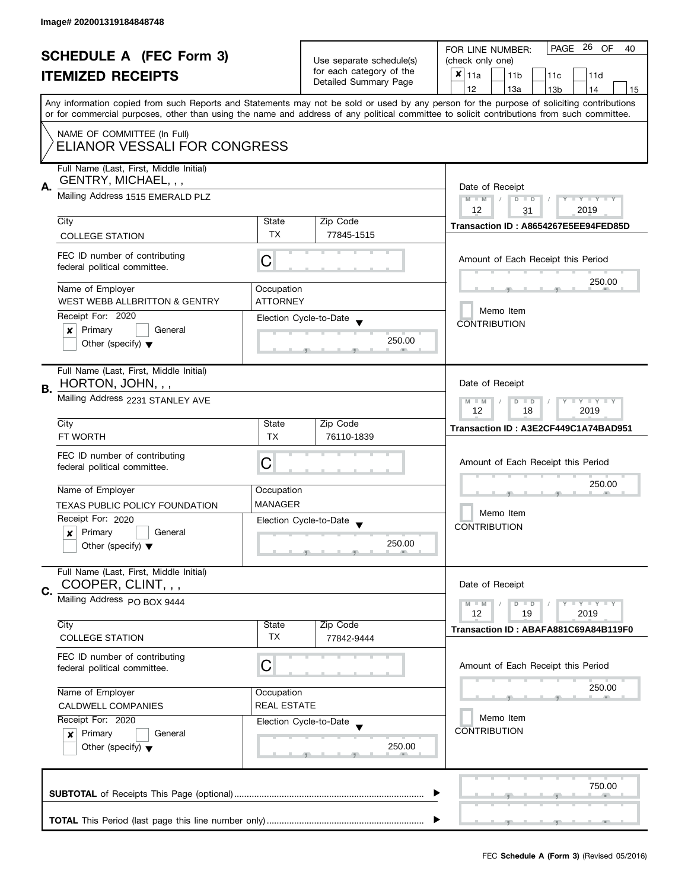Image# 202001319184848748

# SCHEDULE A (FEC Form 3)
## ITEMIZED RECEIPTS

Use separate schedule(s) for each category of the Detailed Summary Page

FOR LINE NUMBER: (check only one)

- [x] 11a
- [ ] 11b
- [ ] 11c
- [ ] 11d
- [ ] 12
- [ ] 13a
- [ ] 13b
- [ ] 14
- [ ] 15

PAGE 26 OF 40

Any information copied from such Reports and Statements may not be sold or used by any person for the purpose of soliciting contributions or for commercial purposes, other than using the name and address of any political committee to solicit contributions from such committee.

NAME OF COMMITTEE (In Full)
ELIANOR VESSALI FOR CONGRESS

---

**A.** Full Name (Last, First, Middle Initial): GENTRY, MICHAEL, , ,

Mailing Address: 1515 EMERALD PLZ

City: COLLEGE STATION | State: TX | Zip Code: 77845-1515

FEC ID number of contributing federal political committee: C

Name of Employer: WEST WEBB ALLBRITTON & GENTRY

Occupation: ATTORNEY

Receipt For: 2020 — [x] Primary [ ] General [ ] Other (specify)

Election Cycle-to-Date: 250.00

Date of Receipt: 12 / 31 / 2019

Transaction ID : A8654267E5EE94FED85D

Amount of Each Receipt this Period: 250.00

[ ] Memo Item

CONTRIBUTION

---

**B.** Full Name (Last, First, Middle Initial): HORTON, JOHN, , ,

Mailing Address: 2231 STANLEY AVE

City: FT WORTH | State: TX | Zip Code: 76110-1839

FEC ID number of contributing federal political committee: C

Name of Employer: TEXAS PUBLIC POLICY FOUNDATION

Occupation: MANAGER

Receipt For: 2020 — [x] Primary [ ] General [ ] Other (specify)

Election Cycle-to-Date: 250.00

Date of Receipt: 12 / 18 / 2019

Transaction ID : A3E2CF449C1A74BAD951

Amount of Each Receipt this Period: 250.00

[ ] Memo Item

CONTRIBUTION

---

**C.** Full Name (Last, First, Middle Initial): COOPER, CLINT, , ,

Mailing Address: PO BOX 9444

City: COLLEGE STATION | State: TX | Zip Code: 77842-9444

FEC ID number of contributing federal political committee: C

Name of Employer: CALDWELL COMPANIES

Occupation: REAL ESTATE

Receipt For: 2020 — [x] Primary [ ] General [ ] Other (specify)

Election Cycle-to-Date: 250.00

Date of Receipt: 12 / 19 / 2019

Transaction ID : ABAFA881C69A84B119F0

Amount of Each Receipt this Period: 250.00

[ ] Memo Item

CONTRIBUTION

---

**SUBTOTAL** of Receipts This Page (optional): 750.00

**TOTAL** This Period (last page this line number only):

FEC **Schedule A (Form 3)** (Revised 05/2016)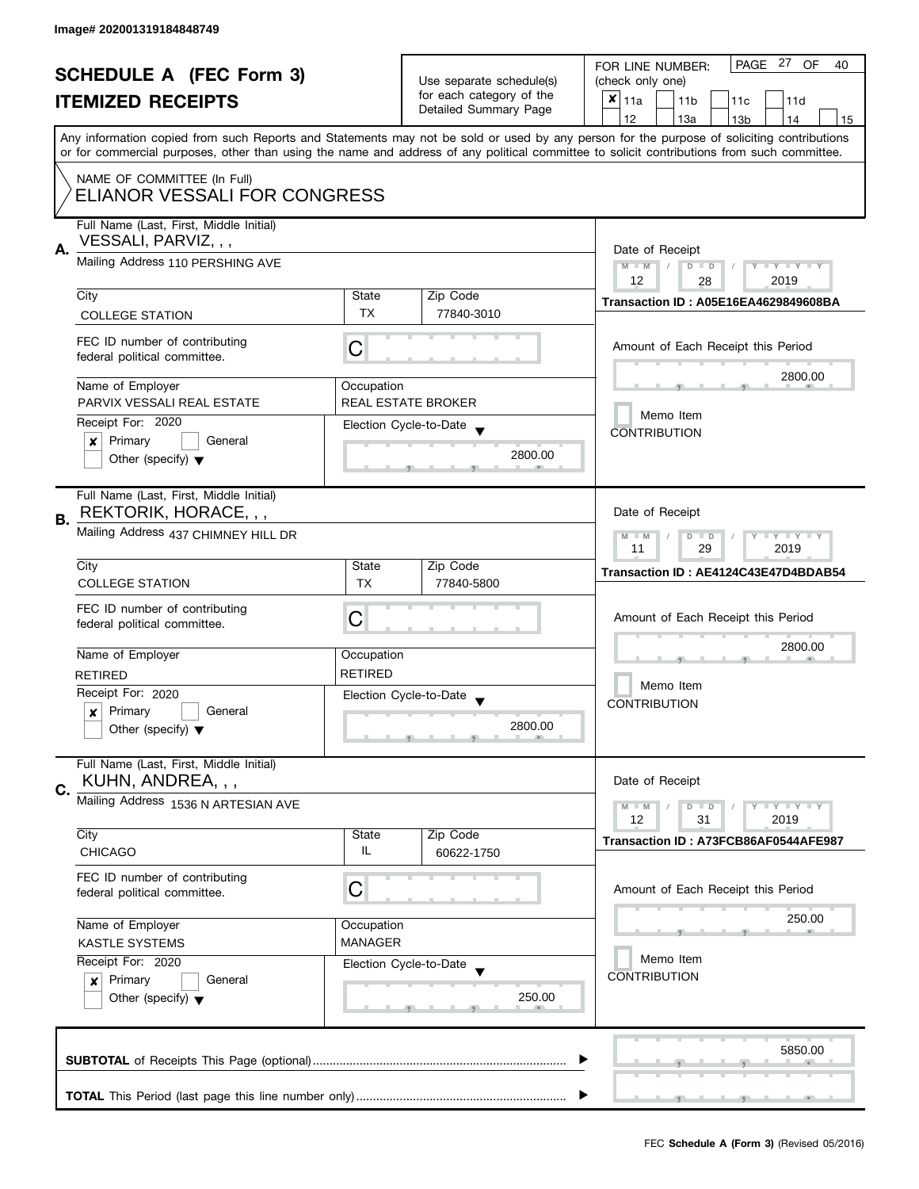Image# 202001319184848749

# SCHEDULE A (FEC Form 3)
## ITEMIZED RECEIPTS

Use separate schedule(s) for each category of the Detailed Summary Page

FOR LINE NUMBER: (check only one)

- [x] 11a
- [ ] 11b
- [ ] 11c
- [ ] 11d
- [ ] 12
- [ ] 13a
- [ ] 13b
- [ ] 14
- [ ] 15

PAGE 27 OF 40

Any information copied from such Reports and Statements may not be sold or used by any person for the purpose of soliciting contributions or for commercial purposes, other than using the name and address of any political committee to solicit contributions from such committee.

NAME OF COMMITTEE (In Full)
ELIANOR VESSALI FOR CONGRESS

---

**A.** Full Name (Last, First, Middle Initial): VESSALI, PARVIZ, , ,

Mailing Address: 110 PERSHING AVE

| City | State | Zip Code |
|---|---|---|
| COLLEGE STATION | TX | 77840-3010 |

FEC ID number of contributing federal political committee: C

Name of Employer: PARVIX VESSALI REAL ESTATE

Occupation: REAL ESTATE BROKER

Receipt For: 2020 — [x] Primary [ ] General [ ] Other (specify)

Election Cycle-to-Date: 2800.00

Date of Receipt: 12 / 28 / 2019

Transaction ID : A05E16EA4629849608BA

Amount of Each Receipt this Period: 2800.00

[ ] Memo Item

CONTRIBUTION

---

**B.** Full Name (Last, First, Middle Initial): REKTORIK, HORACE, , ,

Mailing Address: 437 CHIMNEY HILL DR

| City | State | Zip Code |
|---|---|---|
| COLLEGE STATION | TX | 77840-5800 |

FEC ID number of contributing federal political committee: C

Name of Employer: RETIRED

Occupation: RETIRED

Receipt For: 2020 — [x] Primary [ ] General [ ] Other (specify)

Election Cycle-to-Date: 2800.00

Date of Receipt: 11 / 29 / 2019

Transaction ID : AE4124C43E47D4BDAB54

Amount of Each Receipt this Period: 2800.00

[ ] Memo Item

CONTRIBUTION

---

**C.** Full Name (Last, First, Middle Initial): KUHN, ANDREA, , ,

Mailing Address: 1536 N ARTESIAN AVE

| City | State | Zip Code |
|---|---|---|
| CHICAGO | IL | 60622-1750 |

FEC ID number of contributing federal political committee: C

Name of Employer: KASTLE SYSTEMS

Occupation: MANAGER

Receipt For: 2020 — [x] Primary [ ] General [ ] Other (specify)

Election Cycle-to-Date: 250.00

Date of Receipt: 12 / 31 / 2019

Transaction ID : A73FCB86AF0544AFE987

Amount of Each Receipt this Period: 250.00

[ ] Memo Item

CONTRIBUTION

---

**SUBTOTAL** of Receipts This Page (optional): 5850.00

**TOTAL** This Period (last page this line number only):

FEC **Schedule A (Form 3)** (Revised 05/2016)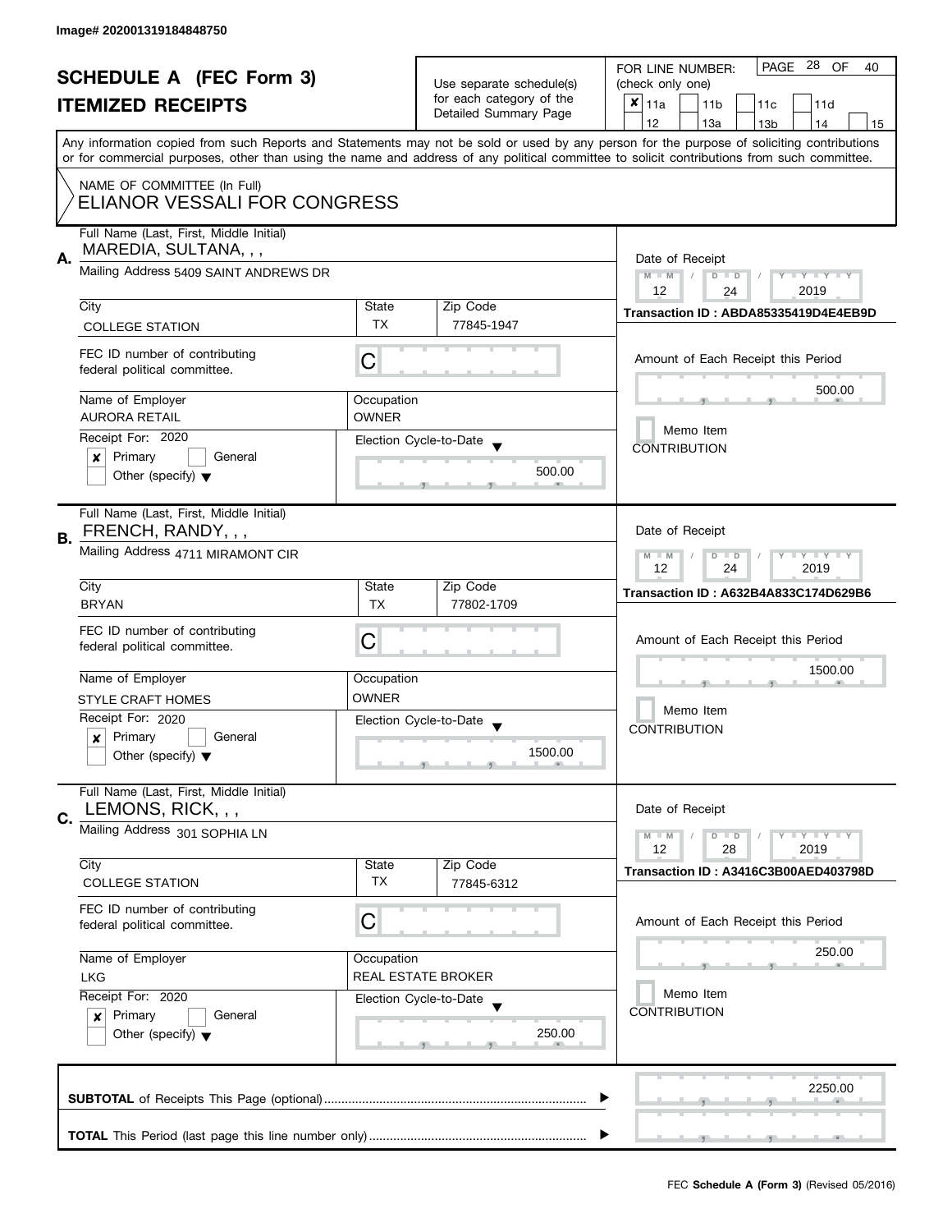Image# 202001319184848750

# SCHEDULE A (FEC Form 3)
## ITEMIZED RECEIPTS

Use separate schedule(s) for each category of the Detailed Summary Page

FOR LINE NUMBER: (check only one)

PAGE 28 OF 40

- [x] 11a
- [ ] 11b
- [ ] 11c
- [ ] 11d
- [ ] 12
- [ ] 13a
- [ ] 13b
- [ ] 14
- [ ] 15

Any information copied from such Reports and Statements may not be sold or used by any person for the purpose of soliciting contributions or for commercial purposes, other than using the name and address of any political committee to solicit contributions from such committee.

NAME OF COMMITTEE (In Full)
ELIANOR VESSALI FOR CONGRESS

---

**A.** Full Name (Last, First, Middle Initial): MAREDIA, SULTANA, , ,

Mailing Address: 5409 SAINT ANDREWS DR

City: COLLEGE STATION | State: TX | Zip Code: 77845-1947

FEC ID number of contributing federal political committee: C

Name of Employer: AURORA RETAIL | Occupation: OWNER

Receipt For: 2020
- [x] Primary
- [ ] General
- [ ] Other (specify)

Election Cycle-to-Date: 500.00

Date of Receipt: 12 / 24 / 2019

Transaction ID : ABDA85335419D4E4EB9D

Amount of Each Receipt this Period: 500.00

- [ ] Memo Item

CONTRIBUTION

---

**B.** Full Name (Last, First, Middle Initial): FRENCH, RANDY, , ,

Mailing Address: 4711 MIRAMONT CIR

City: BRYAN | State: TX | Zip Code: 77802-1709

FEC ID number of contributing federal political committee: C

Name of Employer: STYLE CRAFT HOMES | Occupation: OWNER

Receipt For: 2020
- [x] Primary
- [ ] General
- [ ] Other (specify)

Election Cycle-to-Date: 1500.00

Date of Receipt: 12 / 24 / 2019

Transaction ID : A632B4A833C174D629B6

Amount of Each Receipt this Period: 1500.00

- [ ] Memo Item

CONTRIBUTION

---

**C.** Full Name (Last, First, Middle Initial): LEMONS, RICK, , ,

Mailing Address: 301 SOPHIA LN

City: COLLEGE STATION | State: TX | Zip Code: 77845-6312

FEC ID number of contributing federal political committee: C

Name of Employer: LKG | Occupation: REAL ESTATE BROKER

Receipt For: 2020
- [x] Primary
- [ ] General
- [ ] Other (specify)

Election Cycle-to-Date: 250.00

Date of Receipt: 12 / 28 / 2019

Transaction ID : A3416C3B00AED403798D

Amount of Each Receipt this Period: 250.00

- [ ] Memo Item

CONTRIBUTION

---

**SUBTOTAL** of Receipts This Page (optional): 2250.00

**TOTAL** This Period (last page this line number only):

FEC **Schedule A (Form 3)** (Revised 05/2016)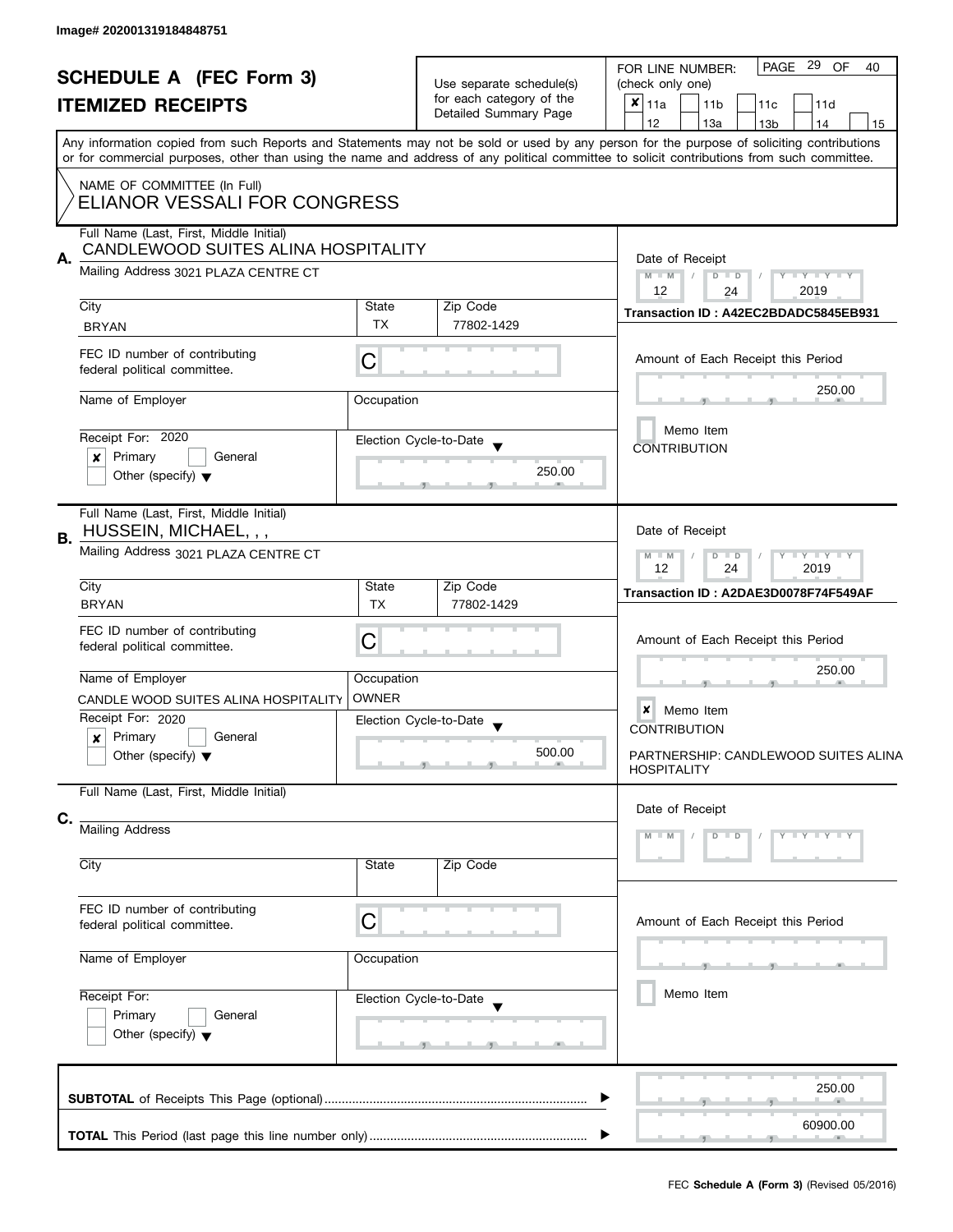Image# 202001319184848751

# SCHEDULE A (FEC Form 3)
## ITEMIZED RECEIPTS

Use separate schedule(s) for each category of the Detailed Summary Page

FOR LINE NUMBER: (check only one)

- [x] 11a
- [ ] 11b
- [ ] 11c
- [ ] 11d
- [ ] 12
- [ ] 13a
- [ ] 13b
- [ ] 14
- [ ] 15

PAGE 29 OF 40

Any information copied from such Reports and Statements may not be sold or used by any person for the purpose of soliciting contributions or for commercial purposes, other than using the name and address of any political committee to solicit contributions from such committee.

NAME OF COMMITTEE (In Full)
ELIANOR VESSALI FOR CONGRESS

---

**A.** Full Name (Last, First, Middle Initial): CANDLEWOOD SUITES ALINA HOSPITALITY

Mailing Address: 3021 PLAZA CENTRE CT

City: BRYAN | State: TX | Zip Code: 77802-1429

FEC ID number of contributing federal political committee: C

Name of Employer: | Occupation:

Receipt For: 2020
- [x] Primary
- [ ] General
- [ ] Other (specify)

Election Cycle-to-Date: 250.00

Date of Receipt: 12 / 24 / 2019

Transaction ID : A42EC2BDADC5845EB931

Amount of Each Receipt this Period: 250.00

- [ ] Memo Item

CONTRIBUTION

---

**B.** Full Name (Last, First, Middle Initial): HUSSEIN, MICHAEL, , ,

Mailing Address: 3021 PLAZA CENTRE CT

City: BRYAN | State: TX | Zip Code: 77802-1429

FEC ID number of contributing federal political committee: C

Name of Employer: CANDLE WOOD SUITES ALINA HOSPITALITY | Occupation: OWNER

Receipt For: 2020
- [x] Primary
- [ ] General
- [ ] Other (specify)

Election Cycle-to-Date: 500.00

Date of Receipt: 12 / 24 / 2019

Transaction ID : A2DAE3D0078F74F549AF

Amount of Each Receipt this Period: 250.00

- [x] Memo Item

CONTRIBUTION

PARTNERSHIP: CANDLEWOOD SUITES ALINA HOSPITALITY

---

**C.** Full Name (Last, First, Middle Initial):

Mailing Address:

City: | State: | Zip Code:

FEC ID number of contributing federal political committee: C

Name of Employer: | Occupation:

Receipt For:
- [ ] Primary
- [ ] General
- [ ] Other (specify)

Election Cycle-to-Date:

Date of Receipt: M M / D D / Y Y Y Y

Amount of Each Receipt this Period:

- [ ] Memo Item

---

**SUBTOTAL** of Receipts This Page (optional): 250.00

**TOTAL** This Period (last page this line number only): 60900.00

FEC **Schedule A (Form 3)** (Revised 05/2016)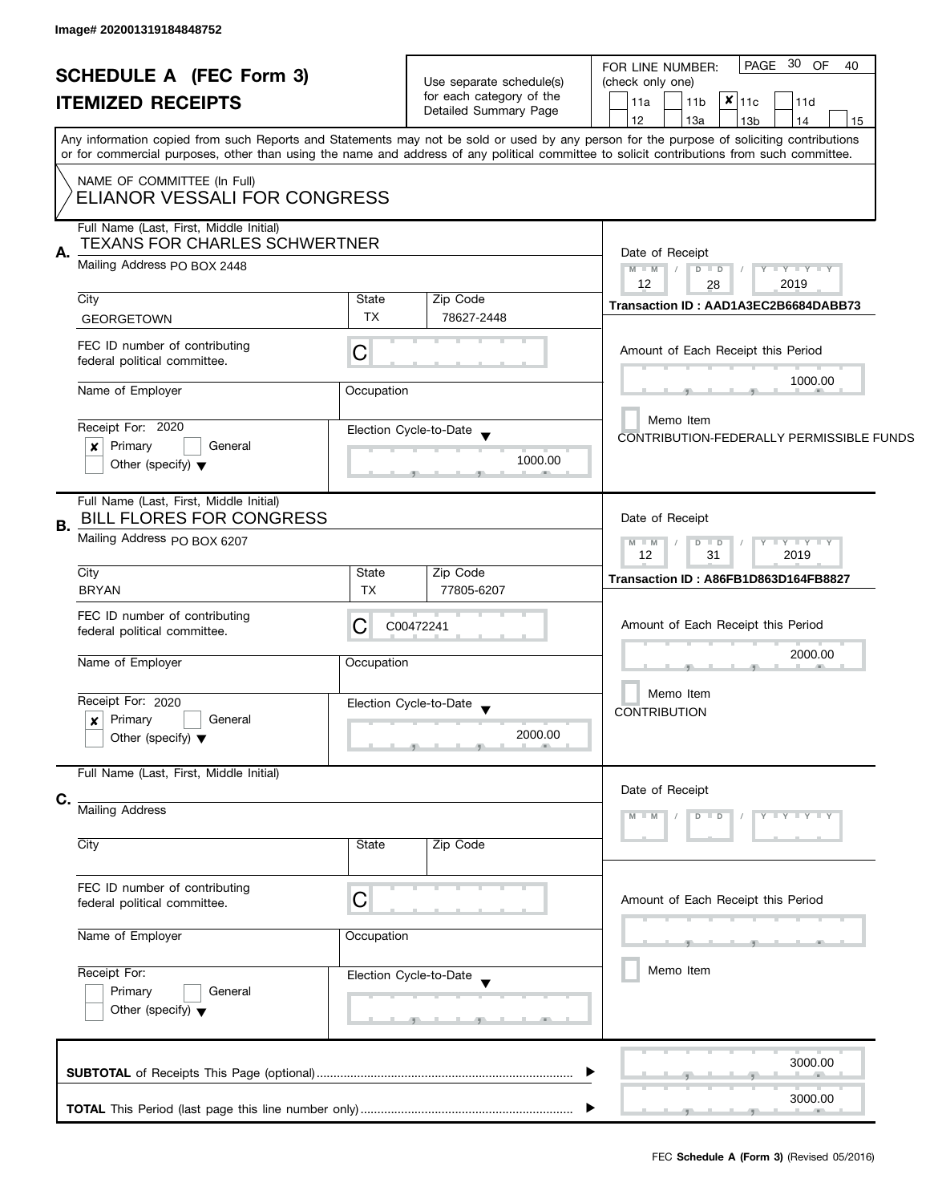Image# 202001319184848752

# SCHEDULE A (FEC Form 3)
## ITEMIZED RECEIPTS

Use separate schedule(s) for each category of the Detailed Summary Page

FOR LINE NUMBER: (check only one)

- [ ] 11a
- [ ] 11b
- [x] 11c
- [ ] 11d
- [ ] 12
- [ ] 13a
- [ ] 13b
- [ ] 14
- [ ] 15

PAGE 30 OF 40

Any information copied from such Reports and Statements may not be sold or used by any person for the purpose of soliciting contributions or for commercial purposes, other than using the name and address of any political committee to solicit contributions from such committee.

NAME OF COMMITTEE (In Full)
ELIANOR VESSALI FOR CONGRESS

---

**A.** Full Name (Last, First, Middle Initial): TEXANS FOR CHARLES SCHWERTNER

Mailing Address: PO BOX 2448

| City | State | Zip Code |
|---|---|---|
| GEORGETOWN | TX | 78627-2448 |

FEC ID number of contributing federal political committee: C

Name of Employer:

Occupation:

Receipt For: 2020
- [x] Primary
- [ ] General
- [ ] Other (specify)

Election Cycle-to-Date: 1000.00

Date of Receipt: 12 / 28 / 2019

Transaction ID : AAD1A3EC2B6684DABB73

Amount of Each Receipt this Period: 1000.00

- [ ] Memo Item

CONTRIBUTION-FEDERALLY PERMISSIBLE FUNDS

---

**B.** Full Name (Last, First, Middle Initial): BILL FLORES FOR CONGRESS

Mailing Address: PO BOX 6207

| City | State | Zip Code |
|---|---|---|
| BRYAN | TX | 77805-6207 |

FEC ID number of contributing federal political committee: C00472241

Name of Employer:

Occupation:

Receipt For: 2020
- [x] Primary
- [ ] General
- [ ] Other (specify)

Election Cycle-to-Date: 2000.00

Date of Receipt: 12 / 31 / 2019

Transaction ID : A86FB1D863D164FB8827

Amount of Each Receipt this Period: 2000.00

- [ ] Memo Item

CONTRIBUTION

---

**C.** Full Name (Last, First, Middle Initial):

Mailing Address:

| City | State | Zip Code |
|---|---|---|
| | | |

FEC ID number of contributing federal political committee: C

Name of Employer:

Occupation:

Receipt For:
- [ ] Primary
- [ ] General
- [ ] Other (specify)

Election Cycle-to-Date:

Date of Receipt: M M / D D / Y Y Y Y

Amount of Each Receipt this Period:

- [ ] Memo Item

---

**SUBTOTAL** of Receipts This Page (optional): 3000.00

**TOTAL** This Period (last page this line number only): 3000.00

FEC **Schedule A (Form 3)** (Revised 05/2016)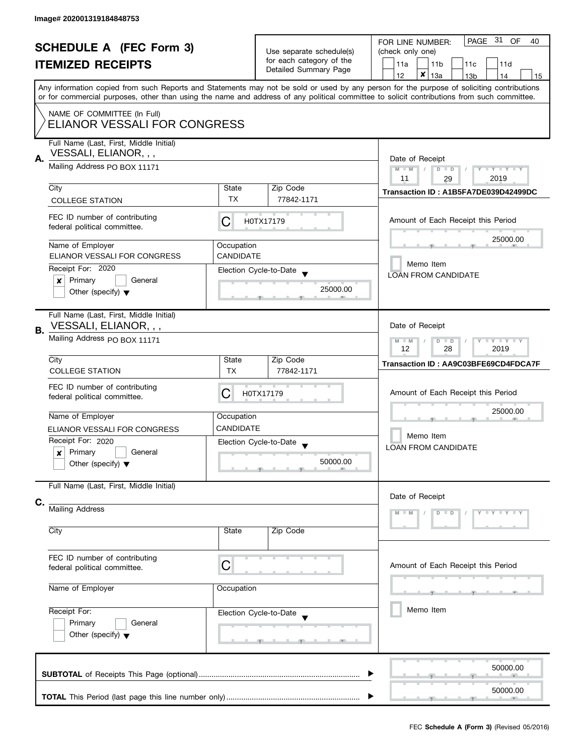Image# 202001319184848753

# SCHEDULE A (FEC Form 3)
## ITEMIZED RECEIPTS

Use separate schedule(s) for each category of the Detailed Summary Page

FOR LINE NUMBER: (check only one)

- [ ] 11a
- [ ] 11b
- [ ] 11c
- [ ] 11d
- [ ] 12
- [x] 13a
- [ ] 13b
- [ ] 14
- [ ] 15

Any information copied from such Reports and Statements may not be sold or used by any person for the purpose of soliciting contributions or for commercial purposes, other than using the name and address of any political committee to solicit contributions from such committee.

NAME OF COMMITTEE (In Full)
ELIANOR VESSALI FOR CONGRESS

---

**A.**

Full Name (Last, First, Middle Initial): VESSALI, ELIANOR, , ,

Mailing Address: PO BOX 11171

| City | State | Zip Code |
|---|---|---|
| COLLEGE STATION | TX | 77842-1171 |

FEC ID number of contributing federal political committee: C H0TX17179

Name of Employer: ELIANOR VESSALI FOR CONGRESS

Occupation: CANDIDATE

Receipt For: 2020
- [x] Primary
- [ ] General
- [ ] Other (specify)

Election Cycle-to-Date: 25000.00

Date of Receipt: 11 / 29 / 2019

Transaction ID : A1B5FA7DE039D42499DC

Amount of Each Receipt this Period: 25000.00

- [ ] Memo Item

LOAN FROM CANDIDATE

---

**B.**

Full Name (Last, First, Middle Initial): VESSALI, ELIANOR, , ,

Mailing Address: PO BOX 11171

| City | State | Zip Code |
|---|---|---|
| COLLEGE STATION | TX | 77842-1171 |

FEC ID number of contributing federal political committee: C H0TX17179

Name of Employer: ELIANOR VESSALI FOR CONGRESS

Occupation: CANDIDATE

Receipt For: 2020
- [x] Primary
- [ ] General
- [ ] Other (specify)

Election Cycle-to-Date: 50000.00

Date of Receipt: 12 / 28 / 2019

Transaction ID : AA9C03BFE69CD4FDCA7F

Amount of Each Receipt this Period: 25000.00

- [ ] Memo Item

LOAN FROM CANDIDATE

---

**C.**

Full Name (Last, First, Middle Initial):

Mailing Address:

| City | State | Zip Code |
|---|---|---|
| | | |

FEC ID number of contributing federal political committee: C

Name of Employer:

Occupation:

Receipt For:
- [ ] Primary
- [ ] General
- [ ] Other (specify)

Election Cycle-to-Date:

Date of Receipt: M M / D D / Y Y Y Y

Amount of Each Receipt this Period:

- [ ] Memo Item

---

**SUBTOTAL** of Receipts This Page (optional): 50000.00

**TOTAL** This Period (last page this line number only): 50000.00

FEC **Schedule A (Form 3)** (Revised 05/2016)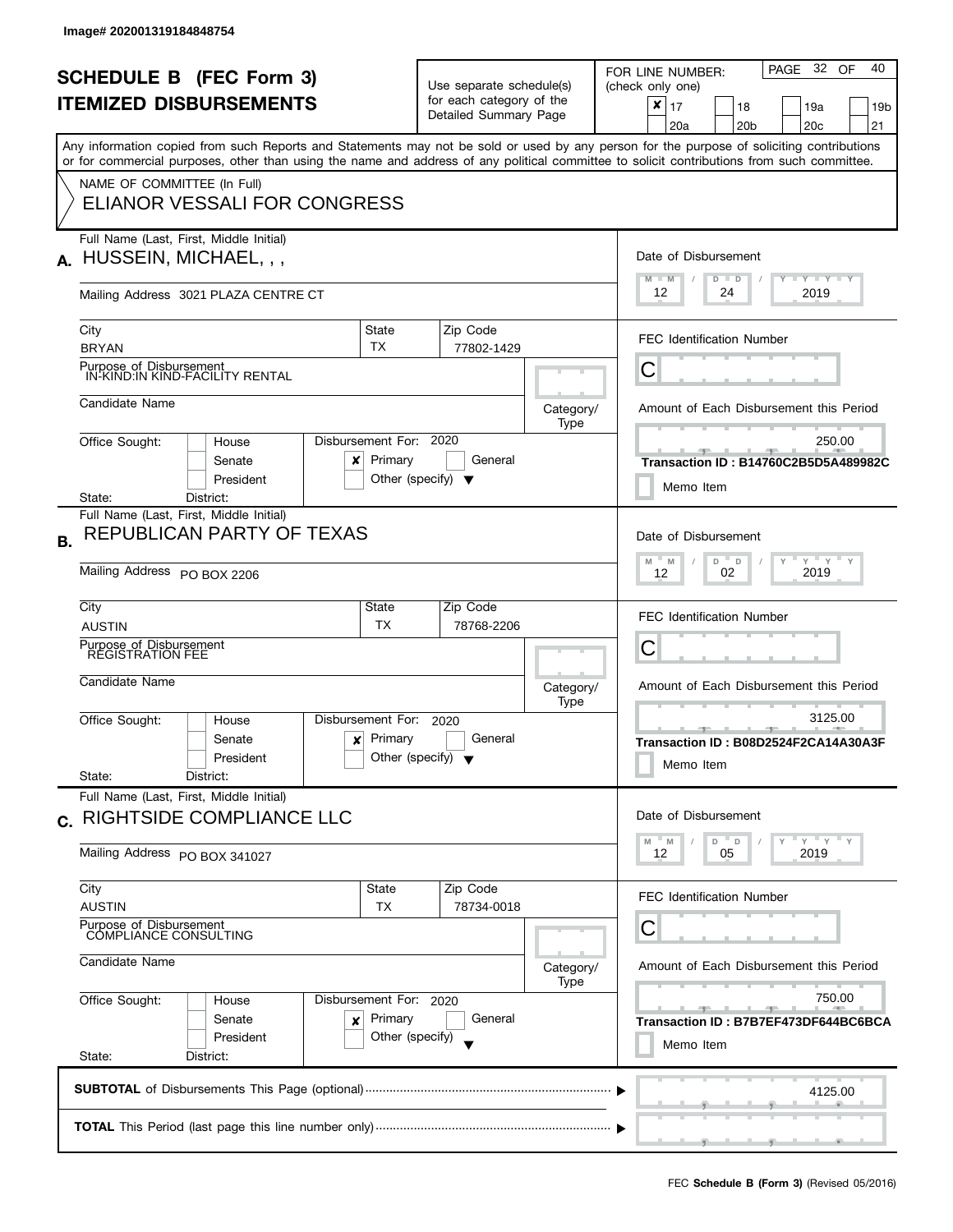Image# 202001319184848754

# SCHEDULE B (FEC Form 3)
# ITEMIZED DISBURSEMENTS

Use separate schedule(s) for each category of the Detailed Summary Page

FOR LINE NUMBER: (check only one)

- [x] 17
- [ ] 18
- [ ] 19a
- [ ] 19b
- [ ] 20a
- [ ] 20b
- [ ] 20c
- [ ] 21

Any information copied from such Reports and Statements may not be sold or used by any person for the purpose of soliciting contributions or for commercial purposes, other than using the name and address of any political committee to solicit contributions from such committee.

NAME OF COMMITTEE (In Full)

ELIANOR VESSALI FOR CONGRESS

---

**A.** Full Name (Last, First, Middle Initial): HUSSEIN, MICHAEL, , ,

Mailing Address: 3021 PLAZA CENTRE CT

City: BRYAN | State: TX | Zip Code: 77802-1429

Purpose of Disbursement: IN-KIND:IN KIND-FACILITY RENTAL

Candidate Name:

Category/Type:

Office Sought: [ ] House [ ] Senate [ ] President

State: District:

Disbursement For: 2020 [x] Primary [ ] General [ ] Other (specify)

Date of Disbursement: 12 / 24 / 2019

FEC Identification Number: C

Amount of Each Disbursement this Period: 250.00

Transaction ID : B14760C2B5D5A489982C

[ ] Memo Item

---

**B.** Full Name (Last, First, Middle Initial): REPUBLICAN PARTY OF TEXAS

Mailing Address: PO BOX 2206

City: AUSTIN | State: TX | Zip Code: 78768-2206

Purpose of Disbursement: REGISTRATION FEE

Candidate Name:

Category/Type:

Office Sought: [ ] House [ ] Senate [ ] President

State: District:

Disbursement For: 2020 [x] Primary [ ] General [ ] Other (specify)

Date of Disbursement: 12 / 02 / 2019

FEC Identification Number: C

Amount of Each Disbursement this Period: 3125.00

Transaction ID : B08D2524F2CA14A30A3F

[ ] Memo Item

---

**C.** Full Name (Last, First, Middle Initial): RIGHTSIDE COMPLIANCE LLC

Mailing Address: PO BOX 341027

City: AUSTIN | State: TX | Zip Code: 78734-0018

Purpose of Disbursement: COMPLIANCE CONSULTING

Candidate Name:

Category/Type:

Office Sought: [ ] House [ ] Senate [ ] President

State: District:

Disbursement For: 2020 [x] Primary [ ] General [ ] Other (specify)

Date of Disbursement: 12 / 05 / 2019

FEC Identification Number: C

Amount of Each Disbursement this Period: 750.00

Transaction ID : B7B7EF473DF644BC6BCA

[ ] Memo Item

---

**SUBTOTAL** of Disbursements This Page (optional): 4125.00

**TOTAL** This Period (last page this line number only):

FEC **Schedule B (Form 3)** (Revised 05/2016)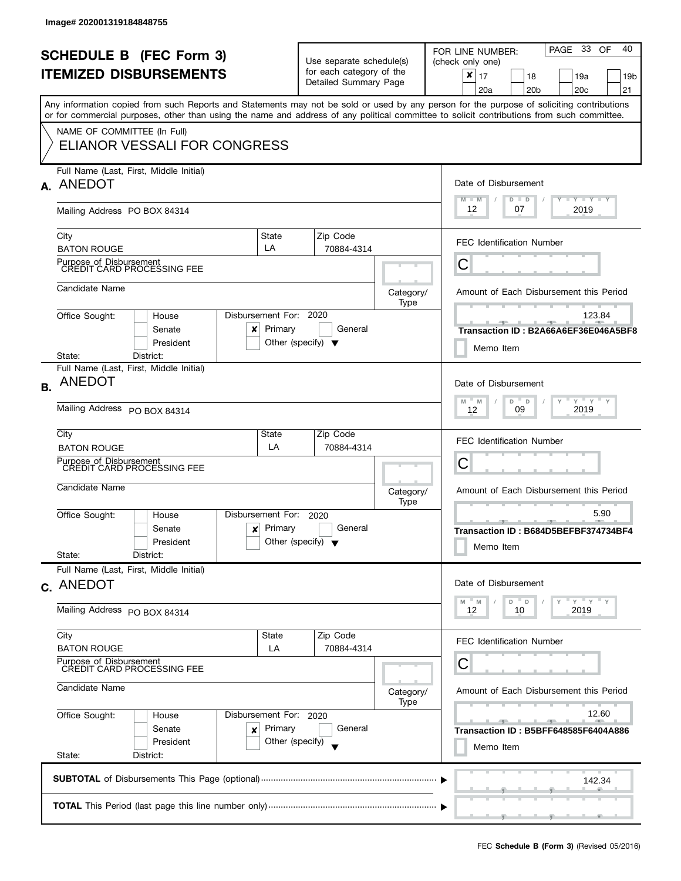Image# 202001319184848755

# SCHEDULE B (FEC Form 3)
# ITEMIZED DISBURSEMENTS

Use separate schedule(s) for each category of the Detailed Summary Page

FOR LINE NUMBER: (check only one)

- [x] 17
- [ ] 18
- [ ] 19a
- [ ] 19b
- [ ] 20a
- [ ] 20b
- [ ] 20c
- [ ] 21

Any information copied from such Reports and Statements may not be sold or used by any person for the purpose of soliciting contributions or for commercial purposes, other than using the name and address of any political committee to solicit contributions from such committee.

NAME OF COMMITTEE (In Full)
ELIANOR VESSALI FOR CONGRESS

---

## A.

| Field | Value |
|---|---|
| Full Name (Last, First, Middle Initial) | ANEDOT |
| Mailing Address | PO BOX 84314 |
| City | BATON ROUGE |
| State | LA |
| Zip Code | 70884-4314 |
| Purpose of Disbursement | CREDIT CARD PROCESSING FEE |
| Candidate Name | |
| Category/Type | |
| Office Sought | House [ ] Senate [ ] President [ ] |
| State / District | |
| Disbursement For | 2020 [x] Primary [ ] General [ ] Other (specify) |
| Date of Disbursement | 12 / 07 / 2019 |
| FEC Identification Number | C |
| Amount of Each Disbursement this Period | 123.84 |
| Transaction ID | B2A66A6EF36E046A5BF8 |
| Memo Item | [ ] |

## B.

| Field | Value |
|---|---|
| Full Name (Last, First, Middle Initial) | ANEDOT |
| Mailing Address | PO BOX 84314 |
| City | BATON ROUGE |
| State | LA |
| Zip Code | 70884-4314 |
| Purpose of Disbursement | CREDIT CARD PROCESSING FEE |
| Candidate Name | |
| Category/Type | |
| Office Sought | House [ ] Senate [ ] President [ ] |
| State / District | |
| Disbursement For | 2020 [x] Primary [ ] General [ ] Other (specify) |
| Date of Disbursement | 12 / 09 / 2019 |
| FEC Identification Number | C |
| Amount of Each Disbursement this Period | 5.90 |
| Transaction ID | B684D5BEFBF374734BF4 |
| Memo Item | [ ] |

## C.

| Field | Value |
|---|---|
| Full Name (Last, First, Middle Initial) | ANEDOT |
| Mailing Address | PO BOX 84314 |
| City | BATON ROUGE |
| State | LA |
| Zip Code | 70884-4314 |
| Purpose of Disbursement | CREDIT CARD PROCESSING FEE |
| Candidate Name | |
| Category/Type | |
| Office Sought | House [ ] Senate [ ] President [ ] |
| State / District | |
| Disbursement For | 2020 [x] Primary [ ] General [ ] Other (specify) |
| Date of Disbursement | 12 / 10 / 2019 |
| FEC Identification Number | C |
| Amount of Each Disbursement this Period | 12.60 |
| Transaction ID | B5BFF648585F6404A886 |
| Memo Item | [ ] |

---

**SUBTOTAL** of Disbursements This Page (optional) ..... 142.34

**TOTAL** This Period (last page this line number only) .....

FEC **Schedule B (Form 3)** (Revised 05/2016)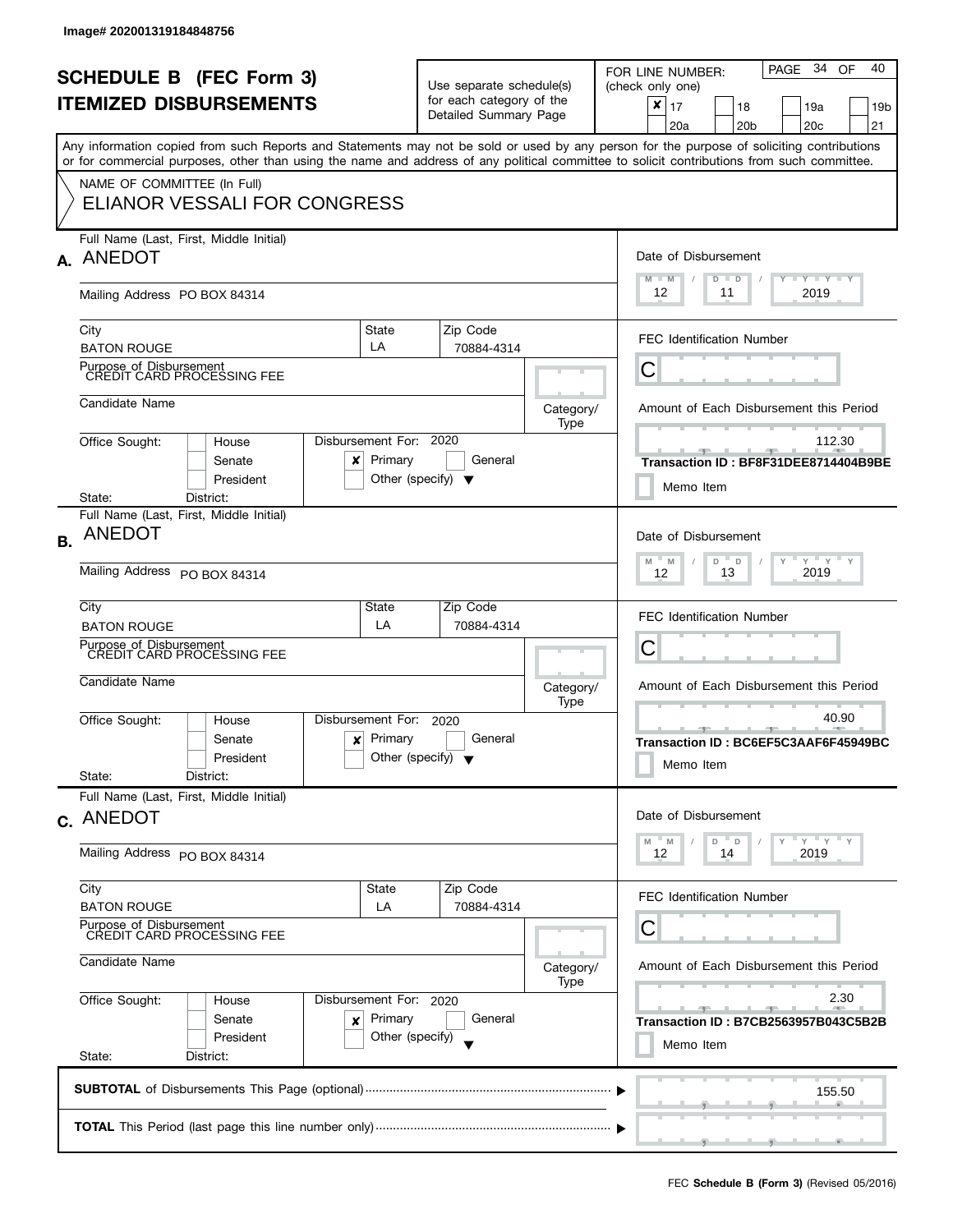Image# 202001319184848756

# SCHEDULE B (FEC Form 3)
# ITEMIZED DISBURSEMENTS

Use separate schedule(s) for each category of the Detailed Summary Page

FOR LINE NUMBER: (check only one)

- [x] 17
- [ ] 18
- [ ] 19a
- [ ] 19b
- [ ] 20a
- [ ] 20b
- [ ] 20c
- [ ] 21

PAGE 34 OF 40

Any information copied from such Reports and Statements may not be sold or used by any person for the purpose of soliciting contributions or for commercial purposes, other than using the name and address of any political committee to solicit contributions from such committee.

NAME OF COMMITTEE (In Full)
ELIANOR VESSALI FOR CONGRESS

---

**A.** Full Name (Last, First, Middle Initial): ANEDOT

Mailing Address: PO BOX 84314

City: BATON ROUGE | State: LA | Zip Code: 70884-4314

Purpose of Disbursement: CREDIT CARD PROCESSING FEE

Candidate Name:

Category/Type:

Office Sought: [ ] House [ ] Senate [ ] President

State: District:

Disbursement For: 2020 [x] Primary [ ] General [ ] Other (specify)

Date of Disbursement: 12 / 11 / 2019

FEC Identification Number: C

Amount of Each Disbursement this Period: 112.30

Transaction ID : BF8F31DEE8714404B9BE

[ ] Memo Item

---

**B.** Full Name (Last, First, Middle Initial): ANEDOT

Mailing Address: PO BOX 84314

City: BATON ROUGE | State: LA | Zip Code: 70884-4314

Purpose of Disbursement: CREDIT CARD PROCESSING FEE

Candidate Name:

Category/Type:

Office Sought: [ ] House [ ] Senate [ ] President

State: District:

Disbursement For: 2020 [x] Primary [ ] General [ ] Other (specify)

Date of Disbursement: 12 / 13 / 2019

FEC Identification Number: C

Amount of Each Disbursement this Period: 40.90

Transaction ID : BC6EF5C3AAF6F45949BC

[ ] Memo Item

---

**C.** Full Name (Last, First, Middle Initial): ANEDOT

Mailing Address: PO BOX 84314

City: BATON ROUGE | State: LA | Zip Code: 70884-4314

Purpose of Disbursement: CREDIT CARD PROCESSING FEE

Candidate Name:

Category/Type:

Office Sought: [ ] House [ ] Senate [ ] President

State: District:

Disbursement For: 2020 [x] Primary [ ] General [ ] Other (specify)

Date of Disbursement: 12 / 14 / 2019

FEC Identification Number: C

Amount of Each Disbursement this Period: 2.30

Transaction ID : B7CB2563957B043C5B2B

[ ] Memo Item

---

**SUBTOTAL** of Disbursements This Page (optional): 155.50

**TOTAL** This Period (last page this line number only):

FEC **Schedule B (Form 3)** (Revised 05/2016)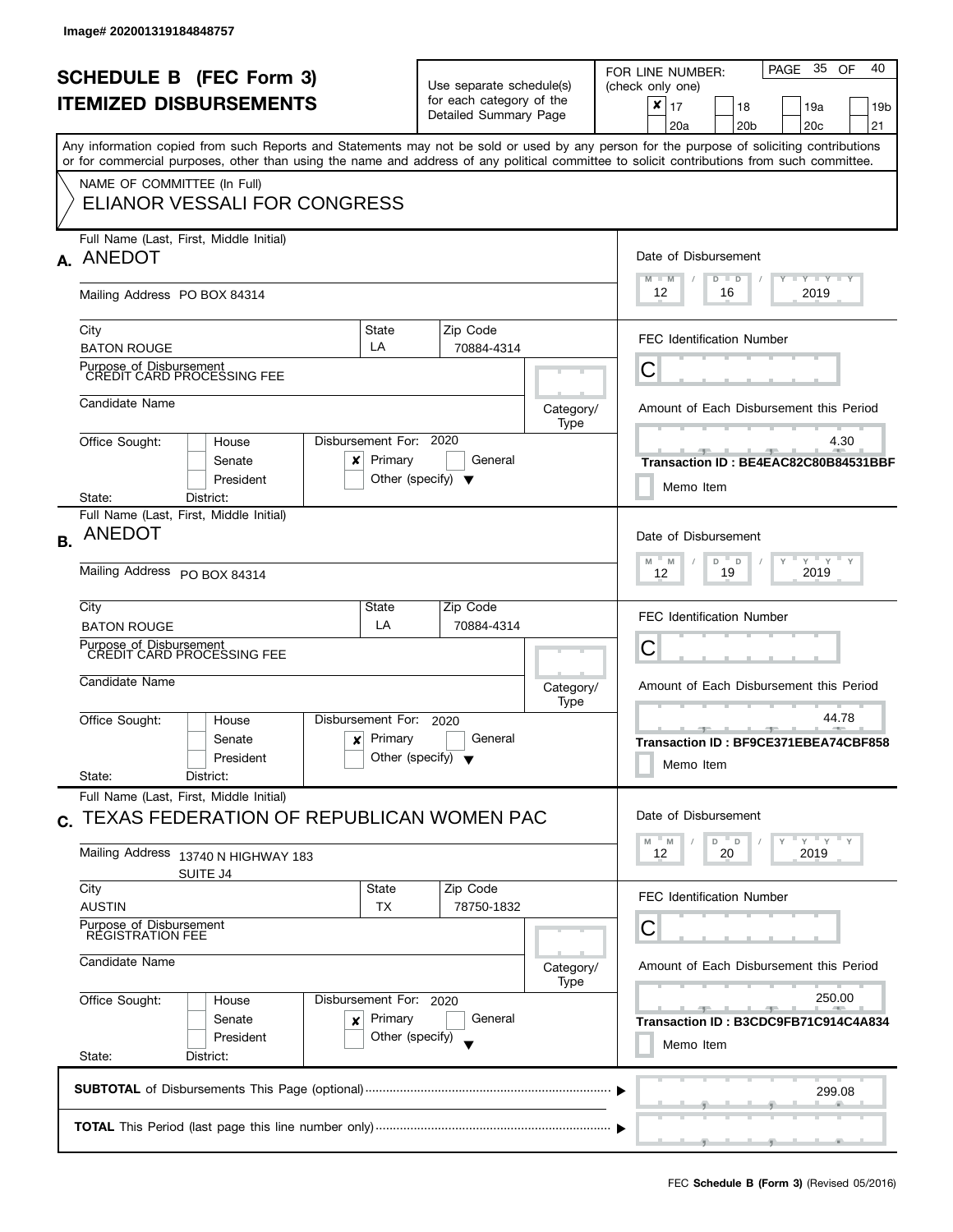Image# 202001319184848757

# SCHEDULE B (FEC Form 3)
# ITEMIZED DISBURSEMENTS

Use separate schedule(s) for each category of the Detailed Summary Page

FOR LINE NUMBER: (check only one)

- [x] 17
- [ ] 18
- [ ] 19a
- [ ] 19b
- [ ] 20a
- [ ] 20b
- [ ] 20c
- [ ] 21

PAGE 35 OF 40

Any information copied from such Reports and Statements may not be sold or used by any person for the purpose of soliciting contributions or for commercial purposes, other than using the name and address of any political committee to solicit contributions from such committee.

NAME OF COMMITTEE (In Full)

ELIANOR VESSALI FOR CONGRESS

---

**A.** Full Name (Last, First, Middle Initial): ANEDOT

Mailing Address: PO BOX 84314

City: BATON ROUGE | State: LA | Zip Code: 70884-4314

Purpose of Disbursement: CREDIT CARD PROCESSING FEE

Candidate Name:

Category/Type:

Office Sought: [ ] House [ ] Senate [ ] President

State: District:

Disbursement For: 2020 [x] Primary [ ] General [ ] Other (specify)

Date of Disbursement: 12 / 16 / 2019

FEC Identification Number: C

Amount of Each Disbursement this Period: 4.30

Transaction ID : BE4EAC82C80B84531BBF

[ ] Memo Item

---

**B.** Full Name (Last, First, Middle Initial): ANEDOT

Mailing Address: PO BOX 84314

City: BATON ROUGE | State: LA | Zip Code: 70884-4314

Purpose of Disbursement: CREDIT CARD PROCESSING FEE

Candidate Name:

Category/Type:

Office Sought: [ ] House [ ] Senate [ ] President

State: District:

Disbursement For: 2020 [x] Primary [ ] General [ ] Other (specify)

Date of Disbursement: 12 / 19 / 2019

FEC Identification Number: C

Amount of Each Disbursement this Period: 44.78

Transaction ID : BF9CE371EBEA74CBF858

[ ] Memo Item

---

**C.** Full Name (Last, First, Middle Initial): TEXAS FEDERATION OF REPUBLICAN WOMEN PAC

Mailing Address: 13740 N HIGHWAY 183
SUITE J4

City: AUSTIN | State: TX | Zip Code: 78750-1832

Purpose of Disbursement: REGISTRATION FEE

Candidate Name:

Category/Type:

Office Sought: [ ] House [ ] Senate [ ] President

State: District:

Disbursement For: 2020 [x] Primary [ ] General [ ] Other (specify)

Date of Disbursement: 12 / 20 / 2019

FEC Identification Number: C

Amount of Each Disbursement this Period: 250.00

Transaction ID : B3CDC9FB71C914C4A834

[ ] Memo Item

---

**SUBTOTAL** of Disbursements This Page (optional): 299.08

**TOTAL** This Period (last page this line number only):

FEC **Schedule B (Form 3)** (Revised 05/2016)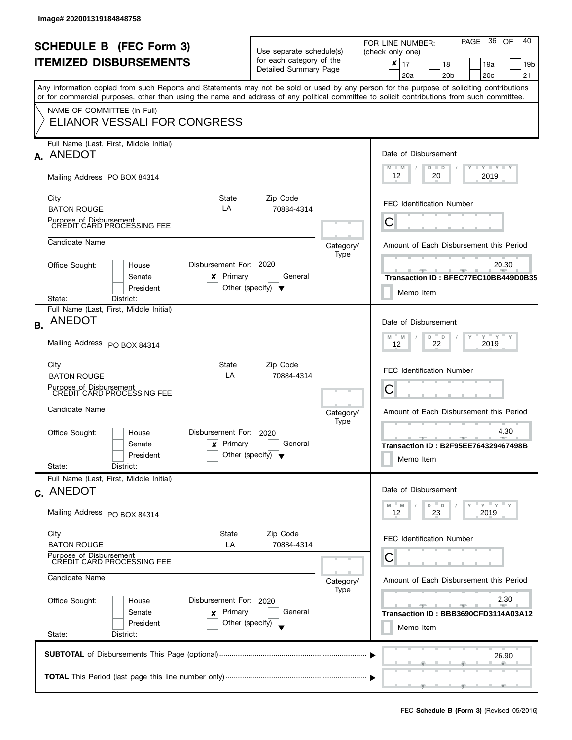Image# 202001319184848758

# SCHEDULE B (FEC Form 3)
# ITEMIZED DISBURSEMENTS

Use separate schedule(s) for each category of the Detailed Summary Page

FOR LINE NUMBER: (check only one)

- [x] 17
- [ ] 18
- [ ] 19a
- [ ] 19b
- [ ] 20a
- [ ] 20b
- [ ] 20c
- [ ] 21

PAGE 36 OF 40

Any information copied from such Reports and Statements may not be sold or used by any person for the purpose of soliciting contributions or for commercial purposes, other than using the name and address of any political committee to solicit contributions from such committee.

NAME OF COMMITTEE (In Full)
ELIANOR VESSALI FOR CONGRESS

## A.

Full Name (Last, First, Middle Initial): ANEDOT

Mailing Address: PO BOX 84314

City: BATON ROUGE | State: LA | Zip Code: 70884-4314

Purpose of Disbursement: CREDIT CARD PROCESSING FEE

Candidate Name:

Category/Type:

Office Sought: [ ] House [ ] Senate [ ] President

State: District:

Disbursement For: 2020 [x] Primary [ ] General [ ] Other (specify)

Date of Disbursement: 12 / 20 / 2019

FEC Identification Number: C

Amount of Each Disbursement this Period: 20.30

Transaction ID : BFEC77EC10BB449D0B35

[ ] Memo Item

## B.

Full Name (Last, First, Middle Initial): ANEDOT

Mailing Address: PO BOX 84314

City: BATON ROUGE | State: LA | Zip Code: 70884-4314

Purpose of Disbursement: CREDIT CARD PROCESSING FEE

Candidate Name:

Category/Type:

Office Sought: [ ] House [ ] Senate [ ] President

State: District:

Disbursement For: 2020 [x] Primary [ ] General [ ] Other (specify)

Date of Disbursement: 12 / 22 / 2019

FEC Identification Number: C

Amount of Each Disbursement this Period: 4.30

Transaction ID : B2F95EE764329467498B

[ ] Memo Item

## C.

Full Name (Last, First, Middle Initial): ANEDOT

Mailing Address: PO BOX 84314

City: BATON ROUGE | State: LA | Zip Code: 70884-4314

Purpose of Disbursement: CREDIT CARD PROCESSING FEE

Candidate Name:

Category/Type:

Office Sought: [ ] House [ ] Senate [ ] President

State: District:

Disbursement For: 2020 [x] Primary [ ] General [ ] Other (specify)

Date of Disbursement: 12 / 23 / 2019

FEC Identification Number: C

Amount of Each Disbursement this Period: 2.30

Transaction ID : BBB3690CFD3114A03A12

[ ] Memo Item

**SUBTOTAL** of Disbursements This Page (optional): 26.90

**TOTAL** This Period (last page this line number only):

FEC **Schedule B (Form 3)** (Revised 05/2016)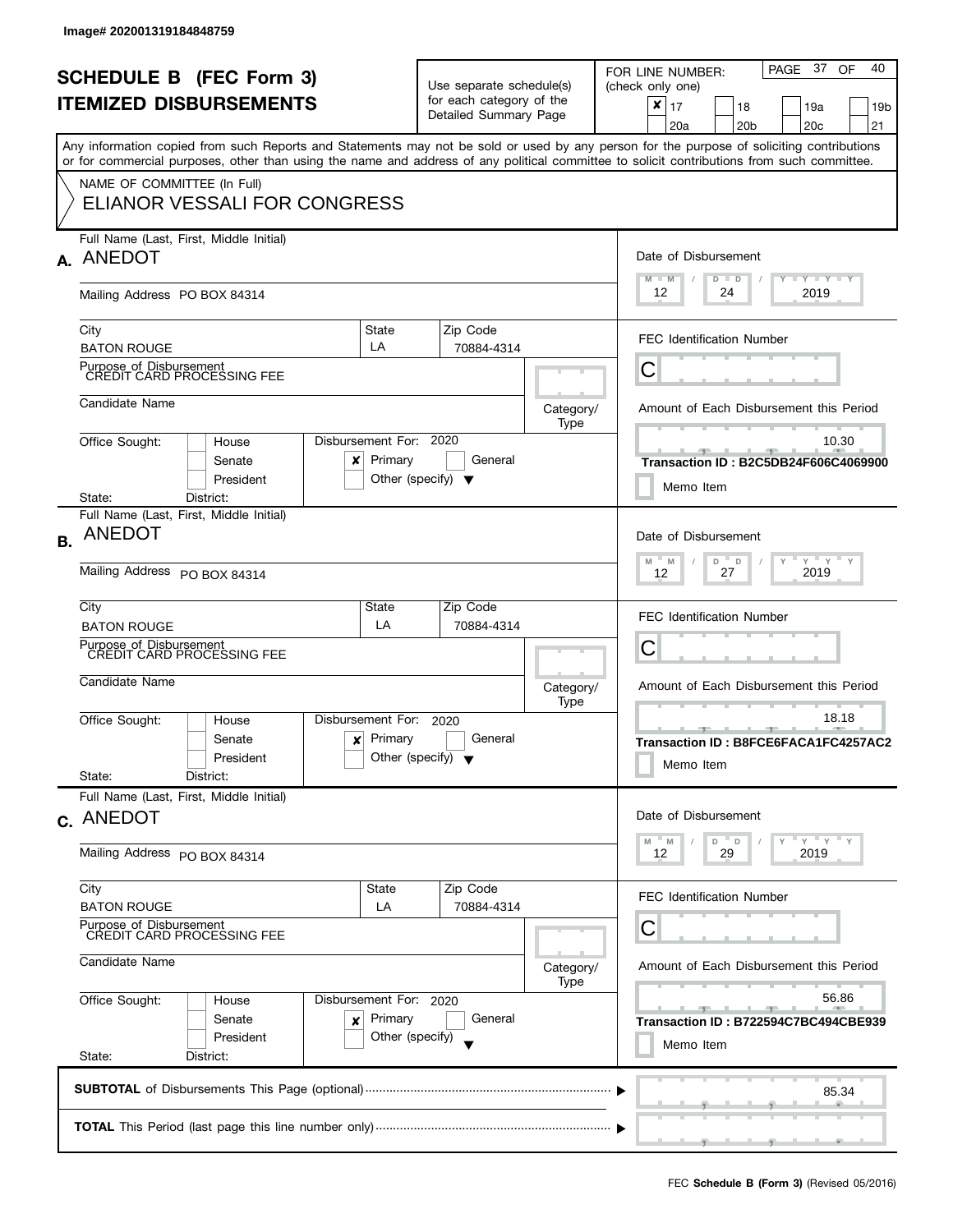Image# 202001319184848759

# SCHEDULE B (FEC Form 3)
# ITEMIZED DISBURSEMENTS

Use separate schedule(s) for each category of the Detailed Summary Page

FOR LINE NUMBER: (check only one)

- [x] 17
- [ ] 18
- [ ] 19a
- [ ] 19b
- [ ] 20a
- [ ] 20b
- [ ] 20c
- [ ] 21

PAGE 37 OF 40

Any information copied from such Reports and Statements may not be sold or used by any person for the purpose of soliciting contributions or for commercial purposes, other than using the name and address of any political committee to solicit contributions from such committee.

NAME OF COMMITTEE (In Full)

ELIANOR VESSALI FOR CONGRESS

---

**A.** Full Name (Last, First, Middle Initial): ANEDOT

Mailing Address: PO BOX 84314

City: BATON ROUGE | State: LA | Zip Code: 70884-4314

Purpose of Disbursement: CREDIT CARD PROCESSING FEE

Candidate Name:

Category/Type:

Office Sought: [ ] House [ ] Senate [ ] President

State: District:

Disbursement For: 2020 [x] Primary [ ] General [ ] Other (specify)

Date of Disbursement: 12 / 24 / 2019

FEC Identification Number: C

Amount of Each Disbursement this Period: 10.30

Transaction ID : B2C5DB24F606C4069900

[ ] Memo Item

---

**B.** Full Name (Last, First, Middle Initial): ANEDOT

Mailing Address: PO BOX 84314

City: BATON ROUGE | State: LA | Zip Code: 70884-4314

Purpose of Disbursement: CREDIT CARD PROCESSING FEE

Candidate Name:

Category/Type:

Office Sought: [ ] House [ ] Senate [ ] President

State: District:

Disbursement For: 2020 [x] Primary [ ] General [ ] Other (specify)

Date of Disbursement: 12 / 27 / 2019

FEC Identification Number: C

Amount of Each Disbursement this Period: 18.18

Transaction ID : B8FCE6FACA1FC4257AC2

[ ] Memo Item

---

**C.** Full Name (Last, First, Middle Initial): ANEDOT

Mailing Address: PO BOX 84314

City: BATON ROUGE | State: LA | Zip Code: 70884-4314

Purpose of Disbursement: CREDIT CARD PROCESSING FEE

Candidate Name:

Category/Type:

Office Sought: [ ] House [ ] Senate [ ] President

State: District:

Disbursement For: 2020 [x] Primary [ ] General [ ] Other (specify)

Date of Disbursement: 12 / 29 / 2019

FEC Identification Number: C

Amount of Each Disbursement this Period: 56.86

Transaction ID : B722594C7BC494CBE939

[ ] Memo Item

---

**SUBTOTAL** of Disbursements This Page (optional): 85.34

**TOTAL** This Period (last page this line number only):

FEC **Schedule B (Form 3)** (Revised 05/2016)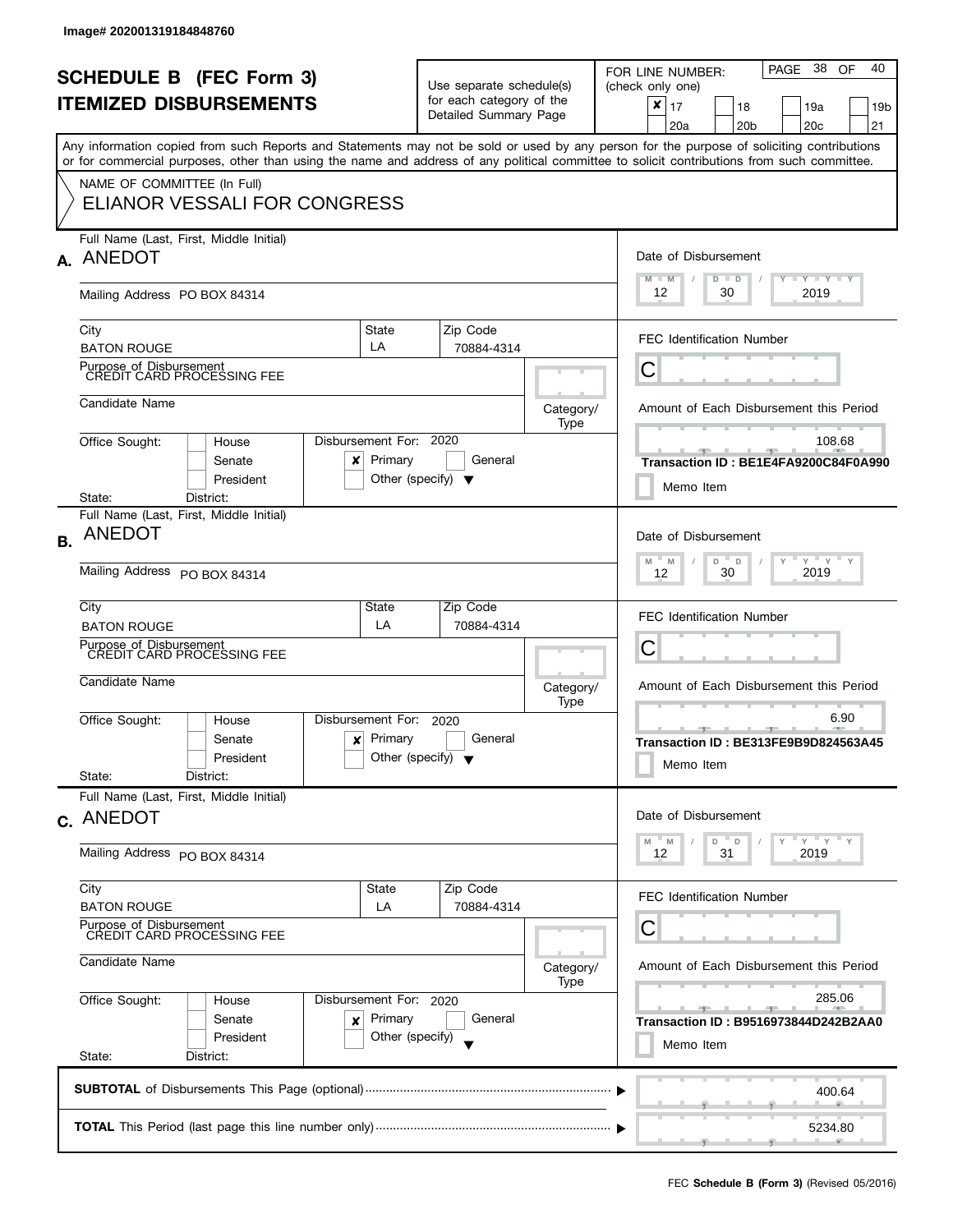Image# 202001319184848760

# SCHEDULE B (FEC Form 3)
# ITEMIZED DISBURSEMENTS

Use separate schedule(s) for each category of the Detailed Summary Page

FOR LINE NUMBER: (check only one)

- [x] 17
- [ ] 18
- [ ] 19a
- [ ] 19b
- [ ] 20a
- [ ] 20b
- [ ] 20c
- [ ] 21

PAGE 38 OF 40

Any information copied from such Reports and Statements may not be sold or used by any person for the purpose of soliciting contributions or for commercial purposes, other than using the name and address of any political committee to solicit contributions from such committee.

NAME OF COMMITTEE (In Full)

ELIANOR VESSALI FOR CONGRESS

---

**A.** Full Name (Last, First, Middle Initial): ANEDOT

Mailing Address: PO BOX 84314

City: BATON ROUGE | State: LA | Zip Code: 70884-4314

Purpose of Disbursement: CREDIT CARD PROCESSING FEE

Candidate Name:

Category/Type:

Office Sought: [ ] House [ ] Senate [ ] President

State: District:

Disbursement For: 2020 [x] Primary [ ] General [ ] Other (specify)

Date of Disbursement: 12 / 30 / 2019

FEC Identification Number: C

Amount of Each Disbursement this Period: 108.68

Transaction ID : BE1E4FA9200C84F0A990

[ ] Memo Item

---

**B.** Full Name (Last, First, Middle Initial): ANEDOT

Mailing Address: PO BOX 84314

City: BATON ROUGE | State: LA | Zip Code: 70884-4314

Purpose of Disbursement: CREDIT CARD PROCESSING FEE

Candidate Name:

Category/Type:

Office Sought: [ ] House [ ] Senate [ ] President

State: District:

Disbursement For: 2020 [x] Primary [ ] General [ ] Other (specify)

Date of Disbursement: 12 / 30 / 2019

FEC Identification Number: C

Amount of Each Disbursement this Period: 6.90

Transaction ID : BE313FE9B9D824563A45

[ ] Memo Item

---

**C.** Full Name (Last, First, Middle Initial): ANEDOT

Mailing Address: PO BOX 84314

City: BATON ROUGE | State: LA | Zip Code: 70884-4314

Purpose of Disbursement: CREDIT CARD PROCESSING FEE

Candidate Name:

Category/Type:

Office Sought: [ ] House [ ] Senate [ ] President

State: District:

Disbursement For: 2020 [x] Primary [ ] General [ ] Other (specify)

Date of Disbursement: 12 / 31 / 2019

FEC Identification Number: C

Amount of Each Disbursement this Period: 285.06

Transaction ID : B9516973844D242B2AA0

[ ] Memo Item

---

**SUBTOTAL** of Disbursements This Page (optional): 400.64

**TOTAL** This Period (last page this line number only): 5234.80

FEC **Schedule B (Form 3)** (Revised 05/2016)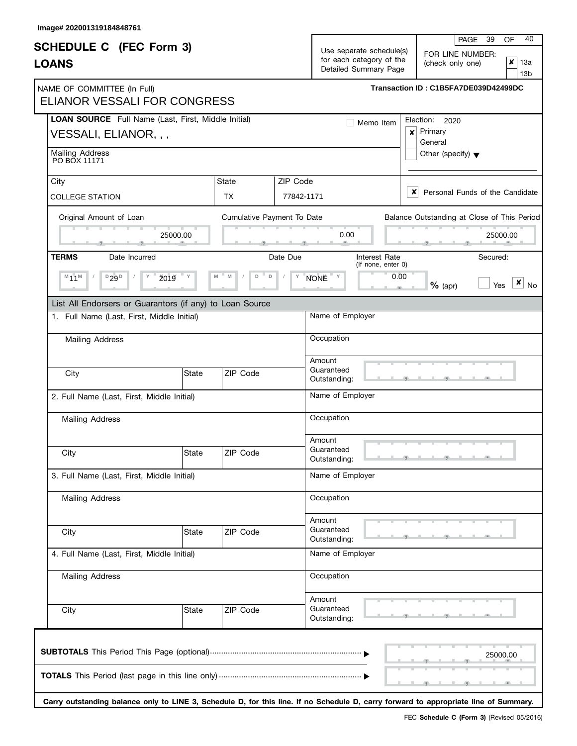Image# 202001319184848761

# SCHEDULE C (FEC Form 3)
## LOANS

Use separate schedule(s) for each category of the Detailed Summary Page

FOR LINE NUMBER: (check only one)
- [x] 13a
- [ ] 13b

NAME OF COMMITTEE (In Full)
ELIANOR VESSALI FOR CONGRESS

**Transaction ID : C1B5FA7DE039D42499DC**

**LOAN SOURCE** Full Name (Last, First, Middle Initial)
VESSALI, ELIANOR, , ,

- [ ] Memo Item

Election: 2020
- [x] Primary
- [ ] General
- [ ] Other (specify)

Mailing Address
PO BOX 11171

| City | State | ZIP Code |
|---|---|---|
| COLLEGE STATION | TX | 77842-1171 |

- [x] Personal Funds of the Candidate

| Original Amount of Loan | Cumulative Payment To Date | Balance Outstanding at Close of This Period |
|---|---|---|
| 25000.00 | 0.00 | 25000.00 |

**TERMS**

| Date Incurred | Date Due | Interest Rate (If none, enter 0) | Secured |
|---|---|---|---|
| 11/29/2019 | NONE | 0.00 % (apr) | [ ] Yes [x] No |

List All Endorsers or Guarantors (if any) to Loan Source

1. Full Name (Last, First, Middle Initial) — Mailing Address — City — State — ZIP Code — Name of Employer — Occupation — Amount Guaranteed Outstanding:

2. Full Name (Last, First, Middle Initial) — Mailing Address — City — State — ZIP Code — Name of Employer — Occupation — Amount Guaranteed Outstanding:

3. Full Name (Last, First, Middle Initial) — Mailing Address — City — State — ZIP Code — Name of Employer — Occupation — Amount Guaranteed Outstanding:

4. Full Name (Last, First, Middle Initial) — Mailing Address — City — State — ZIP Code — Name of Employer — Occupation — Amount Guaranteed Outstanding:

**SUBTOTALS** This Period This Page (optional) ........ 25000.00

**TOTALS** This Period (last page in this line only) ........

**Carry outstanding balance only to LINE 3, Schedule D, for this line. If no Schedule D, carry forward to appropriate line of Summary.**

FEC **Schedule C (Form 3)** (Revised 05/2016)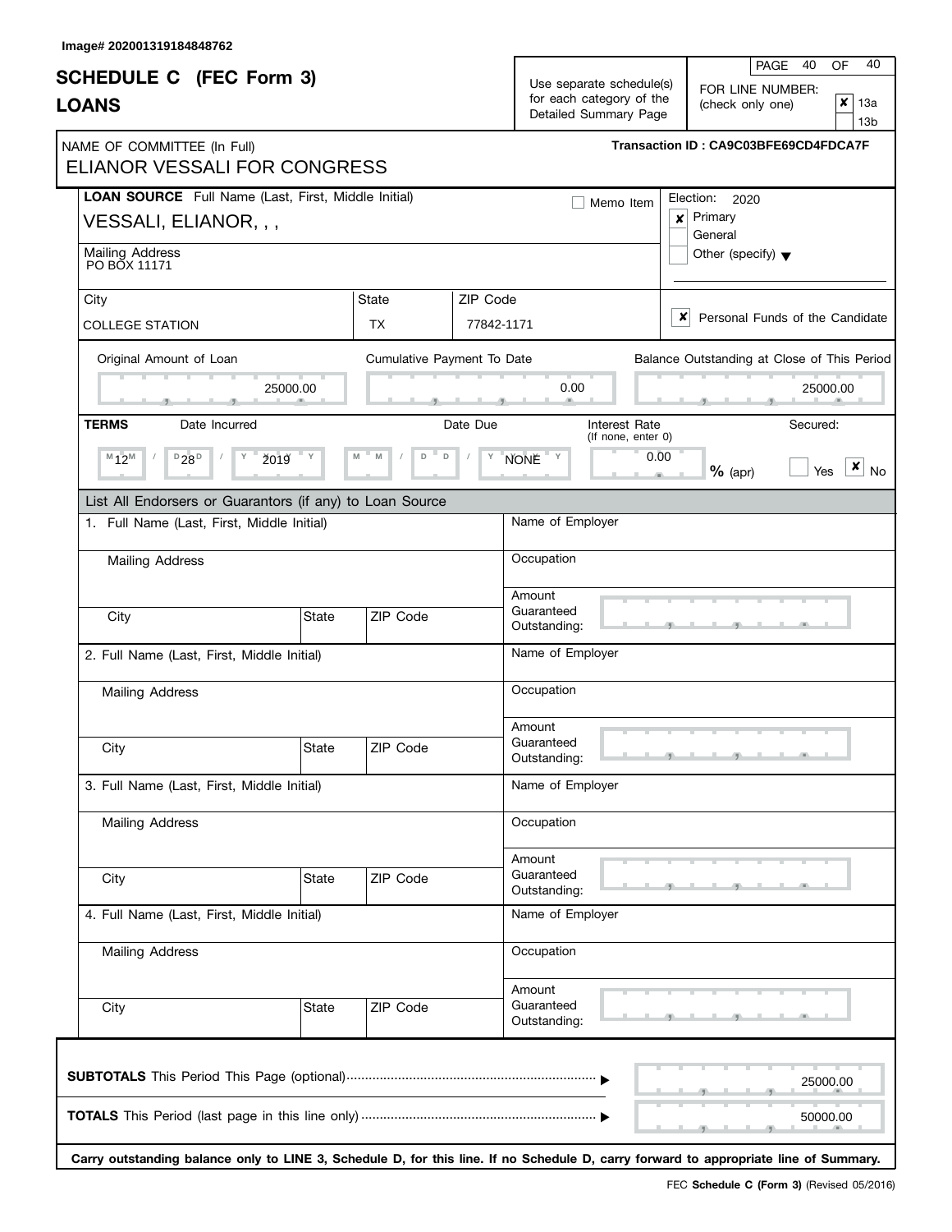Image# 202001319184848762

# SCHEDULE C (FEC Form 3)
## LOANS

Use separate schedule(s) for each category of the Detailed Summary Page

FOR LINE NUMBER: (check only one)
- [x] 13a
- [ ] 13b

NAME OF COMMITTEE (In Full)
ELIANOR VESSALI FOR CONGRESS

Transaction ID : CA9C03BFE69CD4FDCA7F

**LOAN SOURCE** Full Name (Last, First, Middle Initial)
VESSALI, ELIANOR, , ,

- [ ] Memo Item

Election: 2020
- [x] Primary
- [ ] General
- [ ] Other (specify)

Mailing Address
PO BOX 11171

| City | State | ZIP Code |
|---|---|---|
| COLLEGE STATION | TX | 77842-1171 |

- [x] Personal Funds of the Candidate

| Original Amount of Loan | Cumulative Payment To Date | Balance Outstanding at Close of This Period |
|---|---|---|
| 25000.00 | 0.00 | 25000.00 |

**TERMS**

| Date Incurred | Date Due | Interest Rate (If none, enter 0) | Secured: |
|---|---|---|---|
| 12 / 28 / 2019 | NONE | 0.00 % (apr) | [ ] Yes [x] No |

List All Endorsers or Guarantors (if any) to Loan Source

1. Full Name (Last, First, Middle Initial)
   Mailing Address
   City | State | ZIP Code
   Name of Employer
   Occupation
   Amount Guaranteed Outstanding:

2. Full Name (Last, First, Middle Initial)
   Mailing Address
   City | State | ZIP Code
   Name of Employer
   Occupation
   Amount Guaranteed Outstanding:

3. Full Name (Last, First, Middle Initial)
   Mailing Address
   City | State | ZIP Code
   Name of Employer
   Occupation
   Amount Guaranteed Outstanding:

4. Full Name (Last, First, Middle Initial)
   Mailing Address
   City | State | ZIP Code
   Name of Employer
   Occupation
   Amount Guaranteed Outstanding:

**SUBTOTALS** This Period This Page (optional) ▶ 25000.00

**TOTALS** This Period (last page in this line only) ▶ 50000.00

**Carry outstanding balance only to LINE 3, Schedule D, for this line. If no Schedule D, carry forward to appropriate line of Summary.**

FEC **Schedule C (Form 3)** (Revised 05/2016)